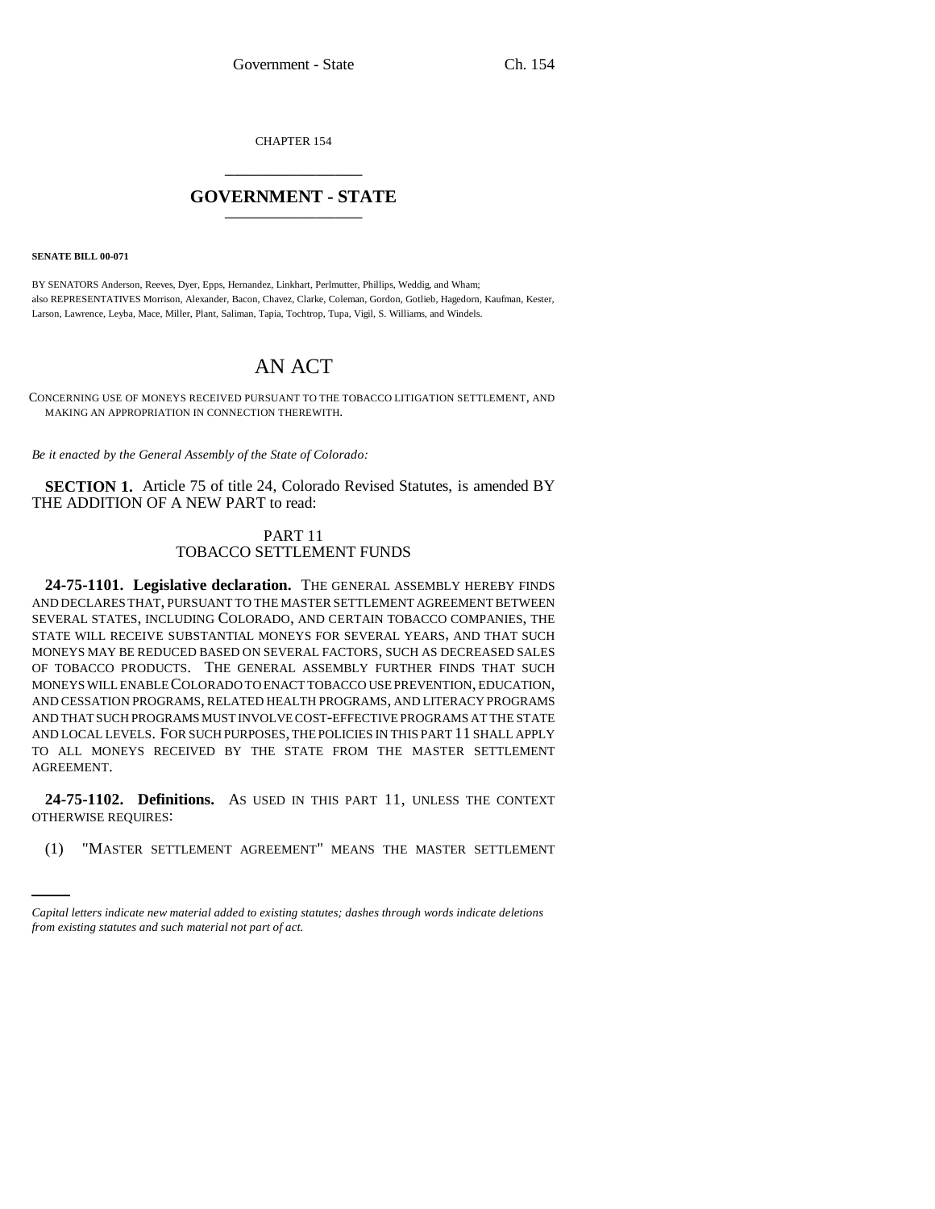CHAPTER 154

# GOVERNMENT - STATE

**SENATE BILL 00-071**

BY SENATORS Anderson, Reeves, Dyer, Epps, Hernandez, Linkhart, Perlmutter, Phillips, Weddig, and Wham;
also REPRESENTATIVES Morrison, Alexander, Bacon, Chavez, Clarke, Coleman, Gordon, Gotlieb, Hagedorn, Kaufman, Kester, Larson, Lawrence, Leyba, Mace, Miller, Plant, Saliman, Tapia, Tochtrop, Tupa, Vigil, S. Williams, and Windels.

# AN ACT

CONCERNING USE OF MONEYS RECEIVED PURSUANT TO THE TOBACCO LITIGATION SETTLEMENT, AND MAKING AN APPROPRIATION IN CONNECTION THEREWITH.

*Be it enacted by the General Assembly of the State of Colorado:*

**SECTION 1.** Article 75 of title 24, Colorado Revised Statutes, is amended BY THE ADDITION OF A NEW PART to read:

PART 11
TOBACCO SETTLEMENT FUNDS

**24-75-1101. Legislative declaration.** THE GENERAL ASSEMBLY HEREBY FINDS AND DECLARES THAT, PURSUANT TO THE MASTER SETTLEMENT AGREEMENT BETWEEN SEVERAL STATES, INCLUDING COLORADO, AND CERTAIN TOBACCO COMPANIES, THE STATE WILL RECEIVE SUBSTANTIAL MONEYS FOR SEVERAL YEARS, AND THAT SUCH MONEYS MAY BE REDUCED BASED ON SEVERAL FACTORS, SUCH AS DECREASED SALES OF TOBACCO PRODUCTS. THE GENERAL ASSEMBLY FURTHER FINDS THAT SUCH MONEYS WILL ENABLE COLORADO TO ENACT TOBACCO USE PREVENTION, EDUCATION, AND CESSATION PROGRAMS, RELATED HEALTH PROGRAMS, AND LITERACY PROGRAMS AND THAT SUCH PROGRAMS MUST INVOLVE COST-EFFECTIVE PROGRAMS AT THE STATE AND LOCAL LEVELS. FOR SUCH PURPOSES, THE POLICIES IN THIS PART 11 SHALL APPLY TO ALL MONEYS RECEIVED BY THE STATE FROM THE MASTER SETTLEMENT AGREEMENT.

**24-75-1102. Definitions.** AS USED IN THIS PART 11, UNLESS THE CONTEXT OTHERWISE REQUIRES:

(1) "MASTER SETTLEMENT AGREEMENT" MEANS THE MASTER SETTLEMENT

*Capital letters indicate new material added to existing statutes; dashes through words indicate deletions from existing statutes and such material not part of act.*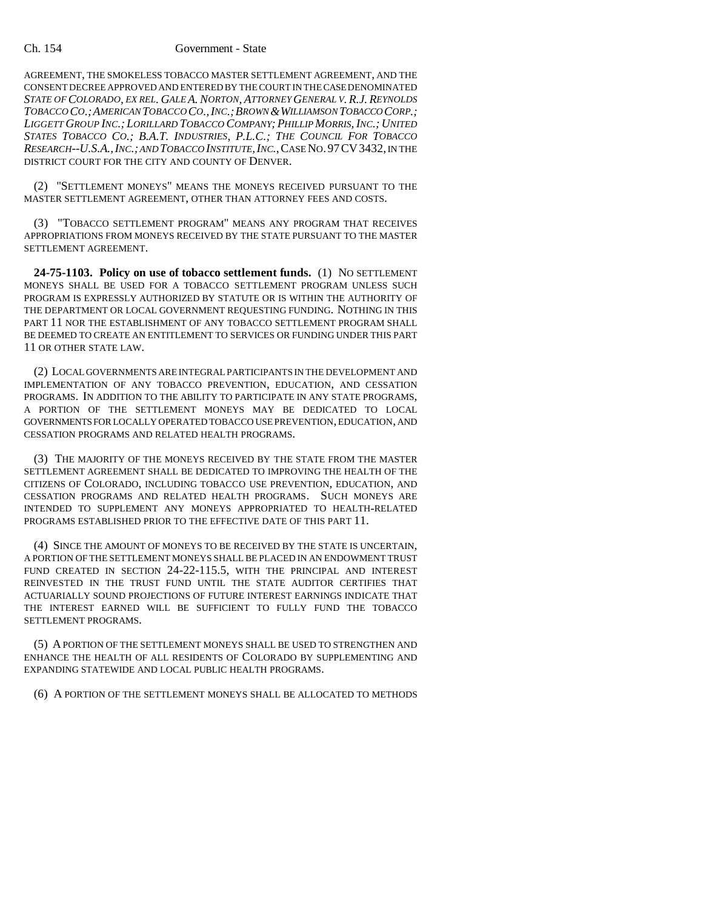AGREEMENT, THE SMOKELESS TOBACCO MASTER SETTLEMENT AGREEMENT, AND THE CONSENT DECREE APPROVED AND ENTERED BY THE COURT IN THE CASE DENOMINATED *STATE OF COLORADO, EX REL. GALE A. NORTON, ATTORNEY GENERAL V. R.J. REYNOLDS TOBACCO CO.; AMERICAN TOBACCO CO., INC.; BROWN & WILLIAMSON TOBACCO CORP.; LIGGETT GROUP INC.; LORILLARD TOBACCO COMPANY; PHILLIP MORRIS, INC.; UNITED STATES TOBACCO CO.; B.A.T. INDUSTRIES, P.L.C.; THE COUNCIL FOR TOBACCO RESEARCH--U.S.A., INC.; AND TOBACCO INSTITUTE, INC.*, CASE NO. 97 CV 3432, IN THE DISTRICT COURT FOR THE CITY AND COUNTY OF DENVER.

(2) "SETTLEMENT MONEYS" MEANS THE MONEYS RECEIVED PURSUANT TO THE MASTER SETTLEMENT AGREEMENT, OTHER THAN ATTORNEY FEES AND COSTS.

(3) "TOBACCO SETTLEMENT PROGRAM" MEANS ANY PROGRAM THAT RECEIVES APPROPRIATIONS FROM MONEYS RECEIVED BY THE STATE PURSUANT TO THE MASTER SETTLEMENT AGREEMENT.

**24-75-1103. Policy on use of tobacco settlement funds.** (1) NO SETTLEMENT MONEYS SHALL BE USED FOR A TOBACCO SETTLEMENT PROGRAM UNLESS SUCH PROGRAM IS EXPRESSLY AUTHORIZED BY STATUTE OR IS WITHIN THE AUTHORITY OF THE DEPARTMENT OR LOCAL GOVERNMENT REQUESTING FUNDING. NOTHING IN THIS PART 11 NOR THE ESTABLISHMENT OF ANY TOBACCO SETTLEMENT PROGRAM SHALL BE DEEMED TO CREATE AN ENTITLEMENT TO SERVICES OR FUNDING UNDER THIS PART 11 OR OTHER STATE LAW.

(2) LOCAL GOVERNMENTS ARE INTEGRAL PARTICIPANTS IN THE DEVELOPMENT AND IMPLEMENTATION OF ANY TOBACCO PREVENTION, EDUCATION, AND CESSATION PROGRAMS. IN ADDITION TO THE ABILITY TO PARTICIPATE IN ANY STATE PROGRAMS, A PORTION OF THE SETTLEMENT MONEYS MAY BE DEDICATED TO LOCAL GOVERNMENTS FOR LOCALLY OPERATED TOBACCO USE PREVENTION, EDUCATION, AND CESSATION PROGRAMS AND RELATED HEALTH PROGRAMS.

(3) THE MAJORITY OF THE MONEYS RECEIVED BY THE STATE FROM THE MASTER SETTLEMENT AGREEMENT SHALL BE DEDICATED TO IMPROVING THE HEALTH OF THE CITIZENS OF COLORADO, INCLUDING TOBACCO USE PREVENTION, EDUCATION, AND CESSATION PROGRAMS AND RELATED HEALTH PROGRAMS. SUCH MONEYS ARE INTENDED TO SUPPLEMENT ANY MONEYS APPROPRIATED TO HEALTH-RELATED PROGRAMS ESTABLISHED PRIOR TO THE EFFECTIVE DATE OF THIS PART 11.

(4) SINCE THE AMOUNT OF MONEYS TO BE RECEIVED BY THE STATE IS UNCERTAIN, A PORTION OF THE SETTLEMENT MONEYS SHALL BE PLACED IN AN ENDOWMENT TRUST FUND CREATED IN SECTION 24-22-115.5, WITH THE PRINCIPAL AND INTEREST REINVESTED IN THE TRUST FUND UNTIL THE STATE AUDITOR CERTIFIES THAT ACTUARIALLY SOUND PROJECTIONS OF FUTURE INTEREST EARNINGS INDICATE THAT THE INTEREST EARNED WILL BE SUFFICIENT TO FULLY FUND THE TOBACCO SETTLEMENT PROGRAMS.

(5) A PORTION OF THE SETTLEMENT MONEYS SHALL BE USED TO STRENGTHEN AND ENHANCE THE HEALTH OF ALL RESIDENTS OF COLORADO BY SUPPLEMENTING AND EXPANDING STATEWIDE AND LOCAL PUBLIC HEALTH PROGRAMS.

(6) A PORTION OF THE SETTLEMENT MONEYS SHALL BE ALLOCATED TO METHODS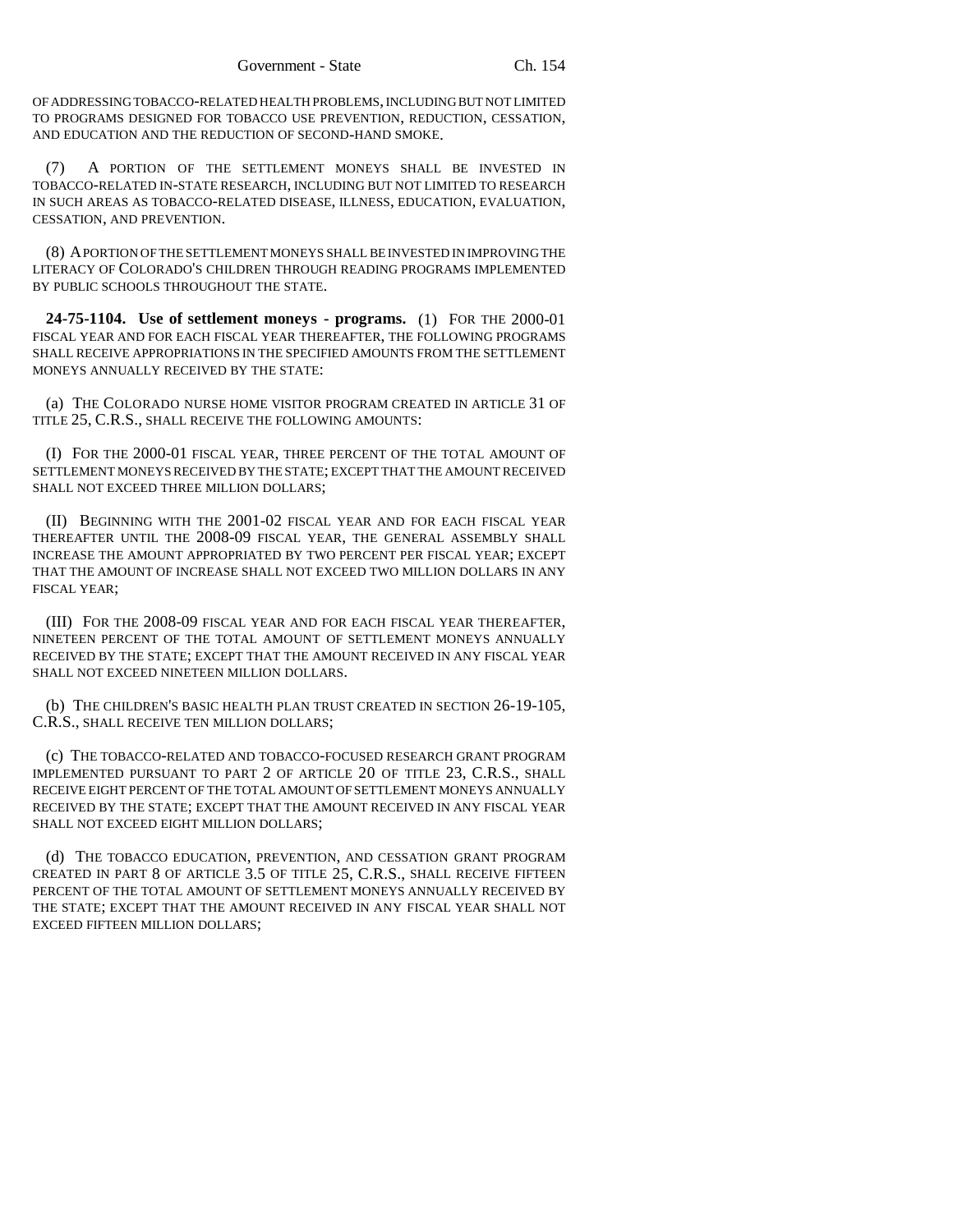OF ADDRESSING TOBACCO-RELATED HEALTH PROBLEMS, INCLUDING BUT NOT LIMITED TO PROGRAMS DESIGNED FOR TOBACCO USE PREVENTION, REDUCTION, CESSATION, AND EDUCATION AND THE REDUCTION OF SECOND-HAND SMOKE.

(7) A PORTION OF THE SETTLEMENT MONEYS SHALL BE INVESTED IN TOBACCO-RELATED IN-STATE RESEARCH, INCLUDING BUT NOT LIMITED TO RESEARCH IN SUCH AREAS AS TOBACCO-RELATED DISEASE, ILLNESS, EDUCATION, EVALUATION, CESSATION, AND PREVENTION.

(8) A PORTION OF THE SETTLEMENT MONEYS SHALL BE INVESTED IN IMPROVING THE LITERACY OF COLORADO'S CHILDREN THROUGH READING PROGRAMS IMPLEMENTED BY PUBLIC SCHOOLS THROUGHOUT THE STATE.

**24-75-1104. Use of settlement moneys - programs.** (1) FOR THE 2000-01 FISCAL YEAR AND FOR EACH FISCAL YEAR THEREAFTER, THE FOLLOWING PROGRAMS SHALL RECEIVE APPROPRIATIONS IN THE SPECIFIED AMOUNTS FROM THE SETTLEMENT MONEYS ANNUALLY RECEIVED BY THE STATE:

(a) THE COLORADO NURSE HOME VISITOR PROGRAM CREATED IN ARTICLE 31 OF TITLE 25, C.R.S., SHALL RECEIVE THE FOLLOWING AMOUNTS:

(I) FOR THE 2000-01 FISCAL YEAR, THREE PERCENT OF THE TOTAL AMOUNT OF SETTLEMENT MONEYS RECEIVED BY THE STATE; EXCEPT THAT THE AMOUNT RECEIVED SHALL NOT EXCEED THREE MILLION DOLLARS;

(II) BEGINNING WITH THE 2001-02 FISCAL YEAR AND FOR EACH FISCAL YEAR THEREAFTER UNTIL THE 2008-09 FISCAL YEAR, THE GENERAL ASSEMBLY SHALL INCREASE THE AMOUNT APPROPRIATED BY TWO PERCENT PER FISCAL YEAR; EXCEPT THAT THE AMOUNT OF INCREASE SHALL NOT EXCEED TWO MILLION DOLLARS IN ANY FISCAL YEAR;

(III) FOR THE 2008-09 FISCAL YEAR AND FOR EACH FISCAL YEAR THEREAFTER, NINETEEN PERCENT OF THE TOTAL AMOUNT OF SETTLEMENT MONEYS ANNUALLY RECEIVED BY THE STATE; EXCEPT THAT THE AMOUNT RECEIVED IN ANY FISCAL YEAR SHALL NOT EXCEED NINETEEN MILLION DOLLARS.

(b) THE CHILDREN'S BASIC HEALTH PLAN TRUST CREATED IN SECTION 26-19-105, C.R.S., SHALL RECEIVE TEN MILLION DOLLARS;

(c) THE TOBACCO-RELATED AND TOBACCO-FOCUSED RESEARCH GRANT PROGRAM IMPLEMENTED PURSUANT TO PART 2 OF ARTICLE 20 OF TITLE 23, C.R.S., SHALL RECEIVE EIGHT PERCENT OF THE TOTAL AMOUNT OF SETTLEMENT MONEYS ANNUALLY RECEIVED BY THE STATE; EXCEPT THAT THE AMOUNT RECEIVED IN ANY FISCAL YEAR SHALL NOT EXCEED EIGHT MILLION DOLLARS;

(d) THE TOBACCO EDUCATION, PREVENTION, AND CESSATION GRANT PROGRAM CREATED IN PART 8 OF ARTICLE 3.5 OF TITLE 25, C.R.S., SHALL RECEIVE FIFTEEN PERCENT OF THE TOTAL AMOUNT OF SETTLEMENT MONEYS ANNUALLY RECEIVED BY THE STATE; EXCEPT THAT THE AMOUNT RECEIVED IN ANY FISCAL YEAR SHALL NOT EXCEED FIFTEEN MILLION DOLLARS;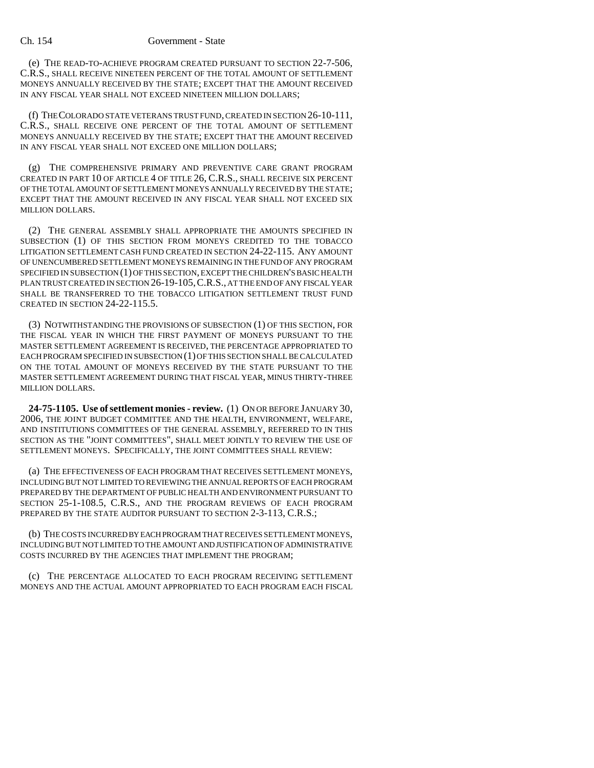(e) THE READ-TO-ACHIEVE PROGRAM CREATED PURSUANT TO SECTION 22-7-506, C.R.S., SHALL RECEIVE NINETEEN PERCENT OF THE TOTAL AMOUNT OF SETTLEMENT MONEYS ANNUALLY RECEIVED BY THE STATE; EXCEPT THAT THE AMOUNT RECEIVED IN ANY FISCAL YEAR SHALL NOT EXCEED NINETEEN MILLION DOLLARS;

(f) THE COLORADO STATE VETERANS TRUST FUND, CREATED IN SECTION 26-10-111, C.R.S., SHALL RECEIVE ONE PERCENT OF THE TOTAL AMOUNT OF SETTLEMENT MONEYS ANNUALLY RECEIVED BY THE STATE; EXCEPT THAT THE AMOUNT RECEIVED IN ANY FISCAL YEAR SHALL NOT EXCEED ONE MILLION DOLLARS;

(g) THE COMPREHENSIVE PRIMARY AND PREVENTIVE CARE GRANT PROGRAM CREATED IN PART 10 OF ARTICLE 4 OF TITLE 26, C.R.S., SHALL RECEIVE SIX PERCENT OF THE TOTAL AMOUNT OF SETTLEMENT MONEYS ANNUALLY RECEIVED BY THE STATE; EXCEPT THAT THE AMOUNT RECEIVED IN ANY FISCAL YEAR SHALL NOT EXCEED SIX MILLION DOLLARS.

(2) THE GENERAL ASSEMBLY SHALL APPROPRIATE THE AMOUNTS SPECIFIED IN SUBSECTION (1) OF THIS SECTION FROM MONEYS CREDITED TO THE TOBACCO LITIGATION SETTLEMENT CASH FUND CREATED IN SECTION 24-22-115. ANY AMOUNT OF UNENCUMBERED SETTLEMENT MONEYS REMAINING IN THE FUND OF ANY PROGRAM SPECIFIED IN SUBSECTION (1) OF THIS SECTION, EXCEPT THE CHILDREN'S BASIC HEALTH PLAN TRUST CREATED IN SECTION 26-19-105, C.R.S., AT THE END OF ANY FISCAL YEAR SHALL BE TRANSFERRED TO THE TOBACCO LITIGATION SETTLEMENT TRUST FUND CREATED IN SECTION 24-22-115.5.

(3) NOTWITHSTANDING THE PROVISIONS OF SUBSECTION (1) OF THIS SECTION, FOR THE FISCAL YEAR IN WHICH THE FIRST PAYMENT OF MONEYS PURSUANT TO THE MASTER SETTLEMENT AGREEMENT IS RECEIVED, THE PERCENTAGE APPROPRIATED TO EACH PROGRAM SPECIFIED IN SUBSECTION (1) OF THIS SECTION SHALL BE CALCULATED ON THE TOTAL AMOUNT OF MONEYS RECEIVED BY THE STATE PURSUANT TO THE MASTER SETTLEMENT AGREEMENT DURING THAT FISCAL YEAR, MINUS THIRTY-THREE MILLION DOLLARS.

**24-75-1105. Use of settlement monies - review.** (1) ON OR BEFORE JANUARY 30, 2006, THE JOINT BUDGET COMMITTEE AND THE HEALTH, ENVIRONMENT, WELFARE, AND INSTITUTIONS COMMITTEES OF THE GENERAL ASSEMBLY, REFERRED TO IN THIS SECTION AS THE "JOINT COMMITTEES", SHALL MEET JOINTLY TO REVIEW THE USE OF SETTLEMENT MONEYS. SPECIFICALLY, THE JOINT COMMITTEES SHALL REVIEW:

(a) THE EFFECTIVENESS OF EACH PROGRAM THAT RECEIVES SETTLEMENT MONEYS, INCLUDING BUT NOT LIMITED TO REVIEWING THE ANNUAL REPORTS OF EACH PROGRAM PREPARED BY THE DEPARTMENT OF PUBLIC HEALTH AND ENVIRONMENT PURSUANT TO SECTION 25-1-108.5, C.R.S., AND THE PROGRAM REVIEWS OF EACH PROGRAM PREPARED BY THE STATE AUDITOR PURSUANT TO SECTION 2-3-113, C.R.S.;

(b) THE COSTS INCURRED BY EACH PROGRAM THAT RECEIVES SETTLEMENT MONEYS, INCLUDING BUT NOT LIMITED TO THE AMOUNT AND JUSTIFICATION OF ADMINISTRATIVE COSTS INCURRED BY THE AGENCIES THAT IMPLEMENT THE PROGRAM;

(c) THE PERCENTAGE ALLOCATED TO EACH PROGRAM RECEIVING SETTLEMENT MONEYS AND THE ACTUAL AMOUNT APPROPRIATED TO EACH PROGRAM EACH FISCAL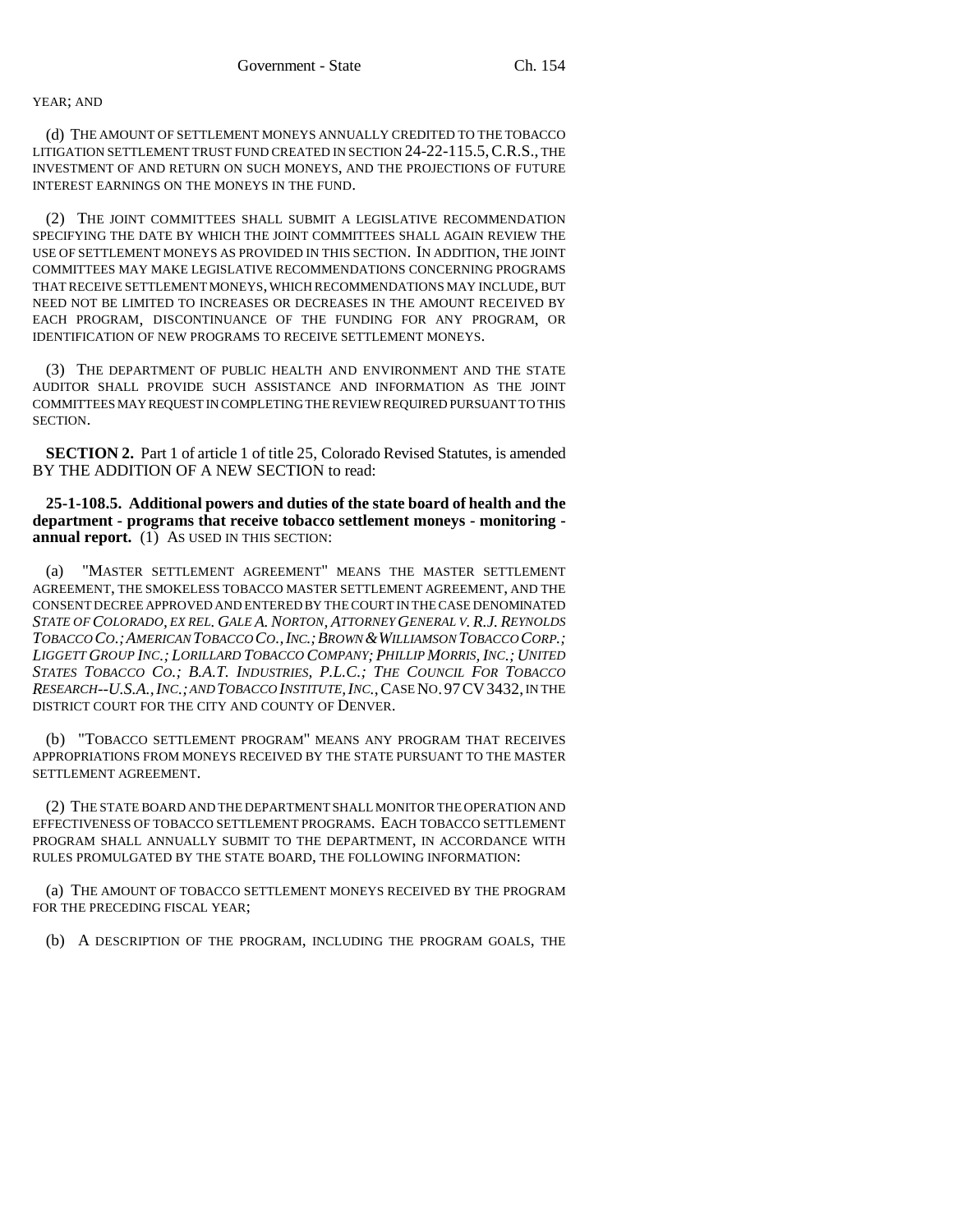YEAR; AND

(d) THE AMOUNT OF SETTLEMENT MONEYS ANNUALLY CREDITED TO THE TOBACCO LITIGATION SETTLEMENT TRUST FUND CREATED IN SECTION 24-22-115.5, C.R.S., THE INVESTMENT OF AND RETURN ON SUCH MONEYS, AND THE PROJECTIONS OF FUTURE INTEREST EARNINGS ON THE MONEYS IN THE FUND.

(2) THE JOINT COMMITTEES SHALL SUBMIT A LEGISLATIVE RECOMMENDATION SPECIFYING THE DATE BY WHICH THE JOINT COMMITTEES SHALL AGAIN REVIEW THE USE OF SETTLEMENT MONEYS AS PROVIDED IN THIS SECTION. IN ADDITION, THE JOINT COMMITTEES MAY MAKE LEGISLATIVE RECOMMENDATIONS CONCERNING PROGRAMS THAT RECEIVE SETTLEMENT MONEYS, WHICH RECOMMENDATIONS MAY INCLUDE, BUT NEED NOT BE LIMITED TO INCREASES OR DECREASES IN THE AMOUNT RECEIVED BY EACH PROGRAM, DISCONTINUANCE OF THE FUNDING FOR ANY PROGRAM, OR IDENTIFICATION OF NEW PROGRAMS TO RECEIVE SETTLEMENT MONEYS.

(3) THE DEPARTMENT OF PUBLIC HEALTH AND ENVIRONMENT AND THE STATE AUDITOR SHALL PROVIDE SUCH ASSISTANCE AND INFORMATION AS THE JOINT COMMITTEES MAY REQUEST IN COMPLETING THE REVIEW REQUIRED PURSUANT TO THIS SECTION.

**SECTION 2.** Part 1 of article 1 of title 25, Colorado Revised Statutes, is amended BY THE ADDITION OF A NEW SECTION to read:

**25-1-108.5. Additional powers and duties of the state board of health and the department - programs that receive tobacco settlement moneys - monitoring - annual report.** (1) AS USED IN THIS SECTION:

(a) "MASTER SETTLEMENT AGREEMENT" MEANS THE MASTER SETTLEMENT AGREEMENT, THE SMOKELESS TOBACCO MASTER SETTLEMENT AGREEMENT, AND THE CONSENT DECREE APPROVED AND ENTERED BY THE COURT IN THE CASE DENOMINATED *STATE OF COLORADO, EX REL. GALE A. NORTON, ATTORNEY GENERAL V. R.J. REYNOLDS TOBACCO CO.; AMERICAN TOBACCO CO., INC.; BROWN & WILLIAMSON TOBACCO CORP.; LIGGETT GROUP INC.; LORILLARD TOBACCO COMPANY; PHILLIP MORRIS, INC.; UNITED STATES TOBACCO CO.; B.A.T. INDUSTRIES, P.L.C.; THE COUNCIL FOR TOBACCO RESEARCH--U.S.A., INC.; AND TOBACCO INSTITUTE, INC.*, CASE NO. 97 CV 3432, IN THE DISTRICT COURT FOR THE CITY AND COUNTY OF DENVER.

(b) "TOBACCO SETTLEMENT PROGRAM" MEANS ANY PROGRAM THAT RECEIVES APPROPRIATIONS FROM MONEYS RECEIVED BY THE STATE PURSUANT TO THE MASTER SETTLEMENT AGREEMENT.

(2) THE STATE BOARD AND THE DEPARTMENT SHALL MONITOR THE OPERATION AND EFFECTIVENESS OF TOBACCO SETTLEMENT PROGRAMS. EACH TOBACCO SETTLEMENT PROGRAM SHALL ANNUALLY SUBMIT TO THE DEPARTMENT, IN ACCORDANCE WITH RULES PROMULGATED BY THE STATE BOARD, THE FOLLOWING INFORMATION:

(a) THE AMOUNT OF TOBACCO SETTLEMENT MONEYS RECEIVED BY THE PROGRAM FOR THE PRECEDING FISCAL YEAR;

(b) A DESCRIPTION OF THE PROGRAM, INCLUDING THE PROGRAM GOALS, THE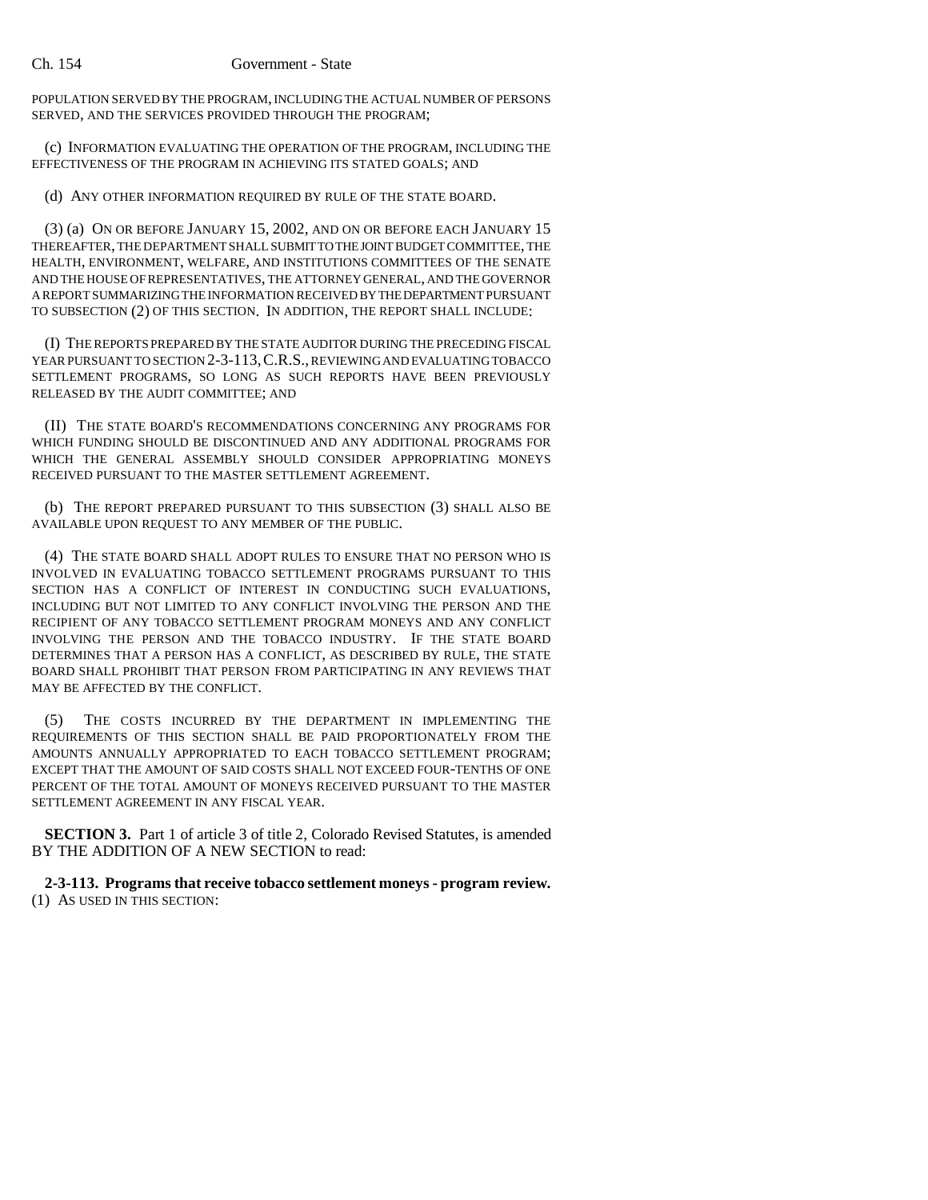POPULATION SERVED BY THE PROGRAM, INCLUDING THE ACTUAL NUMBER OF PERSONS SERVED, AND THE SERVICES PROVIDED THROUGH THE PROGRAM;

(c) INFORMATION EVALUATING THE OPERATION OF THE PROGRAM, INCLUDING THE EFFECTIVENESS OF THE PROGRAM IN ACHIEVING ITS STATED GOALS; AND

(d) ANY OTHER INFORMATION REQUIRED BY RULE OF THE STATE BOARD.

(3) (a) ON OR BEFORE JANUARY 15, 2002, AND ON OR BEFORE EACH JANUARY 15 THEREAFTER, THE DEPARTMENT SHALL SUBMIT TO THE JOINT BUDGET COMMITTEE, THE HEALTH, ENVIRONMENT, WELFARE, AND INSTITUTIONS COMMITTEES OF THE SENATE AND THE HOUSE OF REPRESENTATIVES, THE ATTORNEY GENERAL, AND THE GOVERNOR A REPORT SUMMARIZING THE INFORMATION RECEIVED BY THE DEPARTMENT PURSUANT TO SUBSECTION (2) OF THIS SECTION. IN ADDITION, THE REPORT SHALL INCLUDE:

(I) THE REPORTS PREPARED BY THE STATE AUDITOR DURING THE PRECEDING FISCAL YEAR PURSUANT TO SECTION 2-3-113, C.R.S., REVIEWING AND EVALUATING TOBACCO SETTLEMENT PROGRAMS, SO LONG AS SUCH REPORTS HAVE BEEN PREVIOUSLY RELEASED BY THE AUDIT COMMITTEE; AND

(II) THE STATE BOARD'S RECOMMENDATIONS CONCERNING ANY PROGRAMS FOR WHICH FUNDING SHOULD BE DISCONTINUED AND ANY ADDITIONAL PROGRAMS FOR WHICH THE GENERAL ASSEMBLY SHOULD CONSIDER APPROPRIATING MONEYS RECEIVED PURSUANT TO THE MASTER SETTLEMENT AGREEMENT.

(b) THE REPORT PREPARED PURSUANT TO THIS SUBSECTION (3) SHALL ALSO BE AVAILABLE UPON REQUEST TO ANY MEMBER OF THE PUBLIC.

(4) THE STATE BOARD SHALL ADOPT RULES TO ENSURE THAT NO PERSON WHO IS INVOLVED IN EVALUATING TOBACCO SETTLEMENT PROGRAMS PURSUANT TO THIS SECTION HAS A CONFLICT OF INTEREST IN CONDUCTING SUCH EVALUATIONS, INCLUDING BUT NOT LIMITED TO ANY CONFLICT INVOLVING THE PERSON AND THE RECIPIENT OF ANY TOBACCO SETTLEMENT PROGRAM MONEYS AND ANY CONFLICT INVOLVING THE PERSON AND THE TOBACCO INDUSTRY. IF THE STATE BOARD DETERMINES THAT A PERSON HAS A CONFLICT, AS DESCRIBED BY RULE, THE STATE BOARD SHALL PROHIBIT THAT PERSON FROM PARTICIPATING IN ANY REVIEWS THAT MAY BE AFFECTED BY THE CONFLICT.

(5) THE COSTS INCURRED BY THE DEPARTMENT IN IMPLEMENTING THE REQUIREMENTS OF THIS SECTION SHALL BE PAID PROPORTIONATELY FROM THE AMOUNTS ANNUALLY APPROPRIATED TO EACH TOBACCO SETTLEMENT PROGRAM; EXCEPT THAT THE AMOUNT OF SAID COSTS SHALL NOT EXCEED FOUR-TENTHS OF ONE PERCENT OF THE TOTAL AMOUNT OF MONEYS RECEIVED PURSUANT TO THE MASTER SETTLEMENT AGREEMENT IN ANY FISCAL YEAR.

**SECTION 3.** Part 1 of article 3 of title 2, Colorado Revised Statutes, is amended BY THE ADDITION OF A NEW SECTION to read:

**2-3-113. Programs that receive tobacco settlement moneys - program review.** (1) AS USED IN THIS SECTION: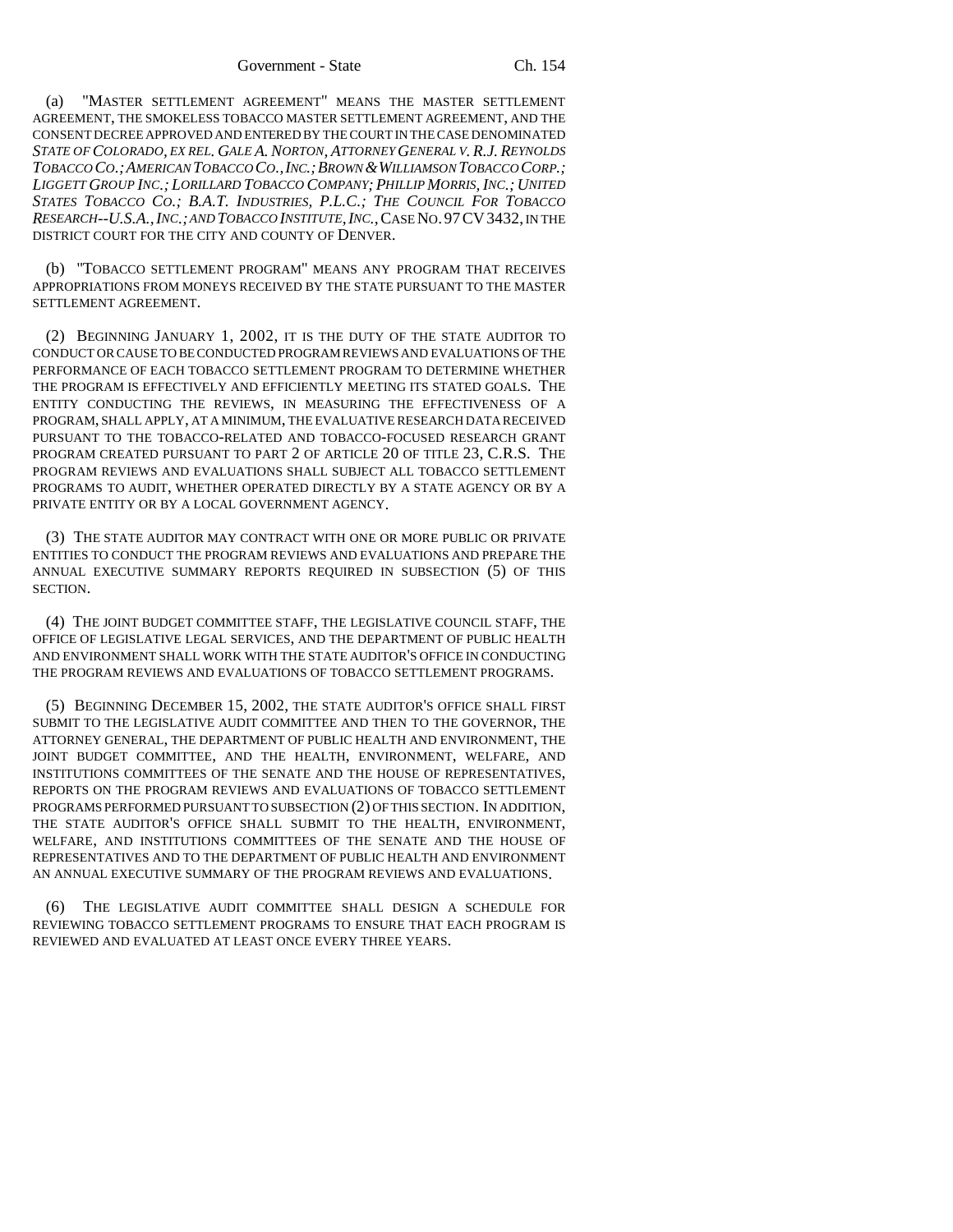(a) "MASTER SETTLEMENT AGREEMENT" MEANS THE MASTER SETTLEMENT AGREEMENT, THE SMOKELESS TOBACCO MASTER SETTLEMENT AGREEMENT, AND THE CONSENT DECREE APPROVED AND ENTERED BY THE COURT IN THE CASE DENOMINATED *STATE OF COLORADO, EX REL. GALE A. NORTON, ATTORNEY GENERAL V. R.J. REYNOLDS TOBACCO CO.; AMERICAN TOBACCO CO., INC.; BROWN & WILLIAMSON TOBACCO CORP.; LIGGETT GROUP INC.; LORILLARD TOBACCO COMPANY; PHILLIP MORRIS, INC.; UNITED STATES TOBACCO CO.; B.A.T. INDUSTRIES, P.L.C.; THE COUNCIL FOR TOBACCO RESEARCH--U.S.A., INC.; AND TOBACCO INSTITUTE, INC.*, CASE NO. 97 CV 3432, IN THE DISTRICT COURT FOR THE CITY AND COUNTY OF DENVER.

(b) "TOBACCO SETTLEMENT PROGRAM" MEANS ANY PROGRAM THAT RECEIVES APPROPRIATIONS FROM MONEYS RECEIVED BY THE STATE PURSUANT TO THE MASTER SETTLEMENT AGREEMENT.

(2) BEGINNING JANUARY 1, 2002, IT IS THE DUTY OF THE STATE AUDITOR TO CONDUCT OR CAUSE TO BE CONDUCTED PROGRAM REVIEWS AND EVALUATIONS OF THE PERFORMANCE OF EACH TOBACCO SETTLEMENT PROGRAM TO DETERMINE WHETHER THE PROGRAM IS EFFECTIVELY AND EFFICIENTLY MEETING ITS STATED GOALS. THE ENTITY CONDUCTING THE REVIEWS, IN MEASURING THE EFFECTIVENESS OF A PROGRAM, SHALL APPLY, AT A MINIMUM, THE EVALUATIVE RESEARCH DATA RECEIVED PURSUANT TO THE TOBACCO-RELATED AND TOBACCO-FOCUSED RESEARCH GRANT PROGRAM CREATED PURSUANT TO PART 2 OF ARTICLE 20 OF TITLE 23, C.R.S. THE PROGRAM REVIEWS AND EVALUATIONS SHALL SUBJECT ALL TOBACCO SETTLEMENT PROGRAMS TO AUDIT, WHETHER OPERATED DIRECTLY BY A STATE AGENCY OR BY A PRIVATE ENTITY OR BY A LOCAL GOVERNMENT AGENCY.

(3) THE STATE AUDITOR MAY CONTRACT WITH ONE OR MORE PUBLIC OR PRIVATE ENTITIES TO CONDUCT THE PROGRAM REVIEWS AND EVALUATIONS AND PREPARE THE ANNUAL EXECUTIVE SUMMARY REPORTS REQUIRED IN SUBSECTION (5) OF THIS SECTION.

(4) THE JOINT BUDGET COMMITTEE STAFF, THE LEGISLATIVE COUNCIL STAFF, THE OFFICE OF LEGISLATIVE LEGAL SERVICES, AND THE DEPARTMENT OF PUBLIC HEALTH AND ENVIRONMENT SHALL WORK WITH THE STATE AUDITOR'S OFFICE IN CONDUCTING THE PROGRAM REVIEWS AND EVALUATIONS OF TOBACCO SETTLEMENT PROGRAMS.

(5) BEGINNING DECEMBER 15, 2002, THE STATE AUDITOR'S OFFICE SHALL FIRST SUBMIT TO THE LEGISLATIVE AUDIT COMMITTEE AND THEN TO THE GOVERNOR, THE ATTORNEY GENERAL, THE DEPARTMENT OF PUBLIC HEALTH AND ENVIRONMENT, THE JOINT BUDGET COMMITTEE, AND THE HEALTH, ENVIRONMENT, WELFARE, AND INSTITUTIONS COMMITTEES OF THE SENATE AND THE HOUSE OF REPRESENTATIVES, REPORTS ON THE PROGRAM REVIEWS AND EVALUATIONS OF TOBACCO SETTLEMENT PROGRAMS PERFORMED PURSUANT TO SUBSECTION (2) OF THIS SECTION. IN ADDITION, THE STATE AUDITOR'S OFFICE SHALL SUBMIT TO THE HEALTH, ENVIRONMENT, WELFARE, AND INSTITUTIONS COMMITTEES OF THE SENATE AND THE HOUSE OF REPRESENTATIVES AND TO THE DEPARTMENT OF PUBLIC HEALTH AND ENVIRONMENT AN ANNUAL EXECUTIVE SUMMARY OF THE PROGRAM REVIEWS AND EVALUATIONS.

(6) THE LEGISLATIVE AUDIT COMMITTEE SHALL DESIGN A SCHEDULE FOR REVIEWING TOBACCO SETTLEMENT PROGRAMS TO ENSURE THAT EACH PROGRAM IS REVIEWED AND EVALUATED AT LEAST ONCE EVERY THREE YEARS.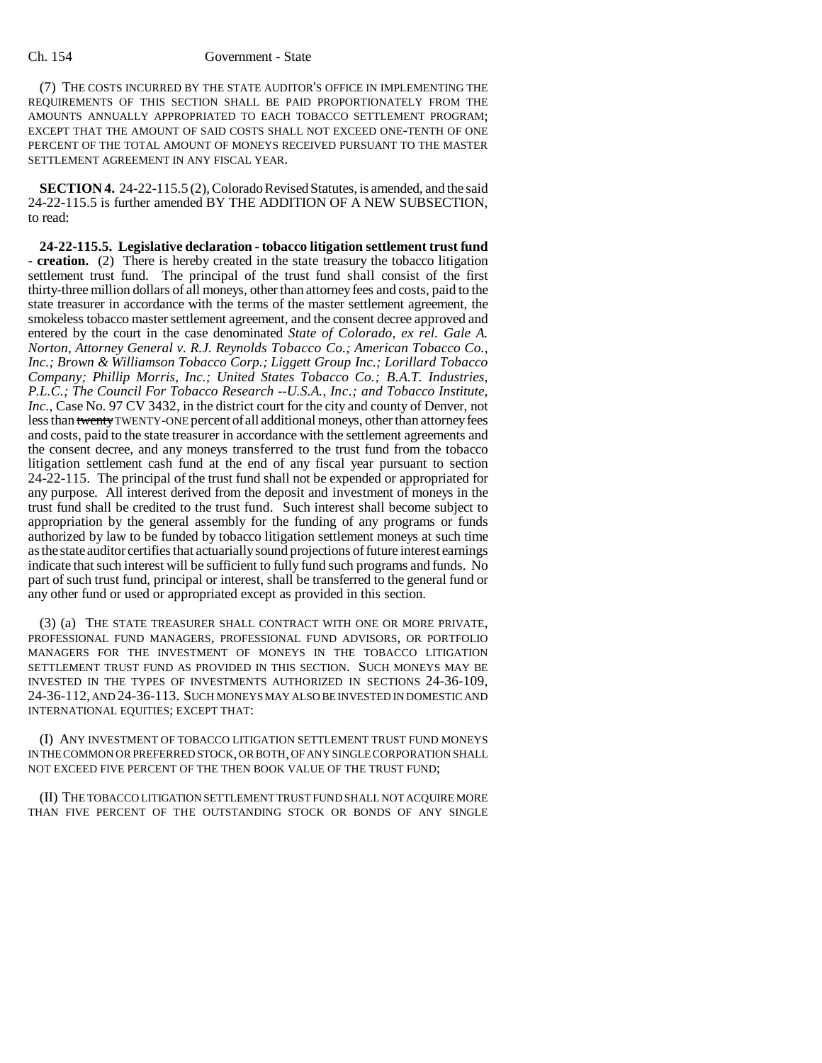(7) THE COSTS INCURRED BY THE STATE AUDITOR'S OFFICE IN IMPLEMENTING THE REQUIREMENTS OF THIS SECTION SHALL BE PAID PROPORTIONATELY FROM THE AMOUNTS ANNUALLY APPROPRIATED TO EACH TOBACCO SETTLEMENT PROGRAM; EXCEPT THAT THE AMOUNT OF SAID COSTS SHALL NOT EXCEED ONE-TENTH OF ONE PERCENT OF THE TOTAL AMOUNT OF MONEYS RECEIVED PURSUANT TO THE MASTER SETTLEMENT AGREEMENT IN ANY FISCAL YEAR.

**SECTION 4.** 24-22-115.5 (2), Colorado Revised Statutes, is amended, and the said 24-22-115.5 is further amended BY THE ADDITION OF A NEW SUBSECTION, to read:

**24-22-115.5. Legislative declaration - tobacco litigation settlement trust fund - creation.** (2) There is hereby created in the state treasury the tobacco litigation settlement trust fund. The principal of the trust fund shall consist of the first thirty-three million dollars of all moneys, other than attorney fees and costs, paid to the state treasurer in accordance with the terms of the master settlement agreement, the smokeless tobacco master settlement agreement, and the consent decree approved and entered by the court in the case denominated *State of Colorado, ex rel. Gale A. Norton, Attorney General v. R.J. Reynolds Tobacco Co.; American Tobacco Co., Inc.; Brown & Williamson Tobacco Corp.; Liggett Group Inc.; Lorillard Tobacco Company; Phillip Morris, Inc.; United States Tobacco Co.; B.A.T. Industries, P.L.C.; The Council For Tobacco Research --U.S.A., Inc.; and Tobacco Institute, Inc.*, Case No. 97 CV 3432, in the district court for the city and county of Denver, not less than ~~twenty~~ TWENTY-ONE percent of all additional moneys, other than attorney fees and costs, paid to the state treasurer in accordance with the settlement agreements and the consent decree, and any moneys transferred to the trust fund from the tobacco litigation settlement cash fund at the end of any fiscal year pursuant to section 24-22-115. The principal of the trust fund shall not be expended or appropriated for any purpose. All interest derived from the deposit and investment of moneys in the trust fund shall be credited to the trust fund. Such interest shall become subject to appropriation by the general assembly for the funding of any programs or funds authorized by law to be funded by tobacco litigation settlement moneys at such time as the state auditor certifies that actuarially sound projections of future interest earnings indicate that such interest will be sufficient to fully fund such programs and funds. No part of such trust fund, principal or interest, shall be transferred to the general fund or any other fund or used or appropriated except as provided in this section.

(3) (a) THE STATE TREASURER SHALL CONTRACT WITH ONE OR MORE PRIVATE, PROFESSIONAL FUND MANAGERS, PROFESSIONAL FUND ADVISORS, OR PORTFOLIO MANAGERS FOR THE INVESTMENT OF MONEYS IN THE TOBACCO LITIGATION SETTLEMENT TRUST FUND AS PROVIDED IN THIS SECTION. SUCH MONEYS MAY BE INVESTED IN THE TYPES OF INVESTMENTS AUTHORIZED IN SECTIONS 24-36-109, 24-36-112, AND 24-36-113. SUCH MONEYS MAY ALSO BE INVESTED IN DOMESTIC AND INTERNATIONAL EQUITIES; EXCEPT THAT:

(I) ANY INVESTMENT OF TOBACCO LITIGATION SETTLEMENT TRUST FUND MONEYS IN THE COMMON OR PREFERRED STOCK, OR BOTH, OF ANY SINGLE CORPORATION SHALL NOT EXCEED FIVE PERCENT OF THE THEN BOOK VALUE OF THE TRUST FUND;

(II) THE TOBACCO LITIGATION SETTLEMENT TRUST FUND SHALL NOT ACQUIRE MORE THAN FIVE PERCENT OF THE OUTSTANDING STOCK OR BONDS OF ANY SINGLE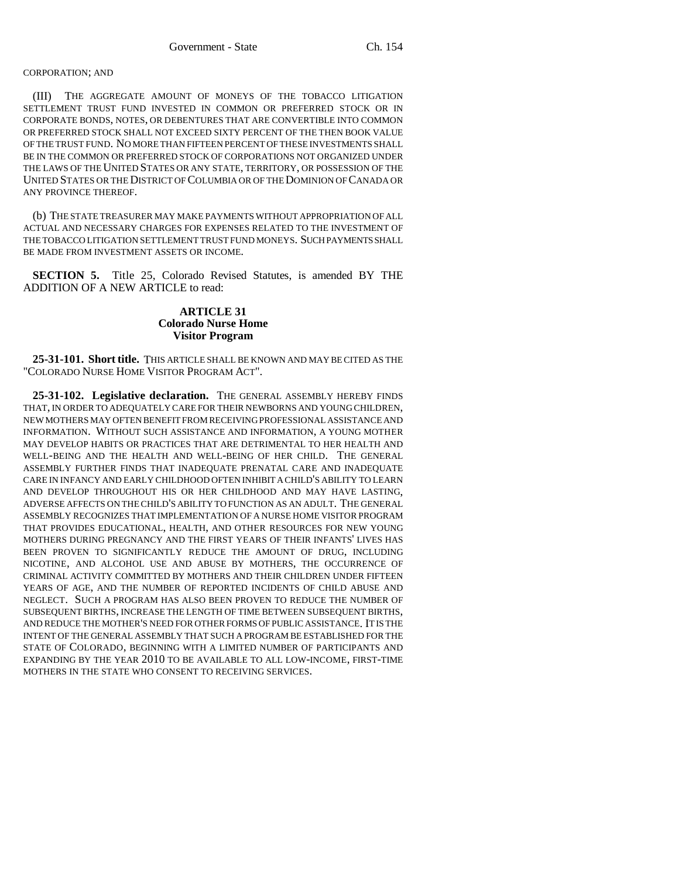CORPORATION; AND

(III) THE AGGREGATE AMOUNT OF MONEYS OF THE TOBACCO LITIGATION SETTLEMENT TRUST FUND INVESTED IN COMMON OR PREFERRED STOCK OR IN CORPORATE BONDS, NOTES, OR DEBENTURES THAT ARE CONVERTIBLE INTO COMMON OR PREFERRED STOCK SHALL NOT EXCEED SIXTY PERCENT OF THE THEN BOOK VALUE OF THE TRUST FUND. NO MORE THAN FIFTEEN PERCENT OF THESE INVESTMENTS SHALL BE IN THE COMMON OR PREFERRED STOCK OF CORPORATIONS NOT ORGANIZED UNDER THE LAWS OF THE UNITED STATES OR ANY STATE, TERRITORY, OR POSSESSION OF THE UNITED STATES OR THE DISTRICT OF COLUMBIA OR OF THE DOMINION OF CANADA OR ANY PROVINCE THEREOF.

(b) THE STATE TREASURER MAY MAKE PAYMENTS WITHOUT APPROPRIATION OF ALL ACTUAL AND NECESSARY CHARGES FOR EXPENSES RELATED TO THE INVESTMENT OF THE TOBACCO LITIGATION SETTLEMENT TRUST FUND MONEYS. SUCH PAYMENTS SHALL BE MADE FROM INVESTMENT ASSETS OR INCOME.

**SECTION 5.** Title 25, Colorado Revised Statutes, is amended BY THE ADDITION OF A NEW ARTICLE to read:

**ARTICLE 31**
**Colorado Nurse Home Visitor Program**

**25-31-101. Short title.** THIS ARTICLE SHALL BE KNOWN AND MAY BE CITED AS THE "COLORADO NURSE HOME VISITOR PROGRAM ACT".

**25-31-102. Legislative declaration.** THE GENERAL ASSEMBLY HEREBY FINDS THAT, IN ORDER TO ADEQUATELY CARE FOR THEIR NEWBORNS AND YOUNG CHILDREN, NEW MOTHERS MAY OFTEN BENEFIT FROM RECEIVING PROFESSIONAL ASSISTANCE AND INFORMATION. WITHOUT SUCH ASSISTANCE AND INFORMATION, A YOUNG MOTHER MAY DEVELOP HABITS OR PRACTICES THAT ARE DETRIMENTAL TO HER HEALTH AND WELL-BEING AND THE HEALTH AND WELL-BEING OF HER CHILD. THE GENERAL ASSEMBLY FURTHER FINDS THAT INADEQUATE PRENATAL CARE AND INADEQUATE CARE IN INFANCY AND EARLY CHILDHOOD OFTEN INHIBIT A CHILD'S ABILITY TO LEARN AND DEVELOP THROUGHOUT HIS OR HER CHILDHOOD AND MAY HAVE LASTING, ADVERSE AFFECTS ON THE CHILD'S ABILITY TO FUNCTION AS AN ADULT. THE GENERAL ASSEMBLY RECOGNIZES THAT IMPLEMENTATION OF A NURSE HOME VISITOR PROGRAM THAT PROVIDES EDUCATIONAL, HEALTH, AND OTHER RESOURCES FOR NEW YOUNG MOTHERS DURING PREGNANCY AND THE FIRST YEARS OF THEIR INFANTS' LIVES HAS BEEN PROVEN TO SIGNIFICANTLY REDUCE THE AMOUNT OF DRUG, INCLUDING NICOTINE, AND ALCOHOL USE AND ABUSE BY MOTHERS, THE OCCURRENCE OF CRIMINAL ACTIVITY COMMITTED BY MOTHERS AND THEIR CHILDREN UNDER FIFTEEN YEARS OF AGE, AND THE NUMBER OF REPORTED INCIDENTS OF CHILD ABUSE AND NEGLECT. SUCH A PROGRAM HAS ALSO BEEN PROVEN TO REDUCE THE NUMBER OF SUBSEQUENT BIRTHS, INCREASE THE LENGTH OF TIME BETWEEN SUBSEQUENT BIRTHS, AND REDUCE THE MOTHER'S NEED FOR OTHER FORMS OF PUBLIC ASSISTANCE. IT IS THE INTENT OF THE GENERAL ASSEMBLY THAT SUCH A PROGRAM BE ESTABLISHED FOR THE STATE OF COLORADO, BEGINNING WITH A LIMITED NUMBER OF PARTICIPANTS AND EXPANDING BY THE YEAR 2010 TO BE AVAILABLE TO ALL LOW-INCOME, FIRST-TIME MOTHERS IN THE STATE WHO CONSENT TO RECEIVING SERVICES.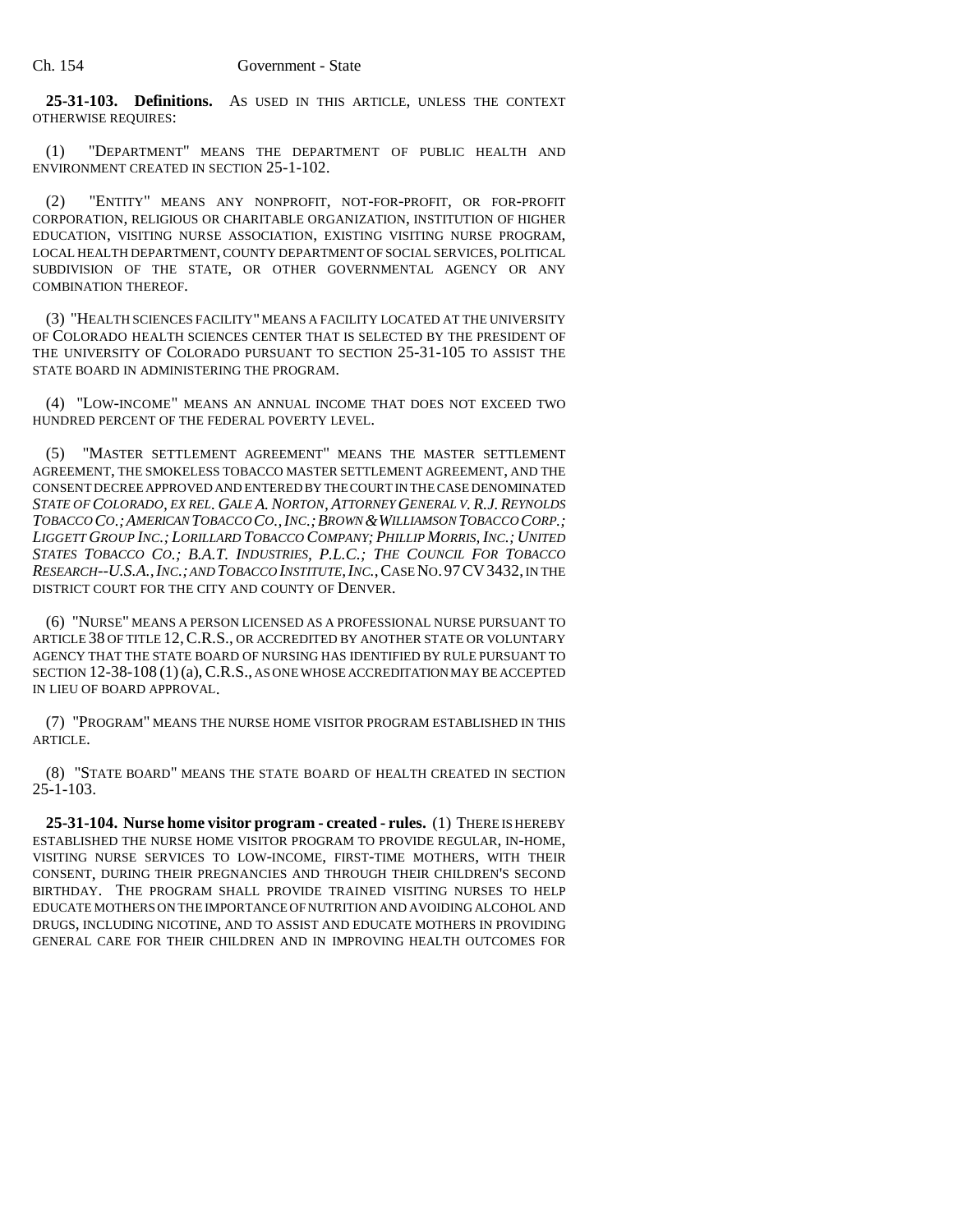**25-31-103. Definitions.** AS USED IN THIS ARTICLE, UNLESS THE CONTEXT OTHERWISE REQUIRES:

(1) "DEPARTMENT" MEANS THE DEPARTMENT OF PUBLIC HEALTH AND ENVIRONMENT CREATED IN SECTION 25-1-102.

(2) "ENTITY" MEANS ANY NONPROFIT, NOT-FOR-PROFIT, OR FOR-PROFIT CORPORATION, RELIGIOUS OR CHARITABLE ORGANIZATION, INSTITUTION OF HIGHER EDUCATION, VISITING NURSE ASSOCIATION, EXISTING VISITING NURSE PROGRAM, LOCAL HEALTH DEPARTMENT, COUNTY DEPARTMENT OF SOCIAL SERVICES, POLITICAL SUBDIVISION OF THE STATE, OR OTHER GOVERNMENTAL AGENCY OR ANY COMBINATION THEREOF.

(3) "HEALTH SCIENCES FACILITY" MEANS A FACILITY LOCATED AT THE UNIVERSITY OF COLORADO HEALTH SCIENCES CENTER THAT IS SELECTED BY THE PRESIDENT OF THE UNIVERSITY OF COLORADO PURSUANT TO SECTION 25-31-105 TO ASSIST THE STATE BOARD IN ADMINISTERING THE PROGRAM.

(4) "LOW-INCOME" MEANS AN ANNUAL INCOME THAT DOES NOT EXCEED TWO HUNDRED PERCENT OF THE FEDERAL POVERTY LEVEL.

(5) "MASTER SETTLEMENT AGREEMENT" MEANS THE MASTER SETTLEMENT AGREEMENT, THE SMOKELESS TOBACCO MASTER SETTLEMENT AGREEMENT, AND THE CONSENT DECREE APPROVED AND ENTERED BY THE COURT IN THE CASE DENOMINATED *STATE OF COLORADO, EX REL. GALE A. NORTON, ATTORNEY GENERAL V. R.J. REYNOLDS TOBACCO CO.; AMERICAN TOBACCO CO., INC.; BROWN & WILLIAMSON TOBACCO CORP.; LIGGETT GROUP INC.; LORILLARD TOBACCO COMPANY; PHILLIP MORRIS, INC.; UNITED STATES TOBACCO CO.; B.A.T. INDUSTRIES, P.L.C.; THE COUNCIL FOR TOBACCO RESEARCH--U.S.A., INC.; AND TOBACCO INSTITUTE, INC.*, CASE NO. 97 CV 3432, IN THE DISTRICT COURT FOR THE CITY AND COUNTY OF DENVER.

(6) "NURSE" MEANS A PERSON LICENSED AS A PROFESSIONAL NURSE PURSUANT TO ARTICLE 38 OF TITLE 12, C.R.S., OR ACCREDITED BY ANOTHER STATE OR VOLUNTARY AGENCY THAT THE STATE BOARD OF NURSING HAS IDENTIFIED BY RULE PURSUANT TO SECTION 12-38-108 (1) (a), C.R.S., AS ONE WHOSE ACCREDITATION MAY BE ACCEPTED IN LIEU OF BOARD APPROVAL.

(7) "PROGRAM" MEANS THE NURSE HOME VISITOR PROGRAM ESTABLISHED IN THIS ARTICLE.

(8) "STATE BOARD" MEANS THE STATE BOARD OF HEALTH CREATED IN SECTION 25-1-103.

**25-31-104. Nurse home visitor program - created - rules.** (1) THERE IS HEREBY ESTABLISHED THE NURSE HOME VISITOR PROGRAM TO PROVIDE REGULAR, IN-HOME, VISITING NURSE SERVICES TO LOW-INCOME, FIRST-TIME MOTHERS, WITH THEIR CONSENT, DURING THEIR PREGNANCIES AND THROUGH THEIR CHILDREN'S SECOND BIRTHDAY. THE PROGRAM SHALL PROVIDE TRAINED VISITING NURSES TO HELP EDUCATE MOTHERS ON THE IMPORTANCE OF NUTRITION AND AVOIDING ALCOHOL AND DRUGS, INCLUDING NICOTINE, AND TO ASSIST AND EDUCATE MOTHERS IN PROVIDING GENERAL CARE FOR THEIR CHILDREN AND IN IMPROVING HEALTH OUTCOMES FOR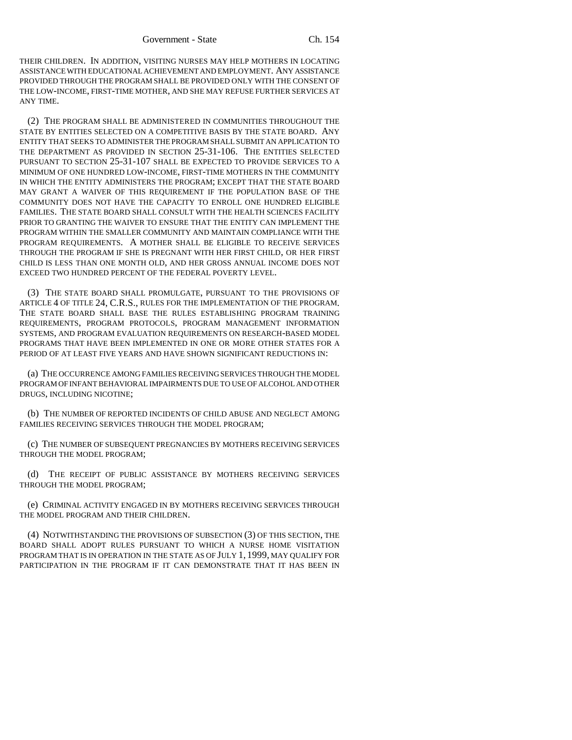THEIR CHILDREN. IN ADDITION, VISITING NURSES MAY HELP MOTHERS IN LOCATING ASSISTANCE WITH EDUCATIONAL ACHIEVEMENT AND EMPLOYMENT. ANY ASSISTANCE PROVIDED THROUGH THE PROGRAM SHALL BE PROVIDED ONLY WITH THE CONSENT OF THE LOW-INCOME, FIRST-TIME MOTHER, AND SHE MAY REFUSE FURTHER SERVICES AT ANY TIME.

(2) THE PROGRAM SHALL BE ADMINISTERED IN COMMUNITIES THROUGHOUT THE STATE BY ENTITIES SELECTED ON A COMPETITIVE BASIS BY THE STATE BOARD. ANY ENTITY THAT SEEKS TO ADMINISTER THE PROGRAM SHALL SUBMIT AN APPLICATION TO THE DEPARTMENT AS PROVIDED IN SECTION 25-31-106. THE ENTITIES SELECTED PURSUANT TO SECTION 25-31-107 SHALL BE EXPECTED TO PROVIDE SERVICES TO A MINIMUM OF ONE HUNDRED LOW-INCOME, FIRST-TIME MOTHERS IN THE COMMUNITY IN WHICH THE ENTITY ADMINISTERS THE PROGRAM; EXCEPT THAT THE STATE BOARD MAY GRANT A WAIVER OF THIS REQUIREMENT IF THE POPULATION BASE OF THE COMMUNITY DOES NOT HAVE THE CAPACITY TO ENROLL ONE HUNDRED ELIGIBLE FAMILIES. THE STATE BOARD SHALL CONSULT WITH THE HEALTH SCIENCES FACILITY PRIOR TO GRANTING THE WAIVER TO ENSURE THAT THE ENTITY CAN IMPLEMENT THE PROGRAM WITHIN THE SMALLER COMMUNITY AND MAINTAIN COMPLIANCE WITH THE PROGRAM REQUIREMENTS. A MOTHER SHALL BE ELIGIBLE TO RECEIVE SERVICES THROUGH THE PROGRAM IF SHE IS PREGNANT WITH HER FIRST CHILD, OR HER FIRST CHILD IS LESS THAN ONE MONTH OLD, AND HER GROSS ANNUAL INCOME DOES NOT EXCEED TWO HUNDRED PERCENT OF THE FEDERAL POVERTY LEVEL.

(3) THE STATE BOARD SHALL PROMULGATE, PURSUANT TO THE PROVISIONS OF ARTICLE 4 OF TITLE 24, C.R.S., RULES FOR THE IMPLEMENTATION OF THE PROGRAM. THE STATE BOARD SHALL BASE THE RULES ESTABLISHING PROGRAM TRAINING REQUIREMENTS, PROGRAM PROTOCOLS, PROGRAM MANAGEMENT INFORMATION SYSTEMS, AND PROGRAM EVALUATION REQUIREMENTS ON RESEARCH-BASED MODEL PROGRAMS THAT HAVE BEEN IMPLEMENTED IN ONE OR MORE OTHER STATES FOR A PERIOD OF AT LEAST FIVE YEARS AND HAVE SHOWN SIGNIFICANT REDUCTIONS IN:

(a) THE OCCURRENCE AMONG FAMILIES RECEIVING SERVICES THROUGH THE MODEL PROGRAM OF INFANT BEHAVIORAL IMPAIRMENTS DUE TO USE OF ALCOHOL AND OTHER DRUGS, INCLUDING NICOTINE;

(b) THE NUMBER OF REPORTED INCIDENTS OF CHILD ABUSE AND NEGLECT AMONG FAMILIES RECEIVING SERVICES THROUGH THE MODEL PROGRAM;

(c) THE NUMBER OF SUBSEQUENT PREGNANCIES BY MOTHERS RECEIVING SERVICES THROUGH THE MODEL PROGRAM;

(d) THE RECEIPT OF PUBLIC ASSISTANCE BY MOTHERS RECEIVING SERVICES THROUGH THE MODEL PROGRAM;

(e) CRIMINAL ACTIVITY ENGAGED IN BY MOTHERS RECEIVING SERVICES THROUGH THE MODEL PROGRAM AND THEIR CHILDREN.

(4) NOTWITHSTANDING THE PROVISIONS OF SUBSECTION (3) OF THIS SECTION, THE BOARD SHALL ADOPT RULES PURSUANT TO WHICH A NURSE HOME VISITATION PROGRAM THAT IS IN OPERATION IN THE STATE AS OF JULY 1, 1999, MAY QUALIFY FOR PARTICIPATION IN THE PROGRAM IF IT CAN DEMONSTRATE THAT IT HAS BEEN IN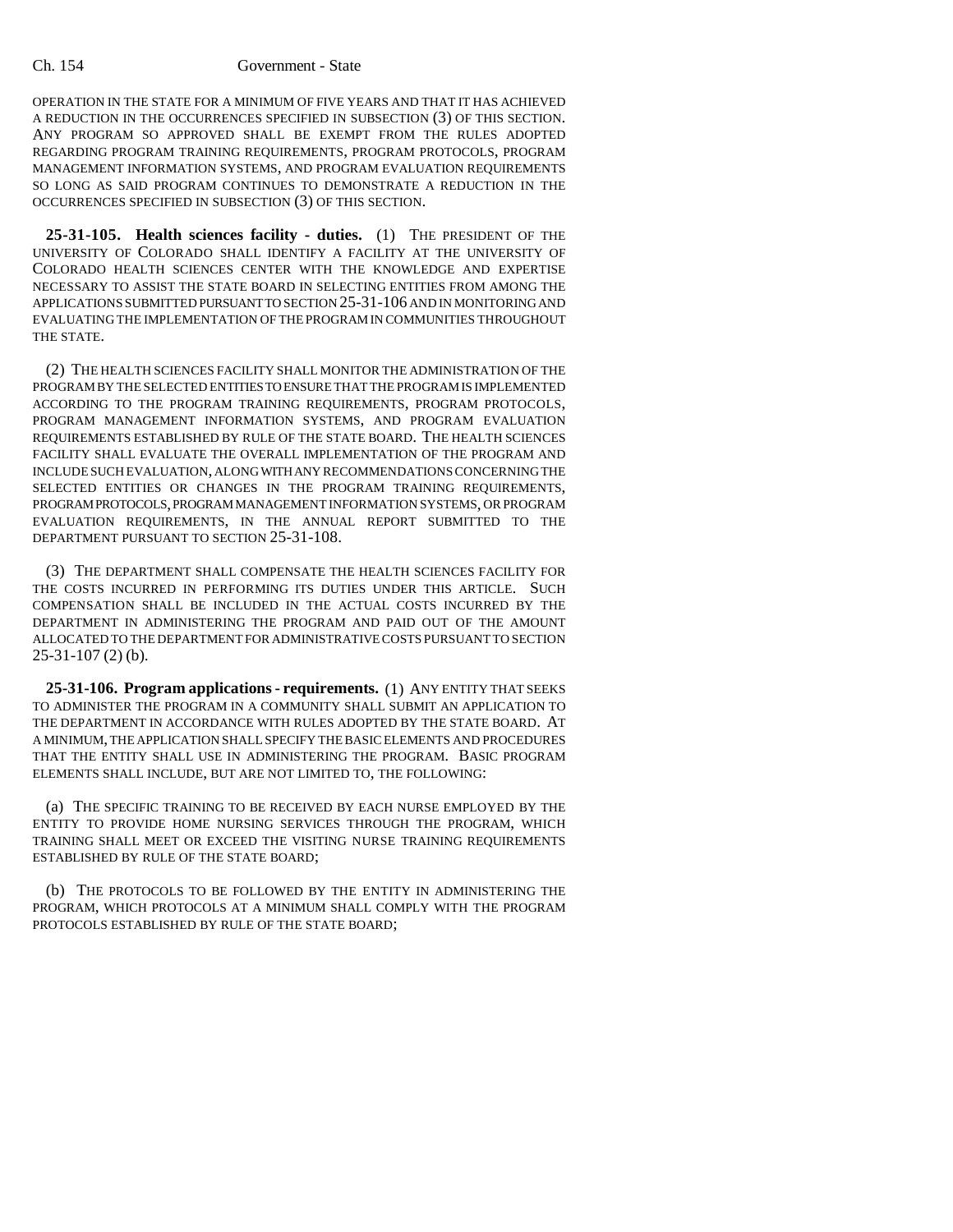OPERATION IN THE STATE FOR A MINIMUM OF FIVE YEARS AND THAT IT HAS ACHIEVED A REDUCTION IN THE OCCURRENCES SPECIFIED IN SUBSECTION (3) OF THIS SECTION. ANY PROGRAM SO APPROVED SHALL BE EXEMPT FROM THE RULES ADOPTED REGARDING PROGRAM TRAINING REQUIREMENTS, PROGRAM PROTOCOLS, PROGRAM MANAGEMENT INFORMATION SYSTEMS, AND PROGRAM EVALUATION REQUIREMENTS SO LONG AS SAID PROGRAM CONTINUES TO DEMONSTRATE A REDUCTION IN THE OCCURRENCES SPECIFIED IN SUBSECTION (3) OF THIS SECTION.

**25-31-105. Health sciences facility - duties.** (1) THE PRESIDENT OF THE UNIVERSITY OF COLORADO SHALL IDENTIFY A FACILITY AT THE UNIVERSITY OF COLORADO HEALTH SCIENCES CENTER WITH THE KNOWLEDGE AND EXPERTISE NECESSARY TO ASSIST THE STATE BOARD IN SELECTING ENTITIES FROM AMONG THE APPLICATIONS SUBMITTED PURSUANT TO SECTION 25-31-106 AND IN MONITORING AND EVALUATING THE IMPLEMENTATION OF THE PROGRAM IN COMMUNITIES THROUGHOUT THE STATE.

(2) THE HEALTH SCIENCES FACILITY SHALL MONITOR THE ADMINISTRATION OF THE PROGRAM BY THE SELECTED ENTITIES TO ENSURE THAT THE PROGRAM IS IMPLEMENTED ACCORDING TO THE PROGRAM TRAINING REQUIREMENTS, PROGRAM PROTOCOLS, PROGRAM MANAGEMENT INFORMATION SYSTEMS, AND PROGRAM EVALUATION REQUIREMENTS ESTABLISHED BY RULE OF THE STATE BOARD. THE HEALTH SCIENCES FACILITY SHALL EVALUATE THE OVERALL IMPLEMENTATION OF THE PROGRAM AND INCLUDE SUCH EVALUATION, ALONG WITH ANY RECOMMENDATIONS CONCERNING THE SELECTED ENTITIES OR CHANGES IN THE PROGRAM TRAINING REQUIREMENTS, PROGRAM PROTOCOLS, PROGRAM MANAGEMENT INFORMATION SYSTEMS, OR PROGRAM EVALUATION REQUIREMENTS, IN THE ANNUAL REPORT SUBMITTED TO THE DEPARTMENT PURSUANT TO SECTION 25-31-108.

(3) THE DEPARTMENT SHALL COMPENSATE THE HEALTH SCIENCES FACILITY FOR THE COSTS INCURRED IN PERFORMING ITS DUTIES UNDER THIS ARTICLE. SUCH COMPENSATION SHALL BE INCLUDED IN THE ACTUAL COSTS INCURRED BY THE DEPARTMENT IN ADMINISTERING THE PROGRAM AND PAID OUT OF THE AMOUNT ALLOCATED TO THE DEPARTMENT FOR ADMINISTRATIVE COSTS PURSUANT TO SECTION 25-31-107 (2) (b).

**25-31-106. Program applications - requirements.** (1) ANY ENTITY THAT SEEKS TO ADMINISTER THE PROGRAM IN A COMMUNITY SHALL SUBMIT AN APPLICATION TO THE DEPARTMENT IN ACCORDANCE WITH RULES ADOPTED BY THE STATE BOARD. AT A MINIMUM, THE APPLICATION SHALL SPECIFY THE BASIC ELEMENTS AND PROCEDURES THAT THE ENTITY SHALL USE IN ADMINISTERING THE PROGRAM. BASIC PROGRAM ELEMENTS SHALL INCLUDE, BUT ARE NOT LIMITED TO, THE FOLLOWING:

(a) THE SPECIFIC TRAINING TO BE RECEIVED BY EACH NURSE EMPLOYED BY THE ENTITY TO PROVIDE HOME NURSING SERVICES THROUGH THE PROGRAM, WHICH TRAINING SHALL MEET OR EXCEED THE VISITING NURSE TRAINING REQUIREMENTS ESTABLISHED BY RULE OF THE STATE BOARD;

(b) THE PROTOCOLS TO BE FOLLOWED BY THE ENTITY IN ADMINISTERING THE PROGRAM, WHICH PROTOCOLS AT A MINIMUM SHALL COMPLY WITH THE PROGRAM PROTOCOLS ESTABLISHED BY RULE OF THE STATE BOARD;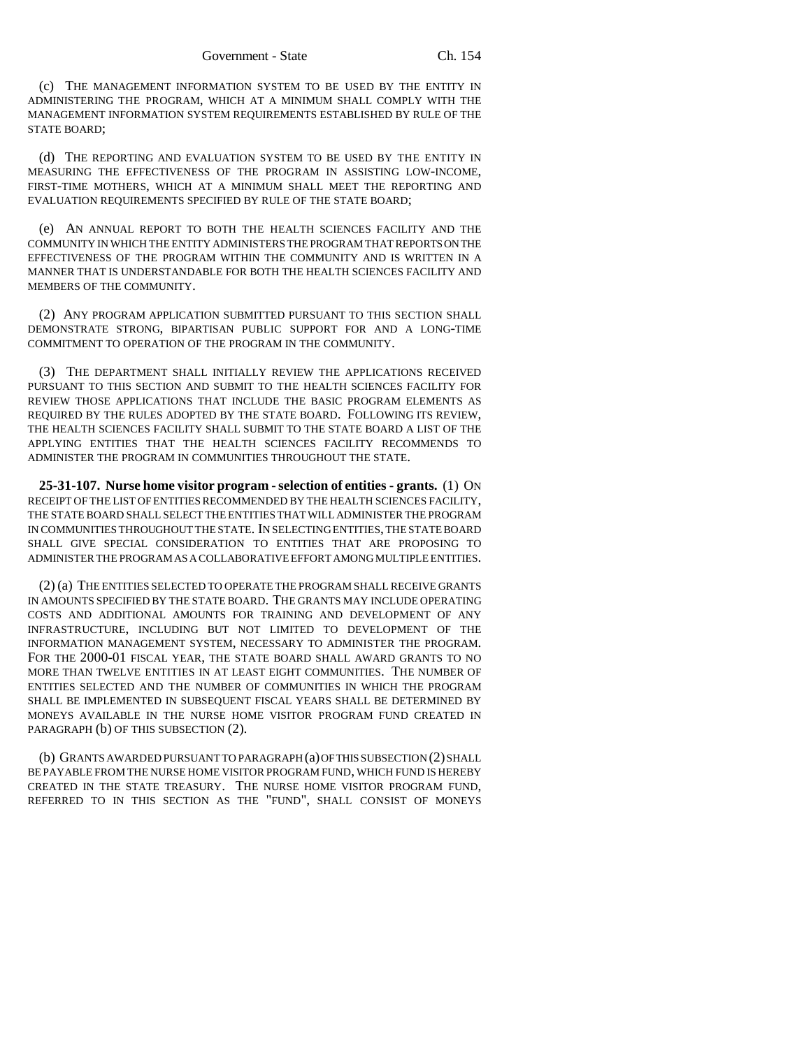(c) THE MANAGEMENT INFORMATION SYSTEM TO BE USED BY THE ENTITY IN ADMINISTERING THE PROGRAM, WHICH AT A MINIMUM SHALL COMPLY WITH THE MANAGEMENT INFORMATION SYSTEM REQUIREMENTS ESTABLISHED BY RULE OF THE STATE BOARD;

(d) THE REPORTING AND EVALUATION SYSTEM TO BE USED BY THE ENTITY IN MEASURING THE EFFECTIVENESS OF THE PROGRAM IN ASSISTING LOW-INCOME, FIRST-TIME MOTHERS, WHICH AT A MINIMUM SHALL MEET THE REPORTING AND EVALUATION REQUIREMENTS SPECIFIED BY RULE OF THE STATE BOARD;

(e) AN ANNUAL REPORT TO BOTH THE HEALTH SCIENCES FACILITY AND THE COMMUNITY IN WHICH THE ENTITY ADMINISTERS THE PROGRAM THAT REPORTS ON THE EFFECTIVENESS OF THE PROGRAM WITHIN THE COMMUNITY AND IS WRITTEN IN A MANNER THAT IS UNDERSTANDABLE FOR BOTH THE HEALTH SCIENCES FACILITY AND MEMBERS OF THE COMMUNITY.

(2) ANY PROGRAM APPLICATION SUBMITTED PURSUANT TO THIS SECTION SHALL DEMONSTRATE STRONG, BIPARTISAN PUBLIC SUPPORT FOR AND A LONG-TIME COMMITMENT TO OPERATION OF THE PROGRAM IN THE COMMUNITY.

(3) THE DEPARTMENT SHALL INITIALLY REVIEW THE APPLICATIONS RECEIVED PURSUANT TO THIS SECTION AND SUBMIT TO THE HEALTH SCIENCES FACILITY FOR REVIEW THOSE APPLICATIONS THAT INCLUDE THE BASIC PROGRAM ELEMENTS AS REQUIRED BY THE RULES ADOPTED BY THE STATE BOARD. FOLLOWING ITS REVIEW, THE HEALTH SCIENCES FACILITY SHALL SUBMIT TO THE STATE BOARD A LIST OF THE APPLYING ENTITIES THAT THE HEALTH SCIENCES FACILITY RECOMMENDS TO ADMINISTER THE PROGRAM IN COMMUNITIES THROUGHOUT THE STATE.

**25-31-107. Nurse home visitor program - selection of entities - grants.** (1) ON RECEIPT OF THE LIST OF ENTITIES RECOMMENDED BY THE HEALTH SCIENCES FACILITY, THE STATE BOARD SHALL SELECT THE ENTITIES THAT WILL ADMINISTER THE PROGRAM IN COMMUNITIES THROUGHOUT THE STATE. IN SELECTING ENTITIES, THE STATE BOARD SHALL GIVE SPECIAL CONSIDERATION TO ENTITIES THAT ARE PROPOSING TO ADMINISTER THE PROGRAM AS A COLLABORATIVE EFFORT AMONG MULTIPLE ENTITIES.

(2) (a) THE ENTITIES SELECTED TO OPERATE THE PROGRAM SHALL RECEIVE GRANTS IN AMOUNTS SPECIFIED BY THE STATE BOARD. THE GRANTS MAY INCLUDE OPERATING COSTS AND ADDITIONAL AMOUNTS FOR TRAINING AND DEVELOPMENT OF ANY INFRASTRUCTURE, INCLUDING BUT NOT LIMITED TO DEVELOPMENT OF THE INFORMATION MANAGEMENT SYSTEM, NECESSARY TO ADMINISTER THE PROGRAM. FOR THE 2000-01 FISCAL YEAR, THE STATE BOARD SHALL AWARD GRANTS TO NO MORE THAN TWELVE ENTITIES IN AT LEAST EIGHT COMMUNITIES. THE NUMBER OF ENTITIES SELECTED AND THE NUMBER OF COMMUNITIES IN WHICH THE PROGRAM SHALL BE IMPLEMENTED IN SUBSEQUENT FISCAL YEARS SHALL BE DETERMINED BY MONEYS AVAILABLE IN THE NURSE HOME VISITOR PROGRAM FUND CREATED IN PARAGRAPH (b) OF THIS SUBSECTION (2).

(b) GRANTS AWARDED PURSUANT TO PARAGRAPH (a) OF THIS SUBSECTION (2) SHALL BE PAYABLE FROM THE NURSE HOME VISITOR PROGRAM FUND, WHICH FUND IS HEREBY CREATED IN THE STATE TREASURY. THE NURSE HOME VISITOR PROGRAM FUND, REFERRED TO IN THIS SECTION AS THE "FUND", SHALL CONSIST OF MONEYS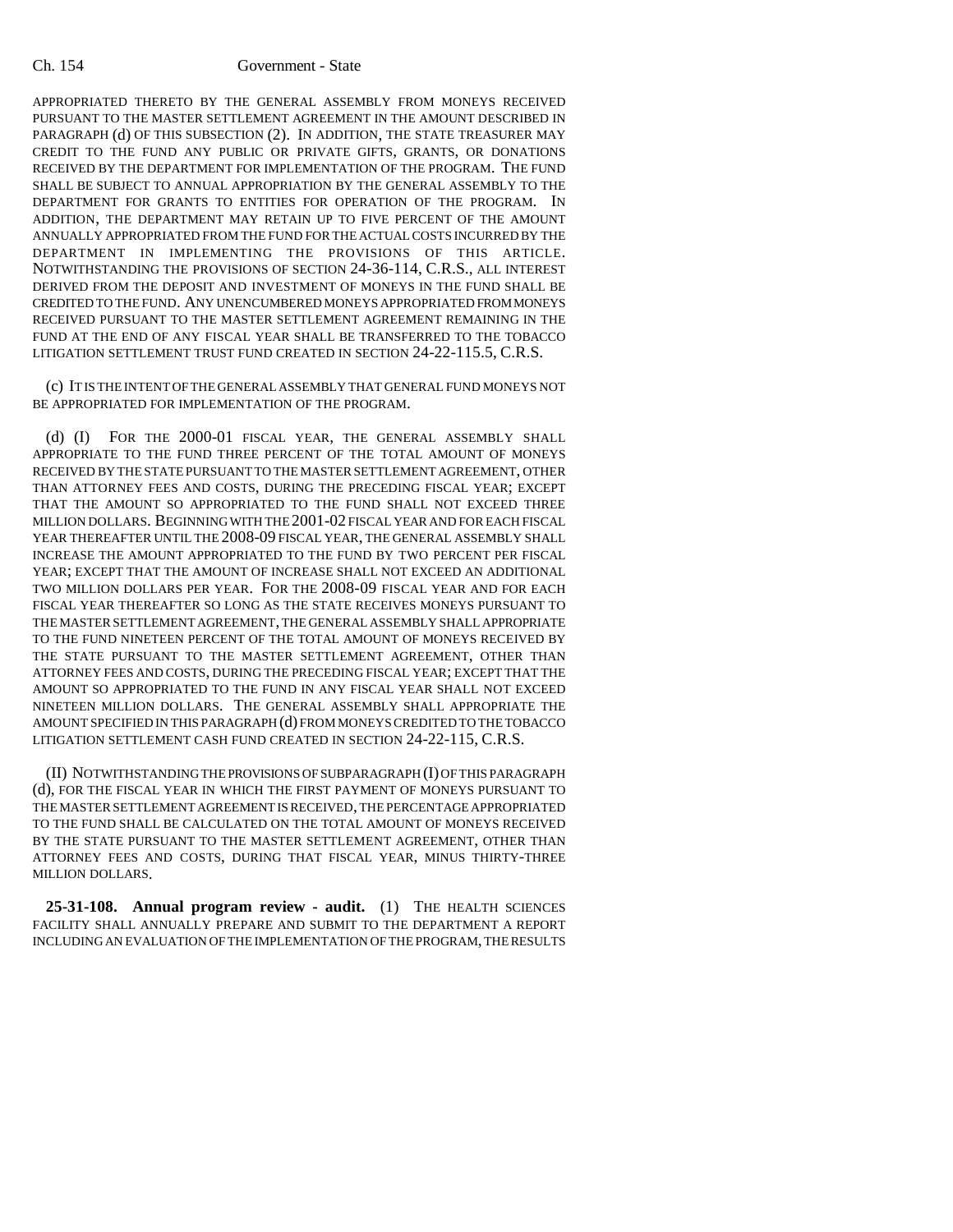APPROPRIATED THERETO BY THE GENERAL ASSEMBLY FROM MONEYS RECEIVED PURSUANT TO THE MASTER SETTLEMENT AGREEMENT IN THE AMOUNT DESCRIBED IN PARAGRAPH (d) OF THIS SUBSECTION (2). IN ADDITION, THE STATE TREASURER MAY CREDIT TO THE FUND ANY PUBLIC OR PRIVATE GIFTS, GRANTS, OR DONATIONS RECEIVED BY THE DEPARTMENT FOR IMPLEMENTATION OF THE PROGRAM. THE FUND SHALL BE SUBJECT TO ANNUAL APPROPRIATION BY THE GENERAL ASSEMBLY TO THE DEPARTMENT FOR GRANTS TO ENTITIES FOR OPERATION OF THE PROGRAM. IN ADDITION, THE DEPARTMENT MAY RETAIN UP TO FIVE PERCENT OF THE AMOUNT ANNUALLY APPROPRIATED FROM THE FUND FOR THE ACTUAL COSTS INCURRED BY THE DEPARTMENT IN IMPLEMENTING THE PROVISIONS OF THIS ARTICLE. NOTWITHSTANDING THE PROVISIONS OF SECTION 24-36-114, C.R.S., ALL INTEREST DERIVED FROM THE DEPOSIT AND INVESTMENT OF MONEYS IN THE FUND SHALL BE CREDITED TO THE FUND. ANY UNENCUMBERED MONEYS APPROPRIATED FROM MONEYS RECEIVED PURSUANT TO THE MASTER SETTLEMENT AGREEMENT REMAINING IN THE FUND AT THE END OF ANY FISCAL YEAR SHALL BE TRANSFERRED TO THE TOBACCO LITIGATION SETTLEMENT TRUST FUND CREATED IN SECTION 24-22-115.5, C.R.S.

(c) IT IS THE INTENT OF THE GENERAL ASSEMBLY THAT GENERAL FUND MONEYS NOT BE APPROPRIATED FOR IMPLEMENTATION OF THE PROGRAM.

(d) (I) FOR THE 2000-01 FISCAL YEAR, THE GENERAL ASSEMBLY SHALL APPROPRIATE TO THE FUND THREE PERCENT OF THE TOTAL AMOUNT OF MONEYS RECEIVED BY THE STATE PURSUANT TO THE MASTER SETTLEMENT AGREEMENT, OTHER THAN ATTORNEY FEES AND COSTS, DURING THE PRECEDING FISCAL YEAR; EXCEPT THAT THE AMOUNT SO APPROPRIATED TO THE FUND SHALL NOT EXCEED THREE MILLION DOLLARS. BEGINNING WITH THE 2001-02 FISCAL YEAR AND FOR EACH FISCAL YEAR THEREAFTER UNTIL THE 2008-09 FISCAL YEAR, THE GENERAL ASSEMBLY SHALL INCREASE THE AMOUNT APPROPRIATED TO THE FUND BY TWO PERCENT PER FISCAL YEAR; EXCEPT THAT THE AMOUNT OF INCREASE SHALL NOT EXCEED AN ADDITIONAL TWO MILLION DOLLARS PER YEAR. FOR THE 2008-09 FISCAL YEAR AND FOR EACH FISCAL YEAR THEREAFTER SO LONG AS THE STATE RECEIVES MONEYS PURSUANT TO THE MASTER SETTLEMENT AGREEMENT, THE GENERAL ASSEMBLY SHALL APPROPRIATE TO THE FUND NINETEEN PERCENT OF THE TOTAL AMOUNT OF MONEYS RECEIVED BY THE STATE PURSUANT TO THE MASTER SETTLEMENT AGREEMENT, OTHER THAN ATTORNEY FEES AND COSTS, DURING THE PRECEDING FISCAL YEAR; EXCEPT THAT THE AMOUNT SO APPROPRIATED TO THE FUND IN ANY FISCAL YEAR SHALL NOT EXCEED NINETEEN MILLION DOLLARS. THE GENERAL ASSEMBLY SHALL APPROPRIATE THE AMOUNT SPECIFIED IN THIS PARAGRAPH (d) FROM MONEYS CREDITED TO THE TOBACCO LITIGATION SETTLEMENT CASH FUND CREATED IN SECTION 24-22-115, C.R.S.

(II) NOTWITHSTANDING THE PROVISIONS OF SUBPARAGRAPH (I) OF THIS PARAGRAPH (d), FOR THE FISCAL YEAR IN WHICH THE FIRST PAYMENT OF MONEYS PURSUANT TO THE MASTER SETTLEMENT AGREEMENT IS RECEIVED, THE PERCENTAGE APPROPRIATED TO THE FUND SHALL BE CALCULATED ON THE TOTAL AMOUNT OF MONEYS RECEIVED BY THE STATE PURSUANT TO THE MASTER SETTLEMENT AGREEMENT, OTHER THAN ATTORNEY FEES AND COSTS, DURING THAT FISCAL YEAR, MINUS THIRTY-THREE MILLION DOLLARS.

**25-31-108. Annual program review - audit.** (1) THE HEALTH SCIENCES FACILITY SHALL ANNUALLY PREPARE AND SUBMIT TO THE DEPARTMENT A REPORT INCLUDING AN EVALUATION OF THE IMPLEMENTATION OF THE PROGRAM, THE RESULTS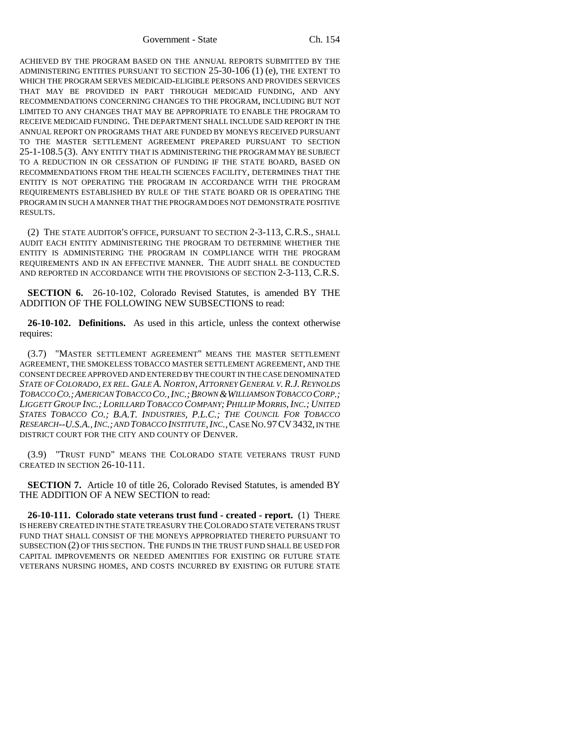ACHIEVED BY THE PROGRAM BASED ON THE ANNUAL REPORTS SUBMITTED BY THE ADMINISTERING ENTITIES PURSUANT TO SECTION 25-30-106 (1) (e), THE EXTENT TO WHICH THE PROGRAM SERVES MEDICAID-ELIGIBLE PERSONS AND PROVIDES SERVICES THAT MAY BE PROVIDED IN PART THROUGH MEDICAID FUNDING, AND ANY RECOMMENDATIONS CONCERNING CHANGES TO THE PROGRAM, INCLUDING BUT NOT LIMITED TO ANY CHANGES THAT MAY BE APPROPRIATE TO ENABLE THE PROGRAM TO RECEIVE MEDICAID FUNDING. THE DEPARTMENT SHALL INCLUDE SAID REPORT IN THE ANNUAL REPORT ON PROGRAMS THAT ARE FUNDED BY MONEYS RECEIVED PURSUANT TO THE MASTER SETTLEMENT AGREEMENT PREPARED PURSUANT TO SECTION 25-1-108.5 (3). ANY ENTITY THAT IS ADMINISTERING THE PROGRAM MAY BE SUBJECT TO A REDUCTION IN OR CESSATION OF FUNDING IF THE STATE BOARD, BASED ON RECOMMENDATIONS FROM THE HEALTH SCIENCES FACILITY, DETERMINES THAT THE ENTITY IS NOT OPERATING THE PROGRAM IN ACCORDANCE WITH THE PROGRAM REQUIREMENTS ESTABLISHED BY RULE OF THE STATE BOARD OR IS OPERATING THE PROGRAM IN SUCH A MANNER THAT THE PROGRAM DOES NOT DEMONSTRATE POSITIVE RESULTS.

(2) THE STATE AUDITOR'S OFFICE, PURSUANT TO SECTION 2-3-113, C.R.S., SHALL AUDIT EACH ENTITY ADMINISTERING THE PROGRAM TO DETERMINE WHETHER THE ENTITY IS ADMINISTERING THE PROGRAM IN COMPLIANCE WITH THE PROGRAM REQUIREMENTS AND IN AN EFFECTIVE MANNER. THE AUDIT SHALL BE CONDUCTED AND REPORTED IN ACCORDANCE WITH THE PROVISIONS OF SECTION 2-3-113, C.R.S.

**SECTION 6.** 26-10-102, Colorado Revised Statutes, is amended BY THE ADDITION OF THE FOLLOWING NEW SUBSECTIONS to read:

**26-10-102. Definitions.** As used in this article, unless the context otherwise requires:

(3.7) "MASTER SETTLEMENT AGREEMENT" MEANS THE MASTER SETTLEMENT AGREEMENT, THE SMOKELESS TOBACCO MASTER SETTLEMENT AGREEMENT, AND THE CONSENT DECREE APPROVED AND ENTERED BY THE COURT IN THE CASE DENOMINATED *STATE OF COLORADO, EX REL. GALE A. NORTON, ATTORNEY GENERAL V. R.J. REYNOLDS TOBACCO CO.; AMERICAN TOBACCO CO., INC.; BROWN & WILLIAMSON TOBACCO CORP.; LIGGETT GROUP INC.; LORILLARD TOBACCO COMPANY; PHILLIP MORRIS, INC.; UNITED STATES TOBACCO CO.; B.A.T. INDUSTRIES, P.L.C.; THE COUNCIL FOR TOBACCO RESEARCH--U.S.A., INC.; AND TOBACCO INSTITUTE, INC.*, CASE NO. 97 CV 3432, IN THE DISTRICT COURT FOR THE CITY AND COUNTY OF DENVER.

(3.9) "TRUST FUND" MEANS THE COLORADO STATE VETERANS TRUST FUND CREATED IN SECTION 26-10-111.

**SECTION 7.** Article 10 of title 26, Colorado Revised Statutes, is amended BY THE ADDITION OF A NEW SECTION to read:

**26-10-111. Colorado state veterans trust fund - created - report.** (1) THERE IS HEREBY CREATED IN THE STATE TREASURY THE COLORADO STATE VETERANS TRUST FUND THAT SHALL CONSIST OF THE MONEYS APPROPRIATED THERETO PURSUANT TO SUBSECTION (2) OF THIS SECTION. THE FUNDS IN THE TRUST FUND SHALL BE USED FOR CAPITAL IMPROVEMENTS OR NEEDED AMENITIES FOR EXISTING OR FUTURE STATE VETERANS NURSING HOMES, AND COSTS INCURRED BY EXISTING OR FUTURE STATE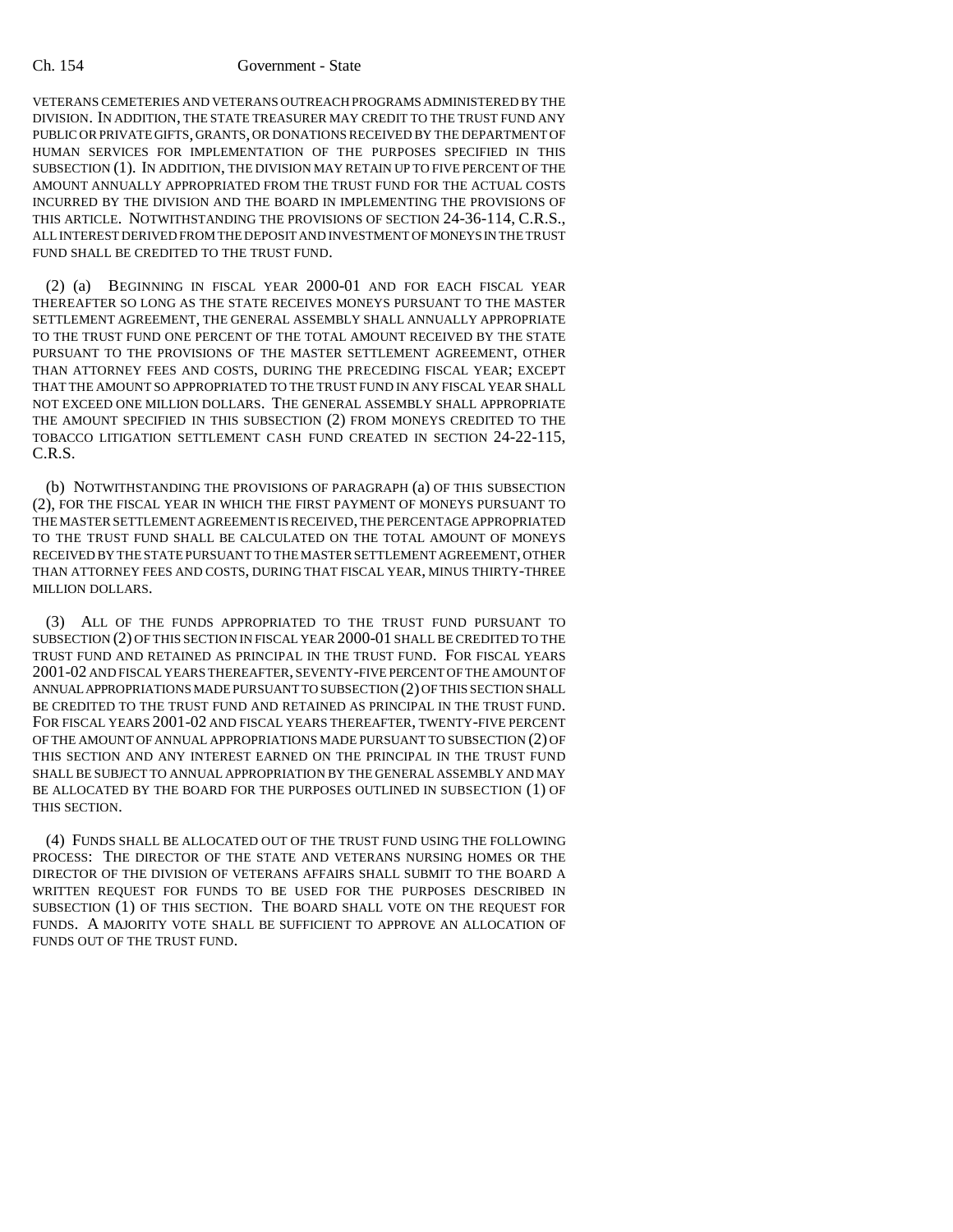VETERANS CEMETERIES AND VETERANS OUTREACH PROGRAMS ADMINISTERED BY THE DIVISION. IN ADDITION, THE STATE TREASURER MAY CREDIT TO THE TRUST FUND ANY PUBLIC OR PRIVATE GIFTS, GRANTS, OR DONATIONS RECEIVED BY THE DEPARTMENT OF HUMAN SERVICES FOR IMPLEMENTATION OF THE PURPOSES SPECIFIED IN THIS SUBSECTION (1). IN ADDITION, THE DIVISION MAY RETAIN UP TO FIVE PERCENT OF THE AMOUNT ANNUALLY APPROPRIATED FROM THE TRUST FUND FOR THE ACTUAL COSTS INCURRED BY THE DIVISION AND THE BOARD IN IMPLEMENTING THE PROVISIONS OF THIS ARTICLE. NOTWITHSTANDING THE PROVISIONS OF SECTION 24-36-114, C.R.S., ALL INTEREST DERIVED FROM THE DEPOSIT AND INVESTMENT OF MONEYS IN THE TRUST FUND SHALL BE CREDITED TO THE TRUST FUND.

(2) (a) BEGINNING IN FISCAL YEAR 2000-01 AND FOR EACH FISCAL YEAR THEREAFTER SO LONG AS THE STATE RECEIVES MONEYS PURSUANT TO THE MASTER SETTLEMENT AGREEMENT, THE GENERAL ASSEMBLY SHALL ANNUALLY APPROPRIATE TO THE TRUST FUND ONE PERCENT OF THE TOTAL AMOUNT RECEIVED BY THE STATE PURSUANT TO THE PROVISIONS OF THE MASTER SETTLEMENT AGREEMENT, OTHER THAN ATTORNEY FEES AND COSTS, DURING THE PRECEDING FISCAL YEAR; EXCEPT THAT THE AMOUNT SO APPROPRIATED TO THE TRUST FUND IN ANY FISCAL YEAR SHALL NOT EXCEED ONE MILLION DOLLARS. THE GENERAL ASSEMBLY SHALL APPROPRIATE THE AMOUNT SPECIFIED IN THIS SUBSECTION (2) FROM MONEYS CREDITED TO THE TOBACCO LITIGATION SETTLEMENT CASH FUND CREATED IN SECTION 24-22-115, C.R.S.

(b) NOTWITHSTANDING THE PROVISIONS OF PARAGRAPH (a) OF THIS SUBSECTION (2), FOR THE FISCAL YEAR IN WHICH THE FIRST PAYMENT OF MONEYS PURSUANT TO THE MASTER SETTLEMENT AGREEMENT IS RECEIVED, THE PERCENTAGE APPROPRIATED TO THE TRUST FUND SHALL BE CALCULATED ON THE TOTAL AMOUNT OF MONEYS RECEIVED BY THE STATE PURSUANT TO THE MASTER SETTLEMENT AGREEMENT, OTHER THAN ATTORNEY FEES AND COSTS, DURING THAT FISCAL YEAR, MINUS THIRTY-THREE MILLION DOLLARS.

(3) ALL OF THE FUNDS APPROPRIATED TO THE TRUST FUND PURSUANT TO SUBSECTION (2) OF THIS SECTION IN FISCAL YEAR 2000-01 SHALL BE CREDITED TO THE TRUST FUND AND RETAINED AS PRINCIPAL IN THE TRUST FUND. FOR FISCAL YEARS 2001-02 AND FISCAL YEARS THEREAFTER, SEVENTY-FIVE PERCENT OF THE AMOUNT OF ANNUAL APPROPRIATIONS MADE PURSUANT TO SUBSECTION (2) OF THIS SECTION SHALL BE CREDITED TO THE TRUST FUND AND RETAINED AS PRINCIPAL IN THE TRUST FUND. FOR FISCAL YEARS 2001-02 AND FISCAL YEARS THEREAFTER, TWENTY-FIVE PERCENT OF THE AMOUNT OF ANNUAL APPROPRIATIONS MADE PURSUANT TO SUBSECTION (2) OF THIS SECTION AND ANY INTEREST EARNED ON THE PRINCIPAL IN THE TRUST FUND SHALL BE SUBJECT TO ANNUAL APPROPRIATION BY THE GENERAL ASSEMBLY AND MAY BE ALLOCATED BY THE BOARD FOR THE PURPOSES OUTLINED IN SUBSECTION (1) OF THIS SECTION.

(4) FUNDS SHALL BE ALLOCATED OUT OF THE TRUST FUND USING THE FOLLOWING PROCESS: THE DIRECTOR OF THE STATE AND VETERANS NURSING HOMES OR THE DIRECTOR OF THE DIVISION OF VETERANS AFFAIRS SHALL SUBMIT TO THE BOARD A WRITTEN REQUEST FOR FUNDS TO BE USED FOR THE PURPOSES DESCRIBED IN SUBSECTION (1) OF THIS SECTION. THE BOARD SHALL VOTE ON THE REQUEST FOR FUNDS. A MAJORITY VOTE SHALL BE SUFFICIENT TO APPROVE AN ALLOCATION OF FUNDS OUT OF THE TRUST FUND.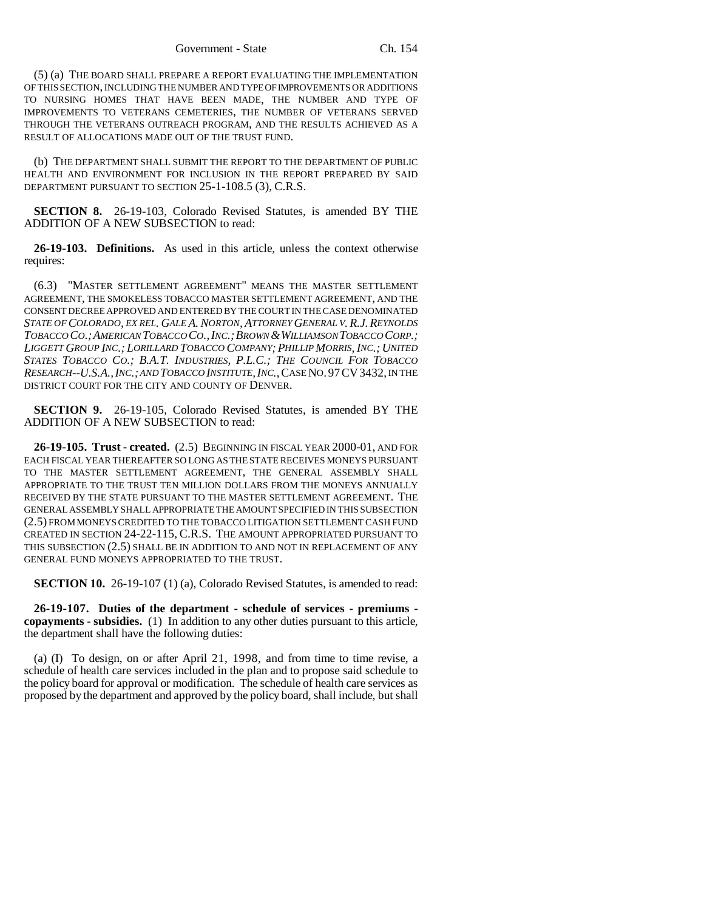(5) (a) THE BOARD SHALL PREPARE A REPORT EVALUATING THE IMPLEMENTATION OF THIS SECTION, INCLUDING THE NUMBER AND TYPE OF IMPROVEMENTS OR ADDITIONS TO NURSING HOMES THAT HAVE BEEN MADE, THE NUMBER AND TYPE OF IMPROVEMENTS TO VETERANS CEMETERIES, THE NUMBER OF VETERANS SERVED THROUGH THE VETERANS OUTREACH PROGRAM, AND THE RESULTS ACHIEVED AS A RESULT OF ALLOCATIONS MADE OUT OF THE TRUST FUND.

(b) THE DEPARTMENT SHALL SUBMIT THE REPORT TO THE DEPARTMENT OF PUBLIC HEALTH AND ENVIRONMENT FOR INCLUSION IN THE REPORT PREPARED BY SAID DEPARTMENT PURSUANT TO SECTION 25-1-108.5 (3), C.R.S.

**SECTION 8.** 26-19-103, Colorado Revised Statutes, is amended BY THE ADDITION OF A NEW SUBSECTION to read:

**26-19-103. Definitions.** As used in this article, unless the context otherwise requires:

(6.3) "MASTER SETTLEMENT AGREEMENT" MEANS THE MASTER SETTLEMENT AGREEMENT, THE SMOKELESS TOBACCO MASTER SETTLEMENT AGREEMENT, AND THE CONSENT DECREE APPROVED AND ENTERED BY THE COURT IN THE CASE DENOMINATED *STATE OF COLORADO, EX REL. GALE A. NORTON, ATTORNEY GENERAL V. R.J. REYNOLDS TOBACCO CO.; AMERICAN TOBACCO CO., INC.; BROWN & WILLIAMSON TOBACCO CORP.; LIGGETT GROUP INC.; LORILLARD TOBACCO COMPANY; PHILLIP MORRIS, INC.; UNITED STATES TOBACCO CO.; B.A.T. INDUSTRIES, P.L.C.; THE COUNCIL FOR TOBACCO RESEARCH--U.S.A., INC.; AND TOBACCO INSTITUTE, INC.*, CASE NO. 97 CV 3432, IN THE DISTRICT COURT FOR THE CITY AND COUNTY OF DENVER.

**SECTION 9.** 26-19-105, Colorado Revised Statutes, is amended BY THE ADDITION OF A NEW SUBSECTION to read:

**26-19-105. Trust - created.** (2.5) BEGINNING IN FISCAL YEAR 2000-01, AND FOR EACH FISCAL YEAR THEREAFTER SO LONG AS THE STATE RECEIVES MONEYS PURSUANT TO THE MASTER SETTLEMENT AGREEMENT, THE GENERAL ASSEMBLY SHALL APPROPRIATE TO THE TRUST TEN MILLION DOLLARS FROM THE MONEYS ANNUALLY RECEIVED BY THE STATE PURSUANT TO THE MASTER SETTLEMENT AGREEMENT. THE GENERAL ASSEMBLY SHALL APPROPRIATE THE AMOUNT SPECIFIED IN THIS SUBSECTION (2.5) FROM MONEYS CREDITED TO THE TOBACCO LITIGATION SETTLEMENT CASH FUND CREATED IN SECTION 24-22-115, C.R.S. THE AMOUNT APPROPRIATED PURSUANT TO THIS SUBSECTION (2.5) SHALL BE IN ADDITION TO AND NOT IN REPLACEMENT OF ANY GENERAL FUND MONEYS APPROPRIATED TO THE TRUST.

**SECTION 10.** 26-19-107 (1) (a), Colorado Revised Statutes, is amended to read:

**26-19-107. Duties of the department - schedule of services - premiums - copayments - subsidies.** (1) In addition to any other duties pursuant to this article, the department shall have the following duties:

(a) (I) To design, on or after April 21, 1998, and from time to time revise, a schedule of health care services included in the plan and to propose said schedule to the policy board for approval or modification. The schedule of health care services as proposed by the department and approved by the policy board, shall include, but shall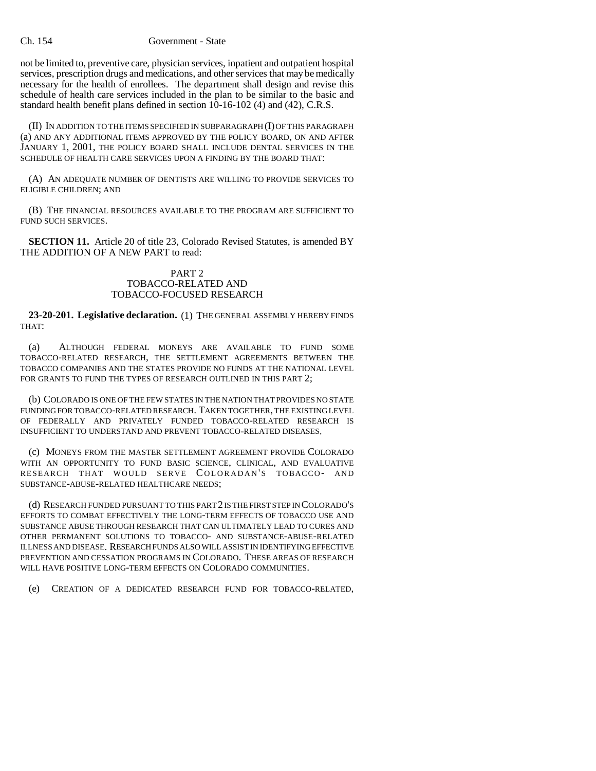not be limited to, preventive care, physician services, inpatient and outpatient hospital services, prescription drugs and medications, and other services that may be medically necessary for the health of enrollees. The department shall design and revise this schedule of health care services included in the plan to be similar to the basic and standard health benefit plans defined in section 10-16-102 (4) and (42), C.R.S.

(II) IN ADDITION TO THE ITEMS SPECIFIED IN SUBPARAGRAPH (I) OF THIS PARAGRAPH (a) AND ANY ADDITIONAL ITEMS APPROVED BY THE POLICY BOARD, ON AND AFTER JANUARY 1, 2001, THE POLICY BOARD SHALL INCLUDE DENTAL SERVICES IN THE SCHEDULE OF HEALTH CARE SERVICES UPON A FINDING BY THE BOARD THAT:

(A) AN ADEQUATE NUMBER OF DENTISTS ARE WILLING TO PROVIDE SERVICES TO ELIGIBLE CHILDREN; AND

(B) THE FINANCIAL RESOURCES AVAILABLE TO THE PROGRAM ARE SUFFICIENT TO FUND SUCH SERVICES.

**SECTION 11.** Article 20 of title 23, Colorado Revised Statutes, is amended BY THE ADDITION OF A NEW PART to read:

PART 2
TOBACCO-RELATED AND
TOBACCO-FOCUSED RESEARCH

**23-20-201. Legislative declaration.** (1) THE GENERAL ASSEMBLY HEREBY FINDS THAT:

(a) ALTHOUGH FEDERAL MONEYS ARE AVAILABLE TO FUND SOME TOBACCO-RELATED RESEARCH, THE SETTLEMENT AGREEMENTS BETWEEN THE TOBACCO COMPANIES AND THE STATES PROVIDE NO FUNDS AT THE NATIONAL LEVEL FOR GRANTS TO FUND THE TYPES OF RESEARCH OUTLINED IN THIS PART 2;

(b) COLORADO IS ONE OF THE FEW STATES IN THE NATION THAT PROVIDES NO STATE FUNDING FOR TOBACCO-RELATED RESEARCH. TAKEN TOGETHER, THE EXISTING LEVEL OF FEDERALLY AND PRIVATELY FUNDED TOBACCO-RELATED RESEARCH IS INSUFFICIENT TO UNDERSTAND AND PREVENT TOBACCO-RELATED DISEASES.

(c) MONEYS FROM THE MASTER SETTLEMENT AGREEMENT PROVIDE COLORADO WITH AN OPPORTUNITY TO FUND BASIC SCIENCE, CLINICAL, AND EVALUATIVE RESEARCH THAT WOULD SERVE COLORADAN'S TOBACCO- AND SUBSTANCE-ABUSE-RELATED HEALTHCARE NEEDS;

(d) RESEARCH FUNDED PURSUANT TO THIS PART 2 IS THE FIRST STEP IN COLORADO'S EFFORTS TO COMBAT EFFECTIVELY THE LONG-TERM EFFECTS OF TOBACCO USE AND SUBSTANCE ABUSE THROUGH RESEARCH THAT CAN ULTIMATELY LEAD TO CURES AND OTHER PERMANENT SOLUTIONS TO TOBACCO- AND SUBSTANCE-ABUSE-RELATED ILLNESS AND DISEASE. RESEARCH FUNDS ALSO WILL ASSIST IN IDENTIFYING EFFECTIVE PREVENTION AND CESSATION PROGRAMS IN COLORADO. THESE AREAS OF RESEARCH WILL HAVE POSITIVE LONG-TERM EFFECTS ON COLORADO COMMUNITIES.

(e) CREATION OF A DEDICATED RESEARCH FUND FOR TOBACCO-RELATED,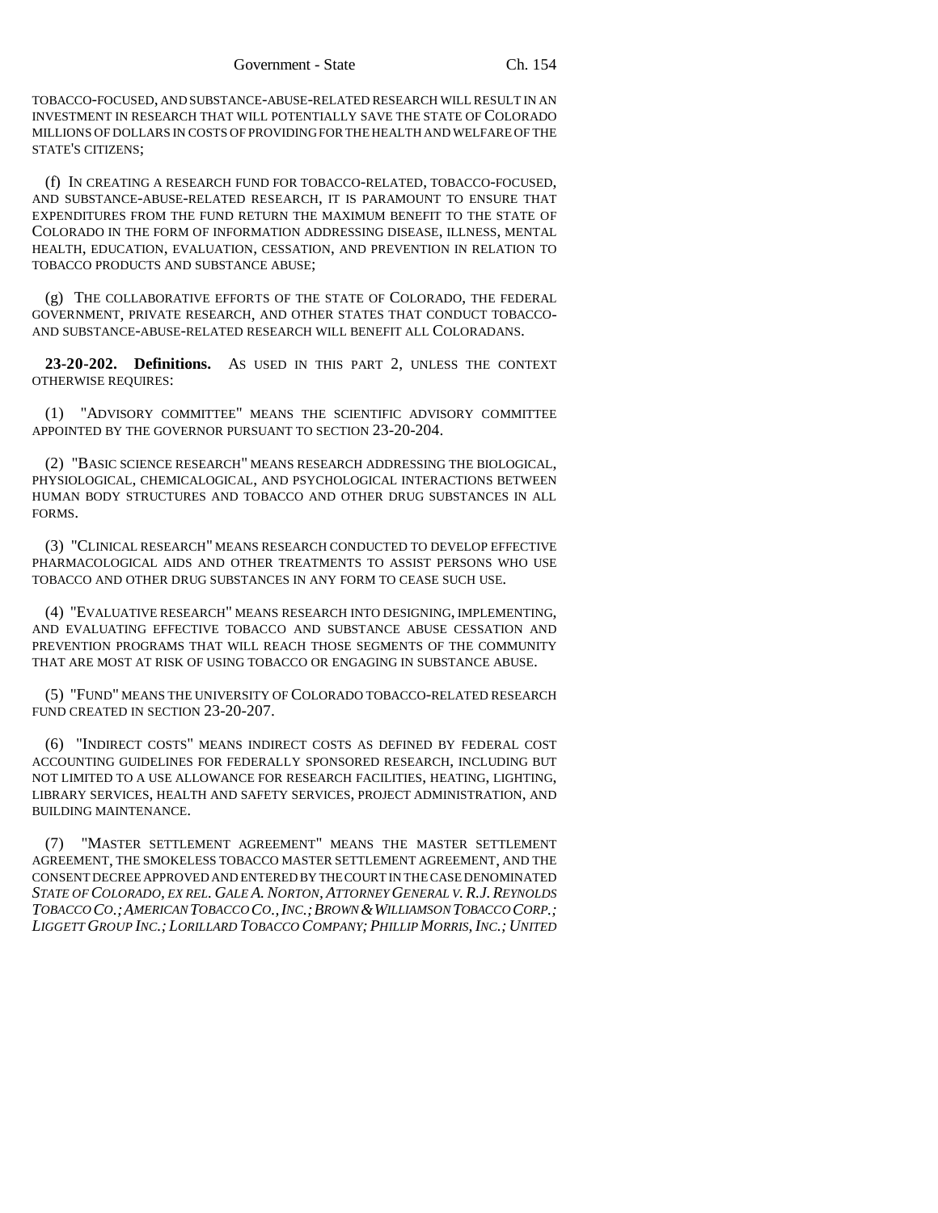TOBACCO-FOCUSED, AND SUBSTANCE-ABUSE-RELATED RESEARCH WILL RESULT IN AN INVESTMENT IN RESEARCH THAT WILL POTENTIALLY SAVE THE STATE OF COLORADO MILLIONS OF DOLLARS IN COSTS OF PROVIDING FOR THE HEALTH AND WELFARE OF THE STATE'S CITIZENS;

(f) IN CREATING A RESEARCH FUND FOR TOBACCO-RELATED, TOBACCO-FOCUSED, AND SUBSTANCE-ABUSE-RELATED RESEARCH, IT IS PARAMOUNT TO ENSURE THAT EXPENDITURES FROM THE FUND RETURN THE MAXIMUM BENEFIT TO THE STATE OF COLORADO IN THE FORM OF INFORMATION ADDRESSING DISEASE, ILLNESS, MENTAL HEALTH, EDUCATION, EVALUATION, CESSATION, AND PREVENTION IN RELATION TO TOBACCO PRODUCTS AND SUBSTANCE ABUSE;

(g) THE COLLABORATIVE EFFORTS OF THE STATE OF COLORADO, THE FEDERAL GOVERNMENT, PRIVATE RESEARCH, AND OTHER STATES THAT CONDUCT TOBACCO- AND SUBSTANCE-ABUSE-RELATED RESEARCH WILL BENEFIT ALL COLORADANS.

**23-20-202. Definitions.** AS USED IN THIS PART 2, UNLESS THE CONTEXT OTHERWISE REQUIRES:

(1) "ADVISORY COMMITTEE" MEANS THE SCIENTIFIC ADVISORY COMMITTEE APPOINTED BY THE GOVERNOR PURSUANT TO SECTION 23-20-204.

(2) "BASIC SCIENCE RESEARCH" MEANS RESEARCH ADDRESSING THE BIOLOGICAL, PHYSIOLOGICAL, CHEMICALOGICAL, AND PSYCHOLOGICAL INTERACTIONS BETWEEN HUMAN BODY STRUCTURES AND TOBACCO AND OTHER DRUG SUBSTANCES IN ALL FORMS.

(3) "CLINICAL RESEARCH" MEANS RESEARCH CONDUCTED TO DEVELOP EFFECTIVE PHARMACOLOGICAL AIDS AND OTHER TREATMENTS TO ASSIST PERSONS WHO USE TOBACCO AND OTHER DRUG SUBSTANCES IN ANY FORM TO CEASE SUCH USE.

(4) "EVALUATIVE RESEARCH" MEANS RESEARCH INTO DESIGNING, IMPLEMENTING, AND EVALUATING EFFECTIVE TOBACCO AND SUBSTANCE ABUSE CESSATION AND PREVENTION PROGRAMS THAT WILL REACH THOSE SEGMENTS OF THE COMMUNITY THAT ARE MOST AT RISK OF USING TOBACCO OR ENGAGING IN SUBSTANCE ABUSE.

(5) "FUND" MEANS THE UNIVERSITY OF COLORADO TOBACCO-RELATED RESEARCH FUND CREATED IN SECTION 23-20-207.

(6) "INDIRECT COSTS" MEANS INDIRECT COSTS AS DEFINED BY FEDERAL COST ACCOUNTING GUIDELINES FOR FEDERALLY SPONSORED RESEARCH, INCLUDING BUT NOT LIMITED TO A USE ALLOWANCE FOR RESEARCH FACILITIES, HEATING, LIGHTING, LIBRARY SERVICES, HEALTH AND SAFETY SERVICES, PROJECT ADMINISTRATION, AND BUILDING MAINTENANCE.

(7) "MASTER SETTLEMENT AGREEMENT" MEANS THE MASTER SETTLEMENT AGREEMENT, THE SMOKELESS TOBACCO MASTER SETTLEMENT AGREEMENT, AND THE CONSENT DECREE APPROVED AND ENTERED BY THE COURT IN THE CASE DENOMINATED *STATE OF COLORADO, EX REL. GALE A. NORTON, ATTORNEY GENERAL V. R.J. REYNOLDS TOBACCO CO.; AMERICAN TOBACCO CO., INC.; BROWN & WILLIAMSON TOBACCO CORP.; LIGGETT GROUP INC.; LORILLARD TOBACCO COMPANY; PHILLIP MORRIS, INC.; UNITED*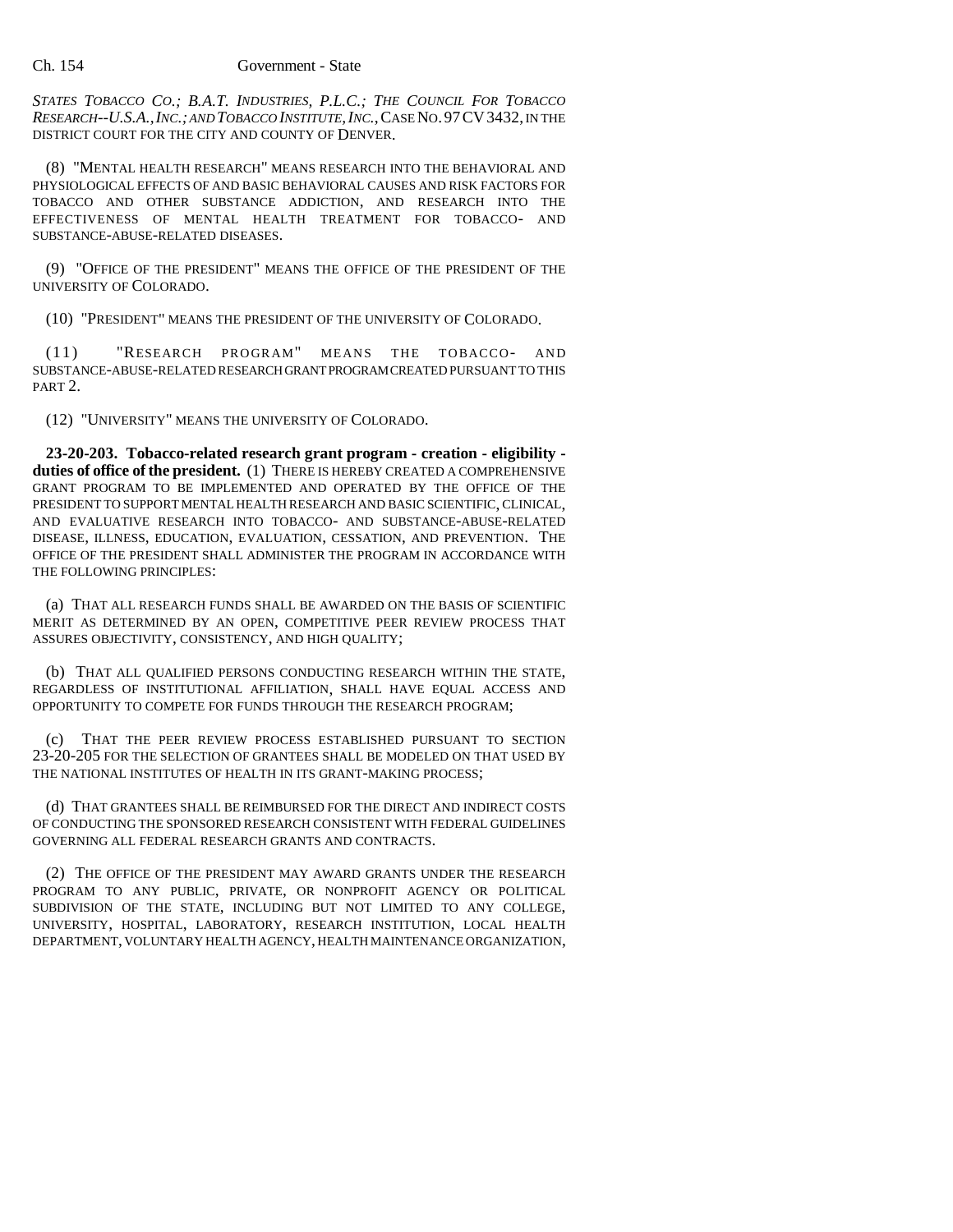*STATES TOBACCO CO.; B.A.T. INDUSTRIES, P.L.C.; THE COUNCIL FOR TOBACCO RESEARCH--U.S.A., INC.; AND TOBACCO INSTITUTE, INC.*, CASE NO. 97 CV 3432, IN THE DISTRICT COURT FOR THE CITY AND COUNTY OF DENVER.

(8) "MENTAL HEALTH RESEARCH" MEANS RESEARCH INTO THE BEHAVIORAL AND PHYSIOLOGICAL EFFECTS OF AND BASIC BEHAVIORAL CAUSES AND RISK FACTORS FOR TOBACCO AND OTHER SUBSTANCE ADDICTION, AND RESEARCH INTO THE EFFECTIVENESS OF MENTAL HEALTH TREATMENT FOR TOBACCO- AND SUBSTANCE-ABUSE-RELATED DISEASES.

(9) "OFFICE OF THE PRESIDENT" MEANS THE OFFICE OF THE PRESIDENT OF THE UNIVERSITY OF COLORADO.

(10) "PRESIDENT" MEANS THE PRESIDENT OF THE UNIVERSITY OF COLORADO.

(11) "RESEARCH PROGRAM" MEANS THE TOBACCO- AND SUBSTANCE-ABUSE-RELATED RESEARCH GRANT PROGRAM CREATED PURSUANT TO THIS PART 2.

(12) "UNIVERSITY" MEANS THE UNIVERSITY OF COLORADO.

**23-20-203. Tobacco-related research grant program - creation - eligibility - duties of office of the president.** (1) THERE IS HEREBY CREATED A COMPREHENSIVE GRANT PROGRAM TO BE IMPLEMENTED AND OPERATED BY THE OFFICE OF THE PRESIDENT TO SUPPORT MENTAL HEALTH RESEARCH AND BASIC SCIENTIFIC, CLINICAL, AND EVALUATIVE RESEARCH INTO TOBACCO- AND SUBSTANCE-ABUSE-RELATED DISEASE, ILLNESS, EDUCATION, EVALUATION, CESSATION, AND PREVENTION. THE OFFICE OF THE PRESIDENT SHALL ADMINISTER THE PROGRAM IN ACCORDANCE WITH THE FOLLOWING PRINCIPLES:

(a) THAT ALL RESEARCH FUNDS SHALL BE AWARDED ON THE BASIS OF SCIENTIFIC MERIT AS DETERMINED BY AN OPEN, COMPETITIVE PEER REVIEW PROCESS THAT ASSURES OBJECTIVITY, CONSISTENCY, AND HIGH QUALITY;

(b) THAT ALL QUALIFIED PERSONS CONDUCTING RESEARCH WITHIN THE STATE, REGARDLESS OF INSTITUTIONAL AFFILIATION, SHALL HAVE EQUAL ACCESS AND OPPORTUNITY TO COMPETE FOR FUNDS THROUGH THE RESEARCH PROGRAM;

(c) THAT THE PEER REVIEW PROCESS ESTABLISHED PURSUANT TO SECTION 23-20-205 FOR THE SELECTION OF GRANTEES SHALL BE MODELED ON THAT USED BY THE NATIONAL INSTITUTES OF HEALTH IN ITS GRANT-MAKING PROCESS;

(d) THAT GRANTEES SHALL BE REIMBURSED FOR THE DIRECT AND INDIRECT COSTS OF CONDUCTING THE SPONSORED RESEARCH CONSISTENT WITH FEDERAL GUIDELINES GOVERNING ALL FEDERAL RESEARCH GRANTS AND CONTRACTS.

(2) THE OFFICE OF THE PRESIDENT MAY AWARD GRANTS UNDER THE RESEARCH PROGRAM TO ANY PUBLIC, PRIVATE, OR NONPROFIT AGENCY OR POLITICAL SUBDIVISION OF THE STATE, INCLUDING BUT NOT LIMITED TO ANY COLLEGE, UNIVERSITY, HOSPITAL, LABORATORY, RESEARCH INSTITUTION, LOCAL HEALTH DEPARTMENT, VOLUNTARY HEALTH AGENCY, HEALTH MAINTENANCE ORGANIZATION,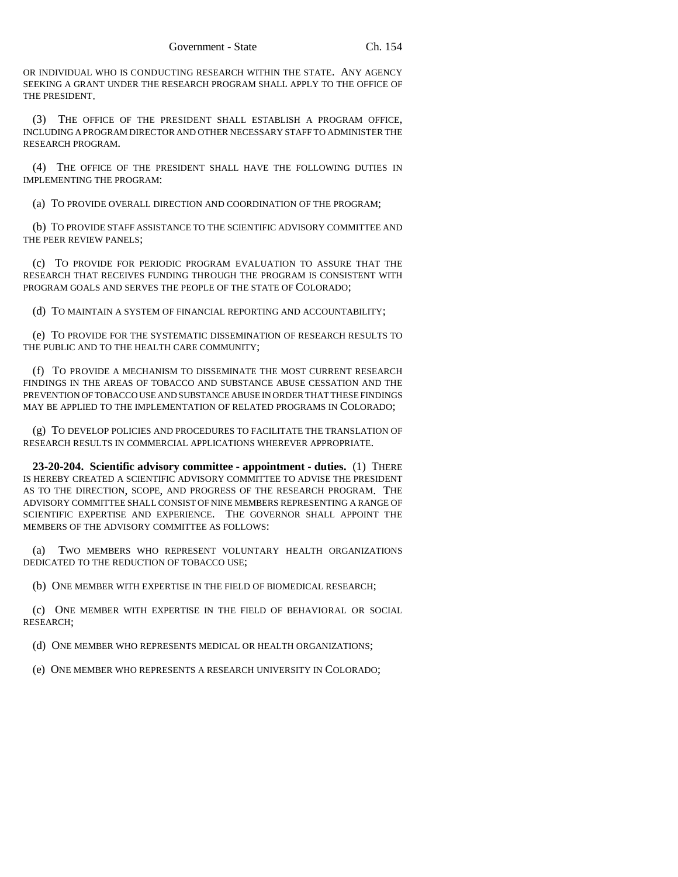OR INDIVIDUAL WHO IS CONDUCTING RESEARCH WITHIN THE STATE. ANY AGENCY SEEKING A GRANT UNDER THE RESEARCH PROGRAM SHALL APPLY TO THE OFFICE OF THE PRESIDENT.

(3) THE OFFICE OF THE PRESIDENT SHALL ESTABLISH A PROGRAM OFFICE, INCLUDING A PROGRAM DIRECTOR AND OTHER NECESSARY STAFF TO ADMINISTER THE RESEARCH PROGRAM.

(4) THE OFFICE OF THE PRESIDENT SHALL HAVE THE FOLLOWING DUTIES IN IMPLEMENTING THE PROGRAM:

(a) TO PROVIDE OVERALL DIRECTION AND COORDINATION OF THE PROGRAM;

(b) TO PROVIDE STAFF ASSISTANCE TO THE SCIENTIFIC ADVISORY COMMITTEE AND THE PEER REVIEW PANELS;

(c) TO PROVIDE FOR PERIODIC PROGRAM EVALUATION TO ASSURE THAT THE RESEARCH THAT RECEIVES FUNDING THROUGH THE PROGRAM IS CONSISTENT WITH PROGRAM GOALS AND SERVES THE PEOPLE OF THE STATE OF COLORADO;

(d) TO MAINTAIN A SYSTEM OF FINANCIAL REPORTING AND ACCOUNTABILITY;

(e) TO PROVIDE FOR THE SYSTEMATIC DISSEMINATION OF RESEARCH RESULTS TO THE PUBLIC AND TO THE HEALTH CARE COMMUNITY;

(f) TO PROVIDE A MECHANISM TO DISSEMINATE THE MOST CURRENT RESEARCH FINDINGS IN THE AREAS OF TOBACCO AND SUBSTANCE ABUSE CESSATION AND THE PREVENTION OF TOBACCO USE AND SUBSTANCE ABUSE IN ORDER THAT THESE FINDINGS MAY BE APPLIED TO THE IMPLEMENTATION OF RELATED PROGRAMS IN COLORADO;

(g) TO DEVELOP POLICIES AND PROCEDURES TO FACILITATE THE TRANSLATION OF RESEARCH RESULTS IN COMMERCIAL APPLICATIONS WHEREVER APPROPRIATE.

**23-20-204. Scientific advisory committee - appointment - duties.** (1) THERE IS HEREBY CREATED A SCIENTIFIC ADVISORY COMMITTEE TO ADVISE THE PRESIDENT AS TO THE DIRECTION, SCOPE, AND PROGRESS OF THE RESEARCH PROGRAM. THE ADVISORY COMMITTEE SHALL CONSIST OF NINE MEMBERS REPRESENTING A RANGE OF SCIENTIFIC EXPERTISE AND EXPERIENCE. THE GOVERNOR SHALL APPOINT THE MEMBERS OF THE ADVISORY COMMITTEE AS FOLLOWS:

(a) TWO MEMBERS WHO REPRESENT VOLUNTARY HEALTH ORGANIZATIONS DEDICATED TO THE REDUCTION OF TOBACCO USE;

(b) ONE MEMBER WITH EXPERTISE IN THE FIELD OF BIOMEDICAL RESEARCH;

(c) ONE MEMBER WITH EXPERTISE IN THE FIELD OF BEHAVIORAL OR SOCIAL RESEARCH;

(d) ONE MEMBER WHO REPRESENTS MEDICAL OR HEALTH ORGANIZATIONS;

(e) ONE MEMBER WHO REPRESENTS A RESEARCH UNIVERSITY IN COLORADO;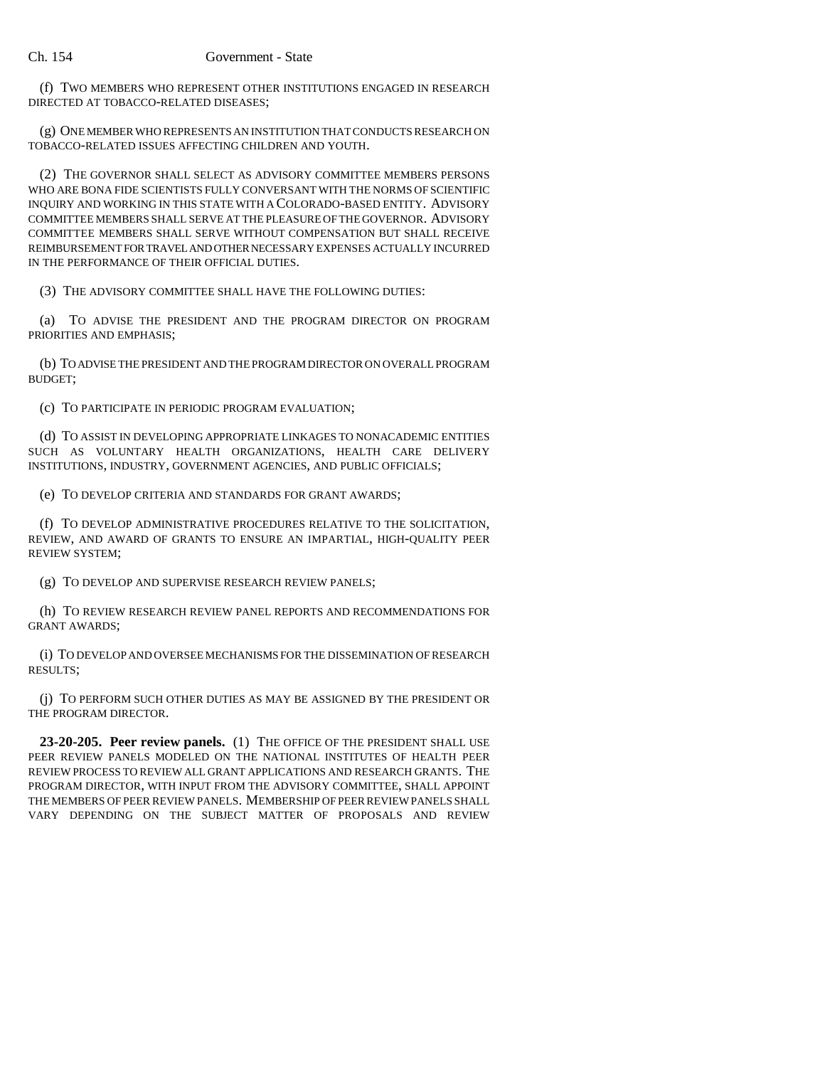(f) TWO MEMBERS WHO REPRESENT OTHER INSTITUTIONS ENGAGED IN RESEARCH DIRECTED AT TOBACCO-RELATED DISEASES;

(g) ONE MEMBER WHO REPRESENTS AN INSTITUTION THAT CONDUCTS RESEARCH ON TOBACCO-RELATED ISSUES AFFECTING CHILDREN AND YOUTH.

(2) THE GOVERNOR SHALL SELECT AS ADVISORY COMMITTEE MEMBERS PERSONS WHO ARE BONA FIDE SCIENTISTS FULLY CONVERSANT WITH THE NORMS OF SCIENTIFIC INQUIRY AND WORKING IN THIS STATE WITH A COLORADO-BASED ENTITY. ADVISORY COMMITTEE MEMBERS SHALL SERVE AT THE PLEASURE OF THE GOVERNOR. ADVISORY COMMITTEE MEMBERS SHALL SERVE WITHOUT COMPENSATION BUT SHALL RECEIVE REIMBURSEMENT FOR TRAVEL AND OTHER NECESSARY EXPENSES ACTUALLY INCURRED IN THE PERFORMANCE OF THEIR OFFICIAL DUTIES.

(3) THE ADVISORY COMMITTEE SHALL HAVE THE FOLLOWING DUTIES:

(a) TO ADVISE THE PRESIDENT AND THE PROGRAM DIRECTOR ON PROGRAM PRIORITIES AND EMPHASIS;

(b) TO ADVISE THE PRESIDENT AND THE PROGRAM DIRECTOR ON OVERALL PROGRAM BUDGET;

(c) TO PARTICIPATE IN PERIODIC PROGRAM EVALUATION;

(d) TO ASSIST IN DEVELOPING APPROPRIATE LINKAGES TO NONACADEMIC ENTITIES SUCH AS VOLUNTARY HEALTH ORGANIZATIONS, HEALTH CARE DELIVERY INSTITUTIONS, INDUSTRY, GOVERNMENT AGENCIES, AND PUBLIC OFFICIALS;

(e) TO DEVELOP CRITERIA AND STANDARDS FOR GRANT AWARDS;

(f) TO DEVELOP ADMINISTRATIVE PROCEDURES RELATIVE TO THE SOLICITATION, REVIEW, AND AWARD OF GRANTS TO ENSURE AN IMPARTIAL, HIGH-QUALITY PEER REVIEW SYSTEM;

(g) TO DEVELOP AND SUPERVISE RESEARCH REVIEW PANELS;

(h) TO REVIEW RESEARCH REVIEW PANEL REPORTS AND RECOMMENDATIONS FOR GRANT AWARDS;

(i) TO DEVELOP AND OVERSEE MECHANISMS FOR THE DISSEMINATION OF RESEARCH RESULTS;

(j) TO PERFORM SUCH OTHER DUTIES AS MAY BE ASSIGNED BY THE PRESIDENT OR THE PROGRAM DIRECTOR.

**23-20-205. Peer review panels.** (1) THE OFFICE OF THE PRESIDENT SHALL USE PEER REVIEW PANELS MODELED ON THE NATIONAL INSTITUTES OF HEALTH PEER REVIEW PROCESS TO REVIEW ALL GRANT APPLICATIONS AND RESEARCH GRANTS. THE PROGRAM DIRECTOR, WITH INPUT FROM THE ADVISORY COMMITTEE, SHALL APPOINT THE MEMBERS OF PEER REVIEW PANELS. MEMBERSHIP OF PEER REVIEW PANELS SHALL VARY DEPENDING ON THE SUBJECT MATTER OF PROPOSALS AND REVIEW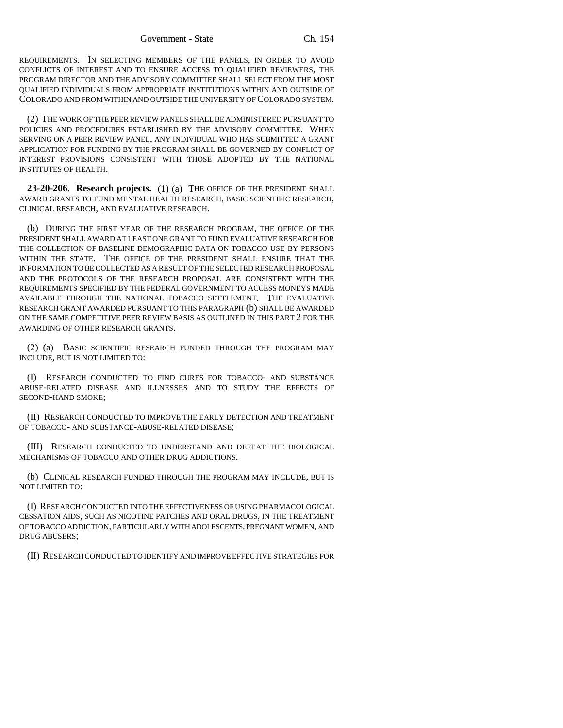REQUIREMENTS. IN SELECTING MEMBERS OF THE PANELS, IN ORDER TO AVOID CONFLICTS OF INTEREST AND TO ENSURE ACCESS TO QUALIFIED REVIEWERS, THE PROGRAM DIRECTOR AND THE ADVISORY COMMITTEE SHALL SELECT FROM THE MOST QUALIFIED INDIVIDUALS FROM APPROPRIATE INSTITUTIONS WITHIN AND OUTSIDE OF COLORADO AND FROM WITHIN AND OUTSIDE THE UNIVERSITY OF COLORADO SYSTEM.

(2) THE WORK OF THE PEER REVIEW PANELS SHALL BE ADMINISTERED PURSUANT TO POLICIES AND PROCEDURES ESTABLISHED BY THE ADVISORY COMMITTEE. WHEN SERVING ON A PEER REVIEW PANEL, ANY INDIVIDUAL WHO HAS SUBMITTED A GRANT APPLICATION FOR FUNDING BY THE PROGRAM SHALL BE GOVERNED BY CONFLICT OF INTEREST PROVISIONS CONSISTENT WITH THOSE ADOPTED BY THE NATIONAL INSTITUTES OF HEALTH.

**23-20-206. Research projects.** (1) (a) THE OFFICE OF THE PRESIDENT SHALL AWARD GRANTS TO FUND MENTAL HEALTH RESEARCH, BASIC SCIENTIFIC RESEARCH, CLINICAL RESEARCH, AND EVALUATIVE RESEARCH.

(b) DURING THE FIRST YEAR OF THE RESEARCH PROGRAM, THE OFFICE OF THE PRESIDENT SHALL AWARD AT LEAST ONE GRANT TO FUND EVALUATIVE RESEARCH FOR THE COLLECTION OF BASELINE DEMOGRAPHIC DATA ON TOBACCO USE BY PERSONS WITHIN THE STATE. THE OFFICE OF THE PRESIDENT SHALL ENSURE THAT THE INFORMATION TO BE COLLECTED AS A RESULT OF THE SELECTED RESEARCH PROPOSAL AND THE PROTOCOLS OF THE RESEARCH PROPOSAL ARE CONSISTENT WITH THE REQUIREMENTS SPECIFIED BY THE FEDERAL GOVERNMENT TO ACCESS MONEYS MADE AVAILABLE THROUGH THE NATIONAL TOBACCO SETTLEMENT. THE EVALUATIVE RESEARCH GRANT AWARDED PURSUANT TO THIS PARAGRAPH (b) SHALL BE AWARDED ON THE SAME COMPETITIVE PEER REVIEW BASIS AS OUTLINED IN THIS PART 2 FOR THE AWARDING OF OTHER RESEARCH GRANTS.

(2) (a) BASIC SCIENTIFIC RESEARCH FUNDED THROUGH THE PROGRAM MAY INCLUDE, BUT IS NOT LIMITED TO:

(I) RESEARCH CONDUCTED TO FIND CURES FOR TOBACCO- AND SUBSTANCE ABUSE-RELATED DISEASE AND ILLNESSES AND TO STUDY THE EFFECTS OF SECOND-HAND SMOKE;

(II) RESEARCH CONDUCTED TO IMPROVE THE EARLY DETECTION AND TREATMENT OF TOBACCO- AND SUBSTANCE-ABUSE-RELATED DISEASE;

(III) RESEARCH CONDUCTED TO UNDERSTAND AND DEFEAT THE BIOLOGICAL MECHANISMS OF TOBACCO AND OTHER DRUG ADDICTIONS.

(b) CLINICAL RESEARCH FUNDED THROUGH THE PROGRAM MAY INCLUDE, BUT IS NOT LIMITED TO:

(I) RESEARCH CONDUCTED INTO THE EFFECTIVENESS OF USING PHARMACOLOGICAL CESSATION AIDS, SUCH AS NICOTINE PATCHES AND ORAL DRUGS, IN THE TREATMENT OF TOBACCO ADDICTION, PARTICULARLY WITH ADOLESCENTS, PREGNANT WOMEN, AND DRUG ABUSERS;

(II) RESEARCH CONDUCTED TO IDENTIFY AND IMPROVE EFFECTIVE STRATEGIES FOR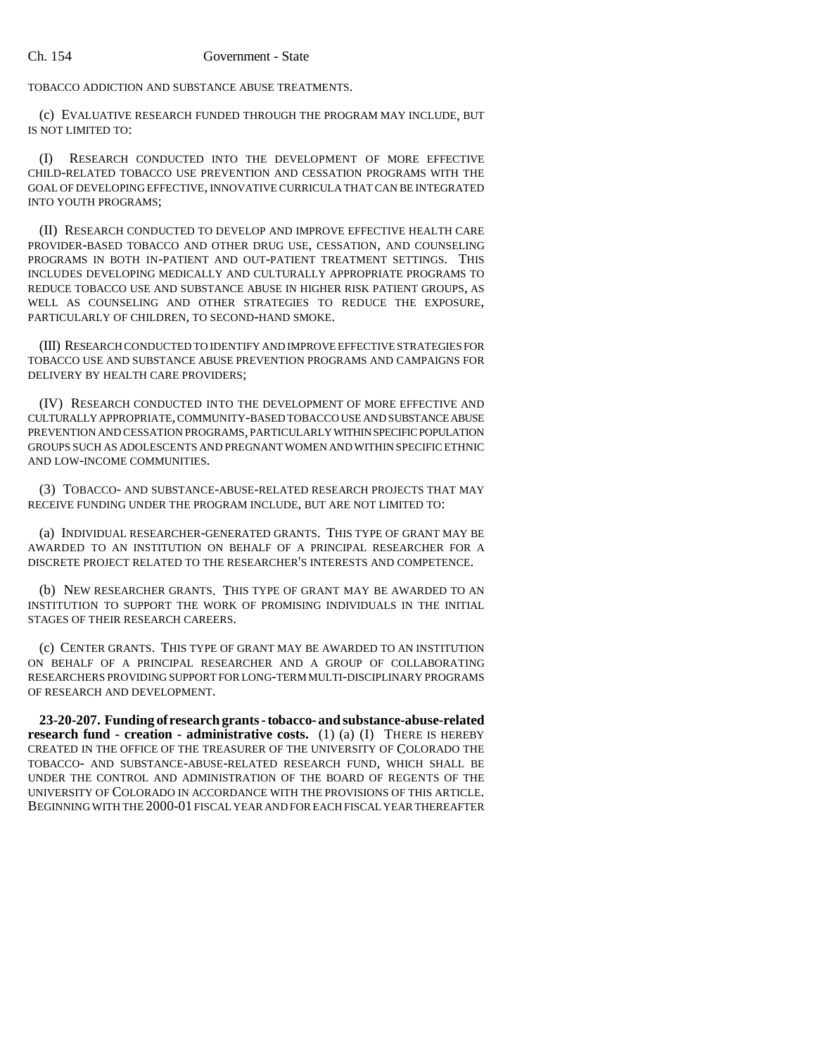TOBACCO ADDICTION AND SUBSTANCE ABUSE TREATMENTS.

(c) EVALUATIVE RESEARCH FUNDED THROUGH THE PROGRAM MAY INCLUDE, BUT IS NOT LIMITED TO:

(I) RESEARCH CONDUCTED INTO THE DEVELOPMENT OF MORE EFFECTIVE CHILD-RELATED TOBACCO USE PREVENTION AND CESSATION PROGRAMS WITH THE GOAL OF DEVELOPING EFFECTIVE, INNOVATIVE CURRICULA THAT CAN BE INTEGRATED INTO YOUTH PROGRAMS;

(II) RESEARCH CONDUCTED TO DEVELOP AND IMPROVE EFFECTIVE HEALTH CARE PROVIDER-BASED TOBACCO AND OTHER DRUG USE, CESSATION, AND COUNSELING PROGRAMS IN BOTH IN-PATIENT AND OUT-PATIENT TREATMENT SETTINGS. THIS INCLUDES DEVELOPING MEDICALLY AND CULTURALLY APPROPRIATE PROGRAMS TO REDUCE TOBACCO USE AND SUBSTANCE ABUSE IN HIGHER RISK PATIENT GROUPS, AS WELL AS COUNSELING AND OTHER STRATEGIES TO REDUCE THE EXPOSURE, PARTICULARLY OF CHILDREN, TO SECOND-HAND SMOKE.

(III) RESEARCH CONDUCTED TO IDENTIFY AND IMPROVE EFFECTIVE STRATEGIES FOR TOBACCO USE AND SUBSTANCE ABUSE PREVENTION PROGRAMS AND CAMPAIGNS FOR DELIVERY BY HEALTH CARE PROVIDERS;

(IV) RESEARCH CONDUCTED INTO THE DEVELOPMENT OF MORE EFFECTIVE AND CULTURALLY APPROPRIATE, COMMUNITY-BASED TOBACCO USE AND SUBSTANCE ABUSE PREVENTION AND CESSATION PROGRAMS, PARTICULARLY WITHIN SPECIFIC POPULATION GROUPS SUCH AS ADOLESCENTS AND PREGNANT WOMEN AND WITHIN SPECIFIC ETHNIC AND LOW-INCOME COMMUNITIES.

(3) TOBACCO- AND SUBSTANCE-ABUSE-RELATED RESEARCH PROJECTS THAT MAY RECEIVE FUNDING UNDER THE PROGRAM INCLUDE, BUT ARE NOT LIMITED TO:

(a) INDIVIDUAL RESEARCHER-GENERATED GRANTS. THIS TYPE OF GRANT MAY BE AWARDED TO AN INSTITUTION ON BEHALF OF A PRINCIPAL RESEARCHER FOR A DISCRETE PROJECT RELATED TO THE RESEARCHER'S INTERESTS AND COMPETENCE.

(b) NEW RESEARCHER GRANTS. THIS TYPE OF GRANT MAY BE AWARDED TO AN INSTITUTION TO SUPPORT THE WORK OF PROMISING INDIVIDUALS IN THE INITIAL STAGES OF THEIR RESEARCH CAREERS.

(c) CENTER GRANTS. THIS TYPE OF GRANT MAY BE AWARDED TO AN INSTITUTION ON BEHALF OF A PRINCIPAL RESEARCHER AND A GROUP OF COLLABORATING RESEARCHERS PROVIDING SUPPORT FOR LONG-TERM MULTI-DISCIPLINARY PROGRAMS OF RESEARCH AND DEVELOPMENT.

**23-20-207. Funding of research grants - tobacco- and substance-abuse-related research fund - creation - administrative costs.** (1) (a) (I) THERE IS HEREBY CREATED IN THE OFFICE OF THE TREASURER OF THE UNIVERSITY OF COLORADO THE TOBACCO- AND SUBSTANCE-ABUSE-RELATED RESEARCH FUND, WHICH SHALL BE UNDER THE CONTROL AND ADMINISTRATION OF THE BOARD OF REGENTS OF THE UNIVERSITY OF COLORADO IN ACCORDANCE WITH THE PROVISIONS OF THIS ARTICLE. BEGINNING WITH THE 2000-01 FISCAL YEAR AND FOR EACH FISCAL YEAR THEREAFTER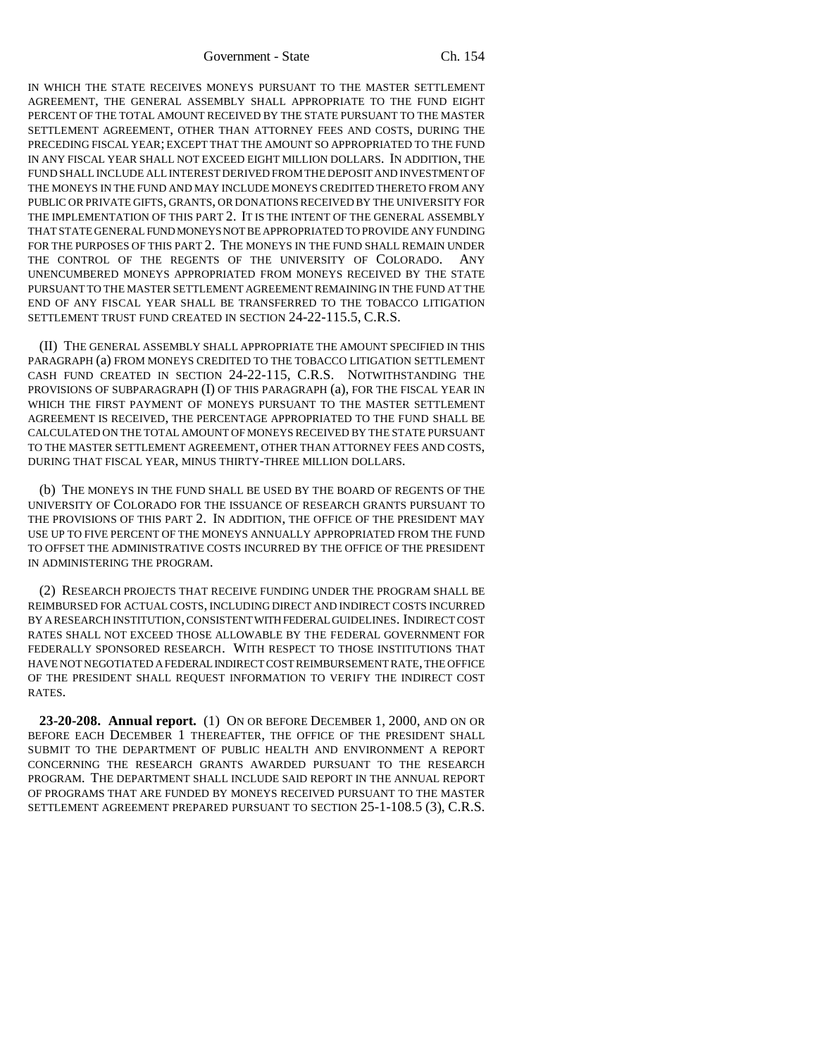IN WHICH THE STATE RECEIVES MONEYS PURSUANT TO THE MASTER SETTLEMENT AGREEMENT, THE GENERAL ASSEMBLY SHALL APPROPRIATE TO THE FUND EIGHT PERCENT OF THE TOTAL AMOUNT RECEIVED BY THE STATE PURSUANT TO THE MASTER SETTLEMENT AGREEMENT, OTHER THAN ATTORNEY FEES AND COSTS, DURING THE PRECEDING FISCAL YEAR; EXCEPT THAT THE AMOUNT SO APPROPRIATED TO THE FUND IN ANY FISCAL YEAR SHALL NOT EXCEED EIGHT MILLION DOLLARS. IN ADDITION, THE FUND SHALL INCLUDE ALL INTEREST DERIVED FROM THE DEPOSIT AND INVESTMENT OF THE MONEYS IN THE FUND AND MAY INCLUDE MONEYS CREDITED THERETO FROM ANY PUBLIC OR PRIVATE GIFTS, GRANTS, OR DONATIONS RECEIVED BY THE UNIVERSITY FOR THE IMPLEMENTATION OF THIS PART 2. IT IS THE INTENT OF THE GENERAL ASSEMBLY THAT STATE GENERAL FUND MONEYS NOT BE APPROPRIATED TO PROVIDE ANY FUNDING FOR THE PURPOSES OF THIS PART 2. THE MONEYS IN THE FUND SHALL REMAIN UNDER THE CONTROL OF THE REGENTS OF THE UNIVERSITY OF COLORADO. ANY UNENCUMBERED MONEYS APPROPRIATED FROM MONEYS RECEIVED BY THE STATE PURSUANT TO THE MASTER SETTLEMENT AGREEMENT REMAINING IN THE FUND AT THE END OF ANY FISCAL YEAR SHALL BE TRANSFERRED TO THE TOBACCO LITIGATION SETTLEMENT TRUST FUND CREATED IN SECTION 24-22-115.5, C.R.S.

(II) THE GENERAL ASSEMBLY SHALL APPROPRIATE THE AMOUNT SPECIFIED IN THIS PARAGRAPH (a) FROM MONEYS CREDITED TO THE TOBACCO LITIGATION SETTLEMENT CASH FUND CREATED IN SECTION 24-22-115, C.R.S. NOTWITHSTANDING THE PROVISIONS OF SUBPARAGRAPH (I) OF THIS PARAGRAPH (a), FOR THE FISCAL YEAR IN WHICH THE FIRST PAYMENT OF MONEYS PURSUANT TO THE MASTER SETTLEMENT AGREEMENT IS RECEIVED, THE PERCENTAGE APPROPRIATED TO THE FUND SHALL BE CALCULATED ON THE TOTAL AMOUNT OF MONEYS RECEIVED BY THE STATE PURSUANT TO THE MASTER SETTLEMENT AGREEMENT, OTHER THAN ATTORNEY FEES AND COSTS, DURING THAT FISCAL YEAR, MINUS THIRTY-THREE MILLION DOLLARS.

(b) THE MONEYS IN THE FUND SHALL BE USED BY THE BOARD OF REGENTS OF THE UNIVERSITY OF COLORADO FOR THE ISSUANCE OF RESEARCH GRANTS PURSUANT TO THE PROVISIONS OF THIS PART 2. IN ADDITION, THE OFFICE OF THE PRESIDENT MAY USE UP TO FIVE PERCENT OF THE MONEYS ANNUALLY APPROPRIATED FROM THE FUND TO OFFSET THE ADMINISTRATIVE COSTS INCURRED BY THE OFFICE OF THE PRESIDENT IN ADMINISTERING THE PROGRAM.

(2) RESEARCH PROJECTS THAT RECEIVE FUNDING UNDER THE PROGRAM SHALL BE REIMBURSED FOR ACTUAL COSTS, INCLUDING DIRECT AND INDIRECT COSTS INCURRED BY A RESEARCH INSTITUTION, CONSISTENT WITH FEDERAL GUIDELINES. INDIRECT COST RATES SHALL NOT EXCEED THOSE ALLOWABLE BY THE FEDERAL GOVERNMENT FOR FEDERALLY SPONSORED RESEARCH. WITH RESPECT TO THOSE INSTITUTIONS THAT HAVE NOT NEGOTIATED A FEDERAL INDIRECT COST REIMBURSEMENT RATE, THE OFFICE OF THE PRESIDENT SHALL REQUEST INFORMATION TO VERIFY THE INDIRECT COST RATES.

**23-20-208. Annual report.** (1) ON OR BEFORE DECEMBER 1, 2000, AND ON OR BEFORE EACH DECEMBER 1 THEREAFTER, THE OFFICE OF THE PRESIDENT SHALL SUBMIT TO THE DEPARTMENT OF PUBLIC HEALTH AND ENVIRONMENT A REPORT CONCERNING THE RESEARCH GRANTS AWARDED PURSUANT TO THE RESEARCH PROGRAM. THE DEPARTMENT SHALL INCLUDE SAID REPORT IN THE ANNUAL REPORT OF PROGRAMS THAT ARE FUNDED BY MONEYS RECEIVED PURSUANT TO THE MASTER SETTLEMENT AGREEMENT PREPARED PURSUANT TO SECTION 25-1-108.5 (3), C.R.S.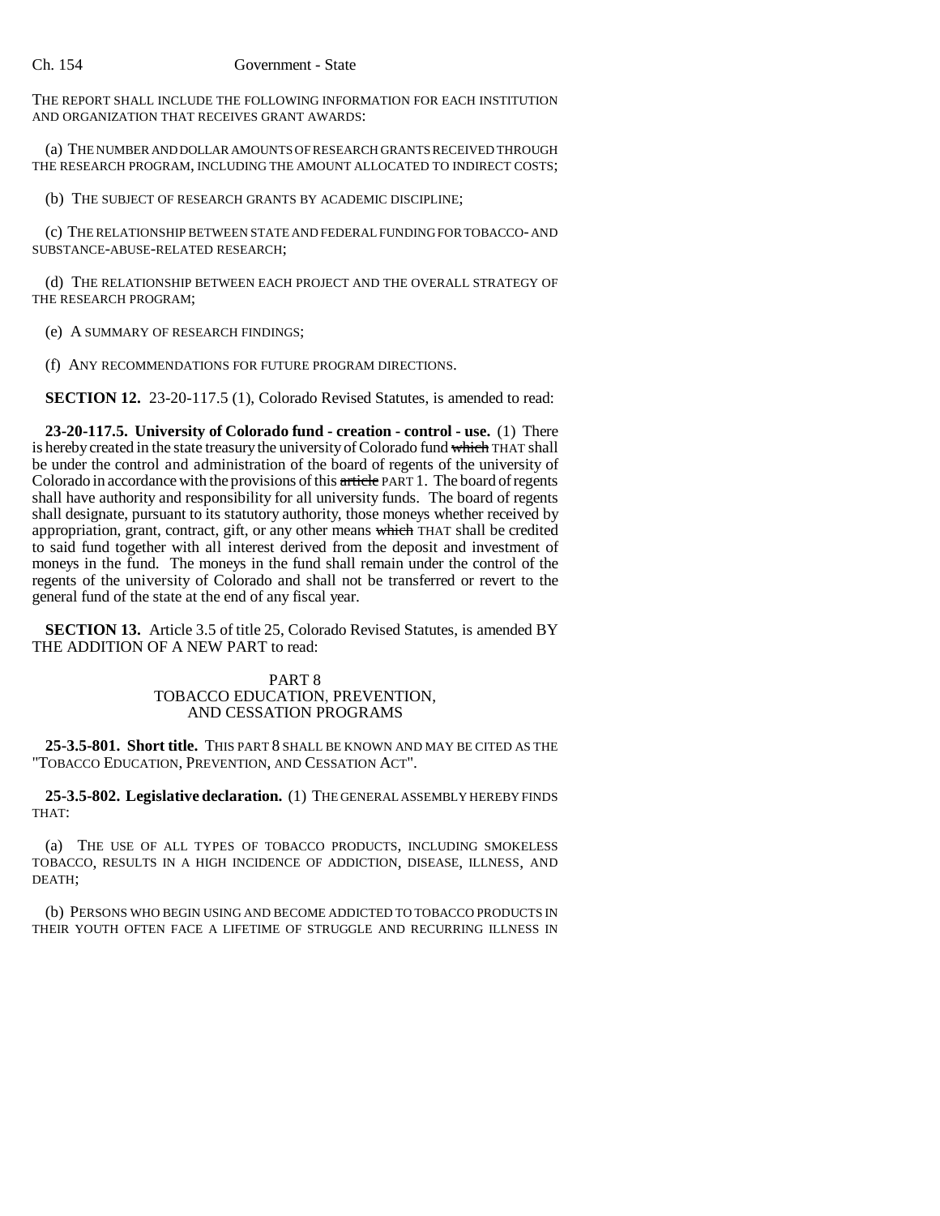THE REPORT SHALL INCLUDE THE FOLLOWING INFORMATION FOR EACH INSTITUTION AND ORGANIZATION THAT RECEIVES GRANT AWARDS:

(a) THE NUMBER AND DOLLAR AMOUNTS OF RESEARCH GRANTS RECEIVED THROUGH THE RESEARCH PROGRAM, INCLUDING THE AMOUNT ALLOCATED TO INDIRECT COSTS;

(b) THE SUBJECT OF RESEARCH GRANTS BY ACADEMIC DISCIPLINE;

(c) THE RELATIONSHIP BETWEEN STATE AND FEDERAL FUNDING FOR TOBACCO- AND SUBSTANCE-ABUSE-RELATED RESEARCH;

(d) THE RELATIONSHIP BETWEEN EACH PROJECT AND THE OVERALL STRATEGY OF THE RESEARCH PROGRAM;

(e) A SUMMARY OF RESEARCH FINDINGS;

(f) ANY RECOMMENDATIONS FOR FUTURE PROGRAM DIRECTIONS.

**SECTION 12.** 23-20-117.5 (1), Colorado Revised Statutes, is amended to read:

**23-20-117.5. University of Colorado fund - creation - control - use.** (1) There is hereby created in the state treasury the university of Colorado fund ~~which~~ THAT shall be under the control and administration of the board of regents of the university of Colorado in accordance with the provisions of this ~~article~~ PART 1. The board of regents shall have authority and responsibility for all university funds. The board of regents shall designate, pursuant to its statutory authority, those moneys whether received by appropriation, grant, contract, gift, or any other means ~~which~~ THAT shall be credited to said fund together with all interest derived from the deposit and investment of moneys in the fund. The moneys in the fund shall remain under the control of the regents of the university of Colorado and shall not be transferred or revert to the general fund of the state at the end of any fiscal year.

**SECTION 13.** Article 3.5 of title 25, Colorado Revised Statutes, is amended BY THE ADDITION OF A NEW PART to read:

PART 8
TOBACCO EDUCATION, PREVENTION, AND CESSATION PROGRAMS

**25-3.5-801. Short title.** THIS PART 8 SHALL BE KNOWN AND MAY BE CITED AS THE "TOBACCO EDUCATION, PREVENTION, AND CESSATION ACT".

**25-3.5-802. Legislative declaration.** (1) THE GENERAL ASSEMBLY HEREBY FINDS THAT:

(a) THE USE OF ALL TYPES OF TOBACCO PRODUCTS, INCLUDING SMOKELESS TOBACCO, RESULTS IN A HIGH INCIDENCE OF ADDICTION, DISEASE, ILLNESS, AND DEATH;

(b) PERSONS WHO BEGIN USING AND BECOME ADDICTED TO TOBACCO PRODUCTS IN THEIR YOUTH OFTEN FACE A LIFETIME OF STRUGGLE AND RECURRING ILLNESS IN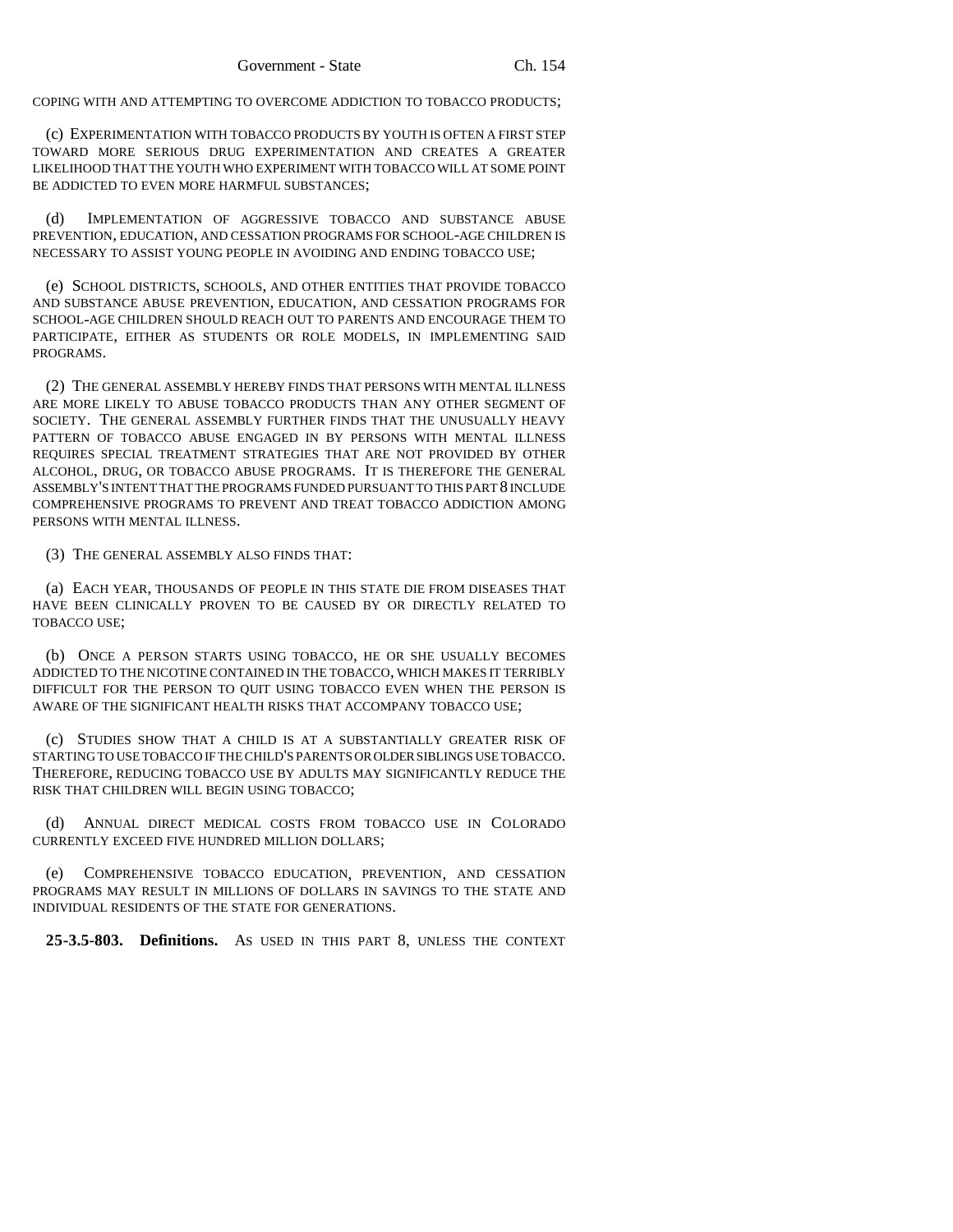COPING WITH AND ATTEMPTING TO OVERCOME ADDICTION TO TOBACCO PRODUCTS;

(c) EXPERIMENTATION WITH TOBACCO PRODUCTS BY YOUTH IS OFTEN A FIRST STEP TOWARD MORE SERIOUS DRUG EXPERIMENTATION AND CREATES A GREATER LIKELIHOOD THAT THE YOUTH WHO EXPERIMENT WITH TOBACCO WILL AT SOME POINT BE ADDICTED TO EVEN MORE HARMFUL SUBSTANCES;

(d) IMPLEMENTATION OF AGGRESSIVE TOBACCO AND SUBSTANCE ABUSE PREVENTION, EDUCATION, AND CESSATION PROGRAMS FOR SCHOOL-AGE CHILDREN IS NECESSARY TO ASSIST YOUNG PEOPLE IN AVOIDING AND ENDING TOBACCO USE;

(e) SCHOOL DISTRICTS, SCHOOLS, AND OTHER ENTITIES THAT PROVIDE TOBACCO AND SUBSTANCE ABUSE PREVENTION, EDUCATION, AND CESSATION PROGRAMS FOR SCHOOL-AGE CHILDREN SHOULD REACH OUT TO PARENTS AND ENCOURAGE THEM TO PARTICIPATE, EITHER AS STUDENTS OR ROLE MODELS, IN IMPLEMENTING SAID PROGRAMS.

(2) THE GENERAL ASSEMBLY HEREBY FINDS THAT PERSONS WITH MENTAL ILLNESS ARE MORE LIKELY TO ABUSE TOBACCO PRODUCTS THAN ANY OTHER SEGMENT OF SOCIETY. THE GENERAL ASSEMBLY FURTHER FINDS THAT THE UNUSUALLY HEAVY PATTERN OF TOBACCO ABUSE ENGAGED IN BY PERSONS WITH MENTAL ILLNESS REQUIRES SPECIAL TREATMENT STRATEGIES THAT ARE NOT PROVIDED BY OTHER ALCOHOL, DRUG, OR TOBACCO ABUSE PROGRAMS. IT IS THEREFORE THE GENERAL ASSEMBLY'S INTENT THAT THE PROGRAMS FUNDED PURSUANT TO THIS PART 8 INCLUDE COMPREHENSIVE PROGRAMS TO PREVENT AND TREAT TOBACCO ADDICTION AMONG PERSONS WITH MENTAL ILLNESS.

(3) THE GENERAL ASSEMBLY ALSO FINDS THAT:

(a) EACH YEAR, THOUSANDS OF PEOPLE IN THIS STATE DIE FROM DISEASES THAT HAVE BEEN CLINICALLY PROVEN TO BE CAUSED BY OR DIRECTLY RELATED TO TOBACCO USE;

(b) ONCE A PERSON STARTS USING TOBACCO, HE OR SHE USUALLY BECOMES ADDICTED TO THE NICOTINE CONTAINED IN THE TOBACCO, WHICH MAKES IT TERRIBLY DIFFICULT FOR THE PERSON TO QUIT USING TOBACCO EVEN WHEN THE PERSON IS AWARE OF THE SIGNIFICANT HEALTH RISKS THAT ACCOMPANY TOBACCO USE;

(c) STUDIES SHOW THAT A CHILD IS AT A SUBSTANTIALLY GREATER RISK OF STARTING TO USE TOBACCO IF THE CHILD'S PARENTS OR OLDER SIBLINGS USE TOBACCO. THEREFORE, REDUCING TOBACCO USE BY ADULTS MAY SIGNIFICANTLY REDUCE THE RISK THAT CHILDREN WILL BEGIN USING TOBACCO;

(d) ANNUAL DIRECT MEDICAL COSTS FROM TOBACCO USE IN COLORADO CURRENTLY EXCEED FIVE HUNDRED MILLION DOLLARS;

(e) COMPREHENSIVE TOBACCO EDUCATION, PREVENTION, AND CESSATION PROGRAMS MAY RESULT IN MILLIONS OF DOLLARS IN SAVINGS TO THE STATE AND INDIVIDUAL RESIDENTS OF THE STATE FOR GENERATIONS.

**25-3.5-803. Definitions.** AS USED IN THIS PART 8, UNLESS THE CONTEXT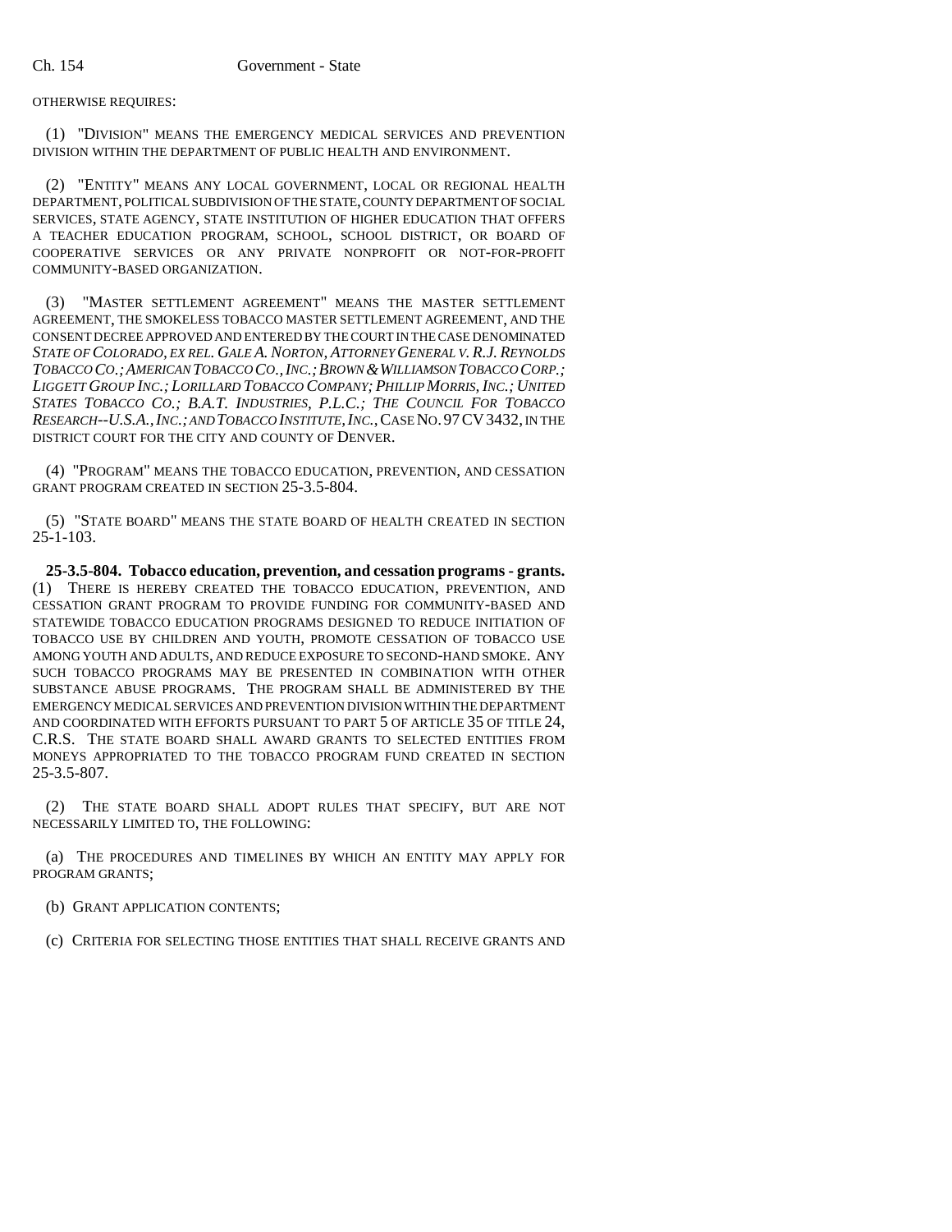OTHERWISE REQUIRES:

(1) "DIVISION" MEANS THE EMERGENCY MEDICAL SERVICES AND PREVENTION DIVISION WITHIN THE DEPARTMENT OF PUBLIC HEALTH AND ENVIRONMENT.

(2) "ENTITY" MEANS ANY LOCAL GOVERNMENT, LOCAL OR REGIONAL HEALTH DEPARTMENT, POLITICAL SUBDIVISION OF THE STATE, COUNTY DEPARTMENT OF SOCIAL SERVICES, STATE AGENCY, STATE INSTITUTION OF HIGHER EDUCATION THAT OFFERS A TEACHER EDUCATION PROGRAM, SCHOOL, SCHOOL DISTRICT, OR BOARD OF COOPERATIVE SERVICES OR ANY PRIVATE NONPROFIT OR NOT-FOR-PROFIT COMMUNITY-BASED ORGANIZATION.

(3) "MASTER SETTLEMENT AGREEMENT" MEANS THE MASTER SETTLEMENT AGREEMENT, THE SMOKELESS TOBACCO MASTER SETTLEMENT AGREEMENT, AND THE CONSENT DECREE APPROVED AND ENTERED BY THE COURT IN THE CASE DENOMINATED *STATE OF COLORADO, EX REL. GALE A. NORTON, ATTORNEY GENERAL V. R.J. REYNOLDS TOBACCO CO.; AMERICAN TOBACCO CO., INC.; BROWN & WILLIAMSON TOBACCO CORP.; LIGGETT GROUP INC.; LORILLARD TOBACCO COMPANY; PHILLIP MORRIS, INC.; UNITED STATES TOBACCO CO.; B.A.T. INDUSTRIES, P.L.C.; THE COUNCIL FOR TOBACCO RESEARCH--U.S.A., INC.; AND TOBACCO INSTITUTE, INC.*, CASE NO. 97 CV 3432, IN THE DISTRICT COURT FOR THE CITY AND COUNTY OF DENVER.

(4) "PROGRAM" MEANS THE TOBACCO EDUCATION, PREVENTION, AND CESSATION GRANT PROGRAM CREATED IN SECTION 25-3.5-804.

(5) "STATE BOARD" MEANS THE STATE BOARD OF HEALTH CREATED IN SECTION 25-1-103.

**25-3.5-804. Tobacco education, prevention, and cessation programs - grants.** (1) THERE IS HEREBY CREATED THE TOBACCO EDUCATION, PREVENTION, AND CESSATION GRANT PROGRAM TO PROVIDE FUNDING FOR COMMUNITY-BASED AND STATEWIDE TOBACCO EDUCATION PROGRAMS DESIGNED TO REDUCE INITIATION OF TOBACCO USE BY CHILDREN AND YOUTH, PROMOTE CESSATION OF TOBACCO USE AMONG YOUTH AND ADULTS, AND REDUCE EXPOSURE TO SECOND-HAND SMOKE. ANY SUCH TOBACCO PROGRAMS MAY BE PRESENTED IN COMBINATION WITH OTHER SUBSTANCE ABUSE PROGRAMS. THE PROGRAM SHALL BE ADMINISTERED BY THE EMERGENCY MEDICAL SERVICES AND PREVENTION DIVISION WITHIN THE DEPARTMENT AND COORDINATED WITH EFFORTS PURSUANT TO PART 5 OF ARTICLE 35 OF TITLE 24, C.R.S. THE STATE BOARD SHALL AWARD GRANTS TO SELECTED ENTITIES FROM MONEYS APPROPRIATED TO THE TOBACCO PROGRAM FUND CREATED IN SECTION 25-3.5-807.

(2) THE STATE BOARD SHALL ADOPT RULES THAT SPECIFY, BUT ARE NOT NECESSARILY LIMITED TO, THE FOLLOWING:

(a) THE PROCEDURES AND TIMELINES BY WHICH AN ENTITY MAY APPLY FOR PROGRAM GRANTS;

(b) GRANT APPLICATION CONTENTS;

(c) CRITERIA FOR SELECTING THOSE ENTITIES THAT SHALL RECEIVE GRANTS AND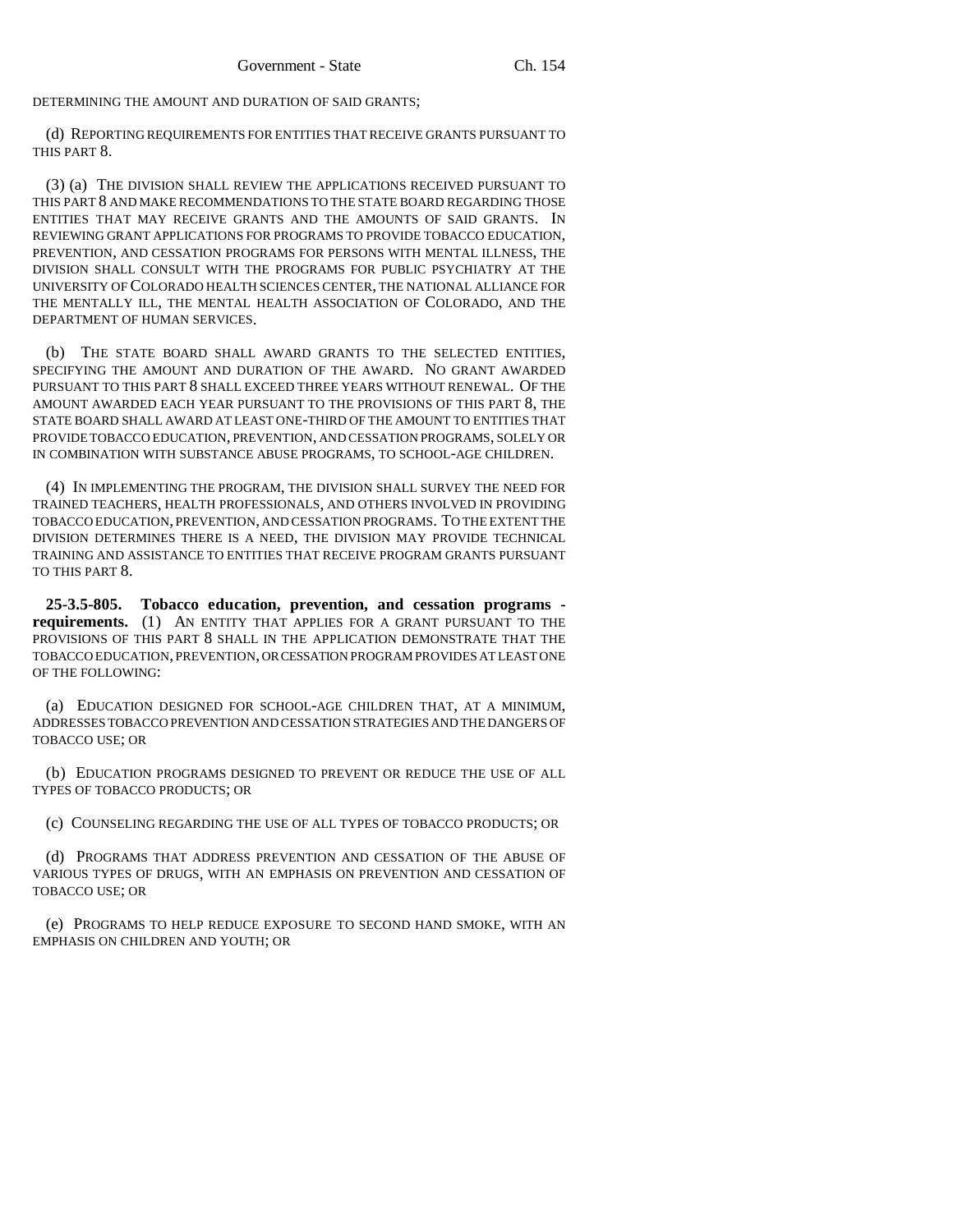DETERMINING THE AMOUNT AND DURATION OF SAID GRANTS;

(d) REPORTING REQUIREMENTS FOR ENTITIES THAT RECEIVE GRANTS PURSUANT TO THIS PART 8.

(3) (a) THE DIVISION SHALL REVIEW THE APPLICATIONS RECEIVED PURSUANT TO THIS PART 8 AND MAKE RECOMMENDATIONS TO THE STATE BOARD REGARDING THOSE ENTITIES THAT MAY RECEIVE GRANTS AND THE AMOUNTS OF SAID GRANTS. IN REVIEWING GRANT APPLICATIONS FOR PROGRAMS TO PROVIDE TOBACCO EDUCATION, PREVENTION, AND CESSATION PROGRAMS FOR PERSONS WITH MENTAL ILLNESS, THE DIVISION SHALL CONSULT WITH THE PROGRAMS FOR PUBLIC PSYCHIATRY AT THE UNIVERSITY OF COLORADO HEALTH SCIENCES CENTER, THE NATIONAL ALLIANCE FOR THE MENTALLY ILL, THE MENTAL HEALTH ASSOCIATION OF COLORADO, AND THE DEPARTMENT OF HUMAN SERVICES.

(b) THE STATE BOARD SHALL AWARD GRANTS TO THE SELECTED ENTITIES, SPECIFYING THE AMOUNT AND DURATION OF THE AWARD. NO GRANT AWARDED PURSUANT TO THIS PART 8 SHALL EXCEED THREE YEARS WITHOUT RENEWAL. OF THE AMOUNT AWARDED EACH YEAR PURSUANT TO THE PROVISIONS OF THIS PART 8, THE STATE BOARD SHALL AWARD AT LEAST ONE-THIRD OF THE AMOUNT TO ENTITIES THAT PROVIDE TOBACCO EDUCATION, PREVENTION, AND CESSATION PROGRAMS, SOLELY OR IN COMBINATION WITH SUBSTANCE ABUSE PROGRAMS, TO SCHOOL-AGE CHILDREN.

(4) IN IMPLEMENTING THE PROGRAM, THE DIVISION SHALL SURVEY THE NEED FOR TRAINED TEACHERS, HEALTH PROFESSIONALS, AND OTHERS INVOLVED IN PROVIDING TOBACCO EDUCATION, PREVENTION, AND CESSATION PROGRAMS. TO THE EXTENT THE DIVISION DETERMINES THERE IS A NEED, THE DIVISION MAY PROVIDE TECHNICAL TRAINING AND ASSISTANCE TO ENTITIES THAT RECEIVE PROGRAM GRANTS PURSUANT TO THIS PART 8.

**25-3.5-805. Tobacco education, prevention, and cessation programs - requirements.** (1) AN ENTITY THAT APPLIES FOR A GRANT PURSUANT TO THE PROVISIONS OF THIS PART 8 SHALL IN THE APPLICATION DEMONSTRATE THAT THE TOBACCO EDUCATION, PREVENTION, OR CESSATION PROGRAM PROVIDES AT LEAST ONE OF THE FOLLOWING:

(a) EDUCATION DESIGNED FOR SCHOOL-AGE CHILDREN THAT, AT A MINIMUM, ADDRESSES TOBACCO PREVENTION AND CESSATION STRATEGIES AND THE DANGERS OF TOBACCO USE; OR

(b) EDUCATION PROGRAMS DESIGNED TO PREVENT OR REDUCE THE USE OF ALL TYPES OF TOBACCO PRODUCTS; OR

(c) COUNSELING REGARDING THE USE OF ALL TYPES OF TOBACCO PRODUCTS; OR

(d) PROGRAMS THAT ADDRESS PREVENTION AND CESSATION OF THE ABUSE OF VARIOUS TYPES OF DRUGS, WITH AN EMPHASIS ON PREVENTION AND CESSATION OF TOBACCO USE; OR

(e) PROGRAMS TO HELP REDUCE EXPOSURE TO SECOND HAND SMOKE, WITH AN EMPHASIS ON CHILDREN AND YOUTH; OR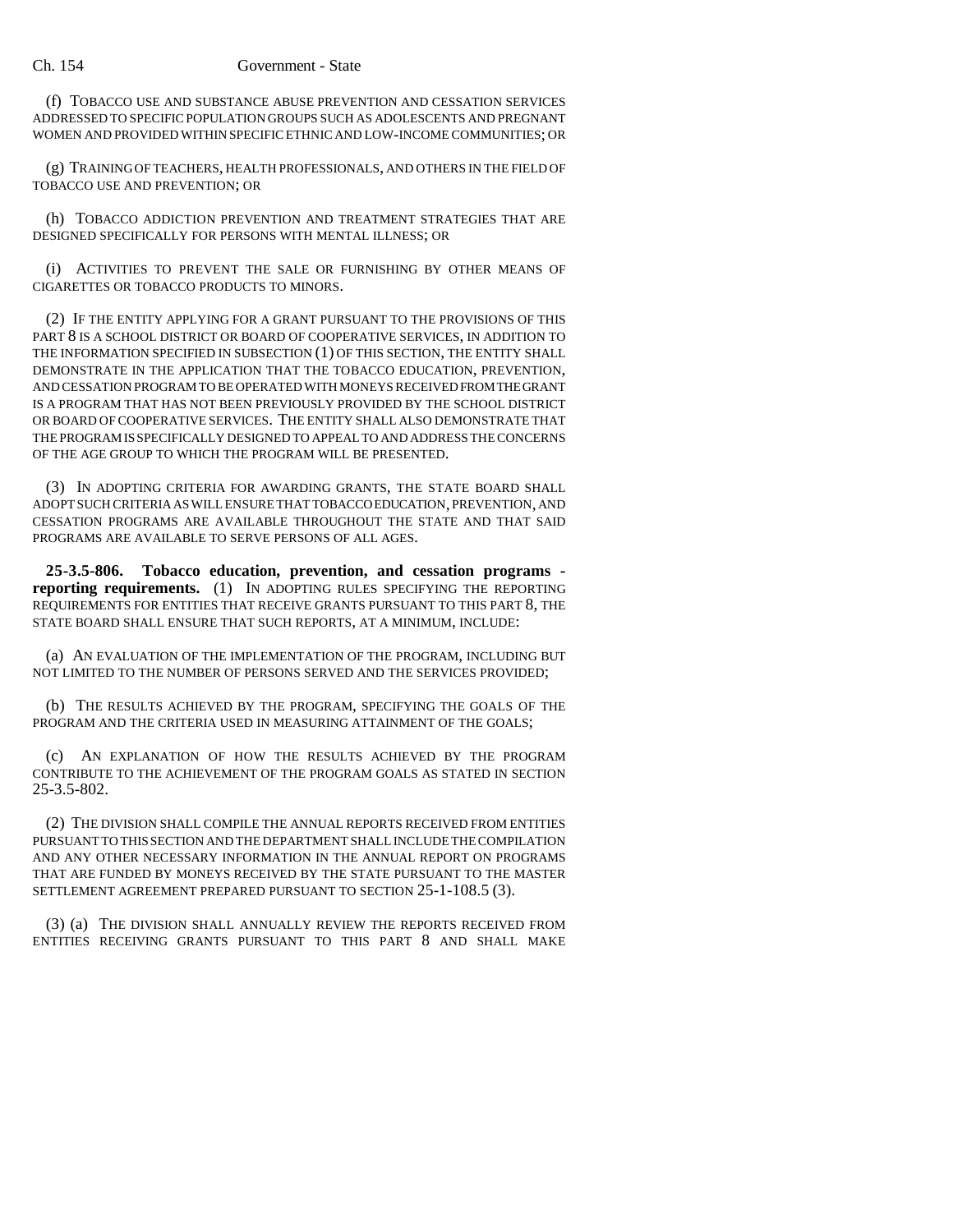(f) TOBACCO USE AND SUBSTANCE ABUSE PREVENTION AND CESSATION SERVICES ADDRESSED TO SPECIFIC POPULATION GROUPS SUCH AS ADOLESCENTS AND PREGNANT WOMEN AND PROVIDED WITHIN SPECIFIC ETHNIC AND LOW-INCOME COMMUNITIES; OR

(g) TRAINING OF TEACHERS, HEALTH PROFESSIONALS, AND OTHERS IN THE FIELD OF TOBACCO USE AND PREVENTION; OR

(h) TOBACCO ADDICTION PREVENTION AND TREATMENT STRATEGIES THAT ARE DESIGNED SPECIFICALLY FOR PERSONS WITH MENTAL ILLNESS; OR

(i) ACTIVITIES TO PREVENT THE SALE OR FURNISHING BY OTHER MEANS OF CIGARETTES OR TOBACCO PRODUCTS TO MINORS.

(2) IF THE ENTITY APPLYING FOR A GRANT PURSUANT TO THE PROVISIONS OF THIS PART 8 IS A SCHOOL DISTRICT OR BOARD OF COOPERATIVE SERVICES, IN ADDITION TO THE INFORMATION SPECIFIED IN SUBSECTION (1) OF THIS SECTION, THE ENTITY SHALL DEMONSTRATE IN THE APPLICATION THAT THE TOBACCO EDUCATION, PREVENTION, AND CESSATION PROGRAM TO BE OPERATED WITH MONEYS RECEIVED FROM THE GRANT IS A PROGRAM THAT HAS NOT BEEN PREVIOUSLY PROVIDED BY THE SCHOOL DISTRICT OR BOARD OF COOPERATIVE SERVICES. THE ENTITY SHALL ALSO DEMONSTRATE THAT THE PROGRAM IS SPECIFICALLY DESIGNED TO APPEAL TO AND ADDRESS THE CONCERNS OF THE AGE GROUP TO WHICH THE PROGRAM WILL BE PRESENTED.

(3) IN ADOPTING CRITERIA FOR AWARDING GRANTS, THE STATE BOARD SHALL ADOPT SUCH CRITERIA AS WILL ENSURE THAT TOBACCO EDUCATION, PREVENTION, AND CESSATION PROGRAMS ARE AVAILABLE THROUGHOUT THE STATE AND THAT SAID PROGRAMS ARE AVAILABLE TO SERVE PERSONS OF ALL AGES.

**25-3.5-806. Tobacco education, prevention, and cessation programs - reporting requirements.** (1) IN ADOPTING RULES SPECIFYING THE REPORTING REQUIREMENTS FOR ENTITIES THAT RECEIVE GRANTS PURSUANT TO THIS PART 8, THE STATE BOARD SHALL ENSURE THAT SUCH REPORTS, AT A MINIMUM, INCLUDE:

(a) AN EVALUATION OF THE IMPLEMENTATION OF THE PROGRAM, INCLUDING BUT NOT LIMITED TO THE NUMBER OF PERSONS SERVED AND THE SERVICES PROVIDED;

(b) THE RESULTS ACHIEVED BY THE PROGRAM, SPECIFYING THE GOALS OF THE PROGRAM AND THE CRITERIA USED IN MEASURING ATTAINMENT OF THE GOALS;

(c) AN EXPLANATION OF HOW THE RESULTS ACHIEVED BY THE PROGRAM CONTRIBUTE TO THE ACHIEVEMENT OF THE PROGRAM GOALS AS STATED IN SECTION 25-3.5-802.

(2) THE DIVISION SHALL COMPILE THE ANNUAL REPORTS RECEIVED FROM ENTITIES PURSUANT TO THIS SECTION AND THE DEPARTMENT SHALL INCLUDE THE COMPILATION AND ANY OTHER NECESSARY INFORMATION IN THE ANNUAL REPORT ON PROGRAMS THAT ARE FUNDED BY MONEYS RECEIVED BY THE STATE PURSUANT TO THE MASTER SETTLEMENT AGREEMENT PREPARED PURSUANT TO SECTION 25-1-108.5 (3).

(3) (a) THE DIVISION SHALL ANNUALLY REVIEW THE REPORTS RECEIVED FROM ENTITIES RECEIVING GRANTS PURSUANT TO THIS PART 8 AND SHALL MAKE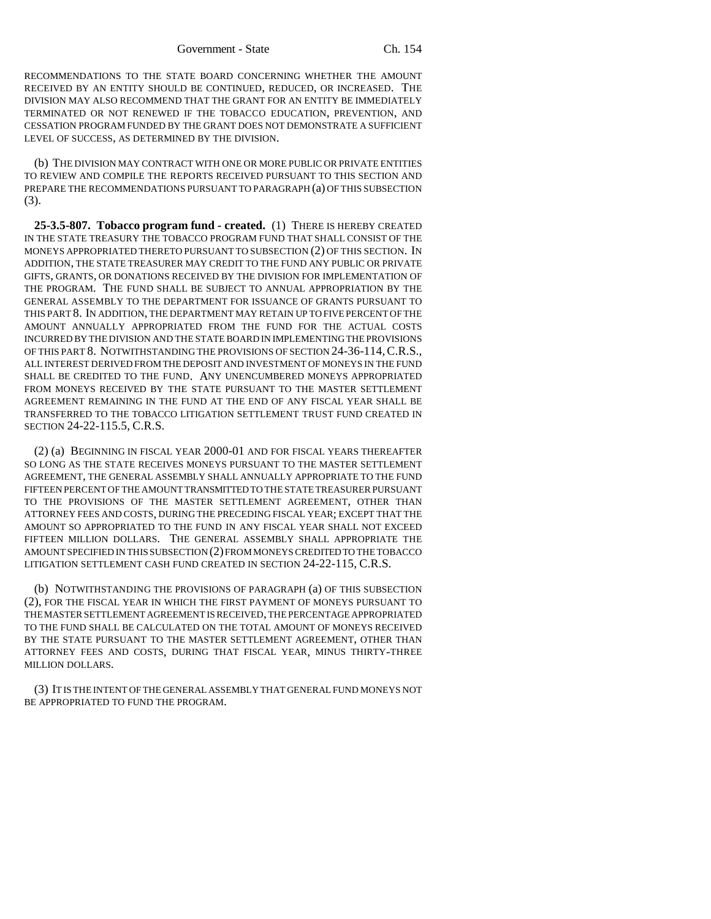RECOMMENDATIONS TO THE STATE BOARD CONCERNING WHETHER THE AMOUNT RECEIVED BY AN ENTITY SHOULD BE CONTINUED, REDUCED, OR INCREASED. THE DIVISION MAY ALSO RECOMMEND THAT THE GRANT FOR AN ENTITY BE IMMEDIATELY TERMINATED OR NOT RENEWED IF THE TOBACCO EDUCATION, PREVENTION, AND CESSATION PROGRAM FUNDED BY THE GRANT DOES NOT DEMONSTRATE A SUFFICIENT LEVEL OF SUCCESS, AS DETERMINED BY THE DIVISION.

(b) THE DIVISION MAY CONTRACT WITH ONE OR MORE PUBLIC OR PRIVATE ENTITIES TO REVIEW AND COMPILE THE REPORTS RECEIVED PURSUANT TO THIS SECTION AND PREPARE THE RECOMMENDATIONS PURSUANT TO PARAGRAPH (a) OF THIS SUBSECTION (3).

**25-3.5-807. Tobacco program fund - created.** (1) THERE IS HEREBY CREATED IN THE STATE TREASURY THE TOBACCO PROGRAM FUND THAT SHALL CONSIST OF THE MONEYS APPROPRIATED THERETO PURSUANT TO SUBSECTION (2) OF THIS SECTION. IN ADDITION, THE STATE TREASURER MAY CREDIT TO THE FUND ANY PUBLIC OR PRIVATE GIFTS, GRANTS, OR DONATIONS RECEIVED BY THE DIVISION FOR IMPLEMENTATION OF THE PROGRAM. THE FUND SHALL BE SUBJECT TO ANNUAL APPROPRIATION BY THE GENERAL ASSEMBLY TO THE DEPARTMENT FOR ISSUANCE OF GRANTS PURSUANT TO THIS PART 8. IN ADDITION, THE DEPARTMENT MAY RETAIN UP TO FIVE PERCENT OF THE AMOUNT ANNUALLY APPROPRIATED FROM THE FUND FOR THE ACTUAL COSTS INCURRED BY THE DIVISION AND THE STATE BOARD IN IMPLEMENTING THE PROVISIONS OF THIS PART 8. NOTWITHSTANDING THE PROVISIONS OF SECTION 24-36-114, C.R.S., ALL INTEREST DERIVED FROM THE DEPOSIT AND INVESTMENT OF MONEYS IN THE FUND SHALL BE CREDITED TO THE FUND. ANY UNENCUMBERED MONEYS APPROPRIATED FROM MONEYS RECEIVED BY THE STATE PURSUANT TO THE MASTER SETTLEMENT AGREEMENT REMAINING IN THE FUND AT THE END OF ANY FISCAL YEAR SHALL BE TRANSFERRED TO THE TOBACCO LITIGATION SETTLEMENT TRUST FUND CREATED IN SECTION 24-22-115.5, C.R.S.

(2) (a) BEGINNING IN FISCAL YEAR 2000-01 AND FOR FISCAL YEARS THEREAFTER SO LONG AS THE STATE RECEIVES MONEYS PURSUANT TO THE MASTER SETTLEMENT AGREEMENT, THE GENERAL ASSEMBLY SHALL ANNUALLY APPROPRIATE TO THE FUND FIFTEEN PERCENT OF THE AMOUNT TRANSMITTED TO THE STATE TREASURER PURSUANT TO THE PROVISIONS OF THE MASTER SETTLEMENT AGREEMENT, OTHER THAN ATTORNEY FEES AND COSTS, DURING THE PRECEDING FISCAL YEAR; EXCEPT THAT THE AMOUNT SO APPROPRIATED TO THE FUND IN ANY FISCAL YEAR SHALL NOT EXCEED FIFTEEN MILLION DOLLARS. THE GENERAL ASSEMBLY SHALL APPROPRIATE THE AMOUNT SPECIFIED IN THIS SUBSECTION (2) FROM MONEYS CREDITED TO THE TOBACCO LITIGATION SETTLEMENT CASH FUND CREATED IN SECTION 24-22-115, C.R.S.

(b) NOTWITHSTANDING THE PROVISIONS OF PARAGRAPH (a) OF THIS SUBSECTION (2), FOR THE FISCAL YEAR IN WHICH THE FIRST PAYMENT OF MONEYS PURSUANT TO THE MASTER SETTLEMENT AGREEMENT IS RECEIVED, THE PERCENTAGE APPROPRIATED TO THE FUND SHALL BE CALCULATED ON THE TOTAL AMOUNT OF MONEYS RECEIVED BY THE STATE PURSUANT TO THE MASTER SETTLEMENT AGREEMENT, OTHER THAN ATTORNEY FEES AND COSTS, DURING THAT FISCAL YEAR, MINUS THIRTY-THREE MILLION DOLLARS.

(3) IT IS THE INTENT OF THE GENERAL ASSEMBLY THAT GENERAL FUND MONEYS NOT BE APPROPRIATED TO FUND THE PROGRAM.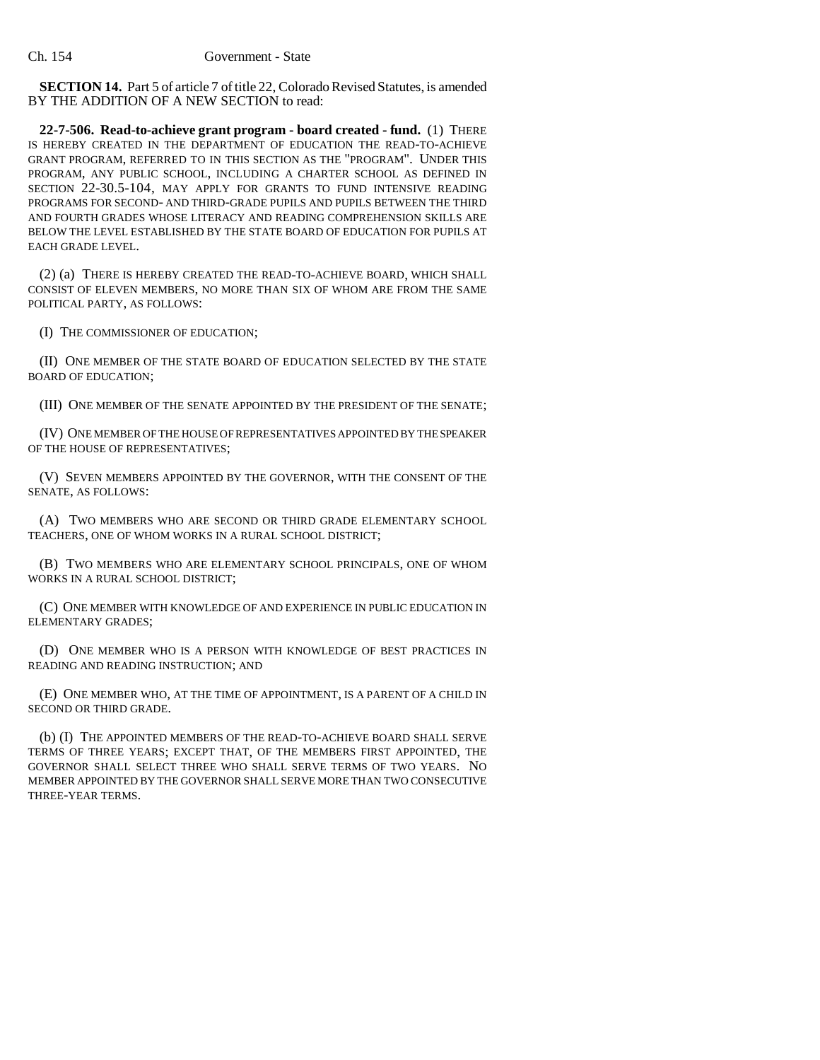**SECTION 14.** Part 5 of article 7 of title 22, Colorado Revised Statutes, is amended BY THE ADDITION OF A NEW SECTION to read:

**22-7-506. Read-to-achieve grant program - board created - fund.** (1) THERE IS HEREBY CREATED IN THE DEPARTMENT OF EDUCATION THE READ-TO-ACHIEVE GRANT PROGRAM, REFERRED TO IN THIS SECTION AS THE "PROGRAM". UNDER THIS PROGRAM, ANY PUBLIC SCHOOL, INCLUDING A CHARTER SCHOOL AS DEFINED IN SECTION 22-30.5-104, MAY APPLY FOR GRANTS TO FUND INTENSIVE READING PROGRAMS FOR SECOND- AND THIRD-GRADE PUPILS AND PUPILS BETWEEN THE THIRD AND FOURTH GRADES WHOSE LITERACY AND READING COMPREHENSION SKILLS ARE BELOW THE LEVEL ESTABLISHED BY THE STATE BOARD OF EDUCATION FOR PUPILS AT EACH GRADE LEVEL.

(2) (a) THERE IS HEREBY CREATED THE READ-TO-ACHIEVE BOARD, WHICH SHALL CONSIST OF ELEVEN MEMBERS, NO MORE THAN SIX OF WHOM ARE FROM THE SAME POLITICAL PARTY, AS FOLLOWS:

(I) THE COMMISSIONER OF EDUCATION;

(II) ONE MEMBER OF THE STATE BOARD OF EDUCATION SELECTED BY THE STATE BOARD OF EDUCATION;

(III) ONE MEMBER OF THE SENATE APPOINTED BY THE PRESIDENT OF THE SENATE;

(IV) ONE MEMBER OF THE HOUSE OF REPRESENTATIVES APPOINTED BY THE SPEAKER OF THE HOUSE OF REPRESENTATIVES;

(V) SEVEN MEMBERS APPOINTED BY THE GOVERNOR, WITH THE CONSENT OF THE SENATE, AS FOLLOWS:

(A) TWO MEMBERS WHO ARE SECOND OR THIRD GRADE ELEMENTARY SCHOOL TEACHERS, ONE OF WHOM WORKS IN A RURAL SCHOOL DISTRICT;

(B) TWO MEMBERS WHO ARE ELEMENTARY SCHOOL PRINCIPALS, ONE OF WHOM WORKS IN A RURAL SCHOOL DISTRICT;

(C) ONE MEMBER WITH KNOWLEDGE OF AND EXPERIENCE IN PUBLIC EDUCATION IN ELEMENTARY GRADES;

(D) ONE MEMBER WHO IS A PERSON WITH KNOWLEDGE OF BEST PRACTICES IN READING AND READING INSTRUCTION; AND

(E) ONE MEMBER WHO, AT THE TIME OF APPOINTMENT, IS A PARENT OF A CHILD IN SECOND OR THIRD GRADE.

(b) (I) THE APPOINTED MEMBERS OF THE READ-TO-ACHIEVE BOARD SHALL SERVE TERMS OF THREE YEARS; EXCEPT THAT, OF THE MEMBERS FIRST APPOINTED, THE GOVERNOR SHALL SELECT THREE WHO SHALL SERVE TERMS OF TWO YEARS. NO MEMBER APPOINTED BY THE GOVERNOR SHALL SERVE MORE THAN TWO CONSECUTIVE THREE-YEAR TERMS.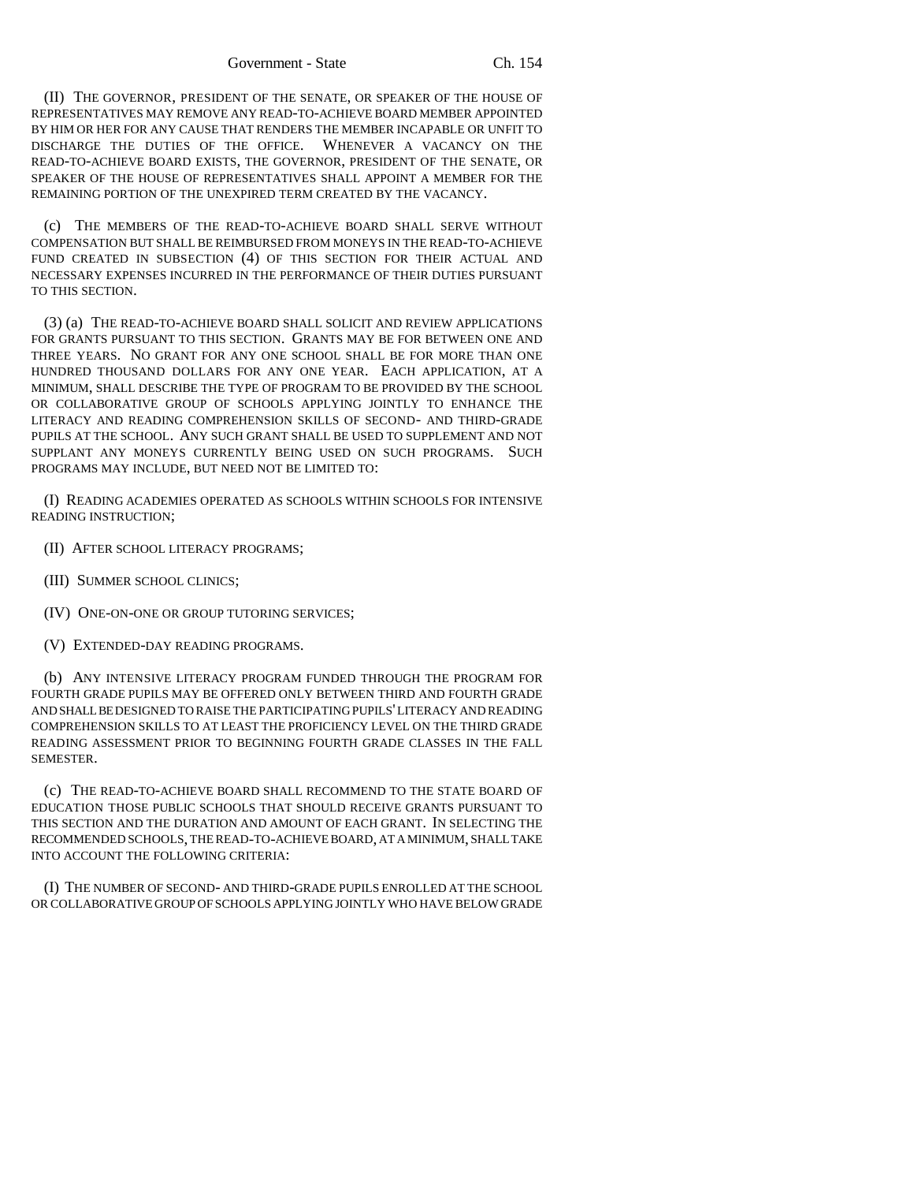(II) THE GOVERNOR, PRESIDENT OF THE SENATE, OR SPEAKER OF THE HOUSE OF REPRESENTATIVES MAY REMOVE ANY READ-TO-ACHIEVE BOARD MEMBER APPOINTED BY HIM OR HER FOR ANY CAUSE THAT RENDERS THE MEMBER INCAPABLE OR UNFIT TO DISCHARGE THE DUTIES OF THE OFFICE. WHENEVER A VACANCY ON THE READ-TO-ACHIEVE BOARD EXISTS, THE GOVERNOR, PRESIDENT OF THE SENATE, OR SPEAKER OF THE HOUSE OF REPRESENTATIVES SHALL APPOINT A MEMBER FOR THE REMAINING PORTION OF THE UNEXPIRED TERM CREATED BY THE VACANCY.

(c) THE MEMBERS OF THE READ-TO-ACHIEVE BOARD SHALL SERVE WITHOUT COMPENSATION BUT SHALL BE REIMBURSED FROM MONEYS IN THE READ-TO-ACHIEVE FUND CREATED IN SUBSECTION (4) OF THIS SECTION FOR THEIR ACTUAL AND NECESSARY EXPENSES INCURRED IN THE PERFORMANCE OF THEIR DUTIES PURSUANT TO THIS SECTION.

(3) (a) THE READ-TO-ACHIEVE BOARD SHALL SOLICIT AND REVIEW APPLICATIONS FOR GRANTS PURSUANT TO THIS SECTION. GRANTS MAY BE FOR BETWEEN ONE AND THREE YEARS. NO GRANT FOR ANY ONE SCHOOL SHALL BE FOR MORE THAN ONE HUNDRED THOUSAND DOLLARS FOR ANY ONE YEAR. EACH APPLICATION, AT A MINIMUM, SHALL DESCRIBE THE TYPE OF PROGRAM TO BE PROVIDED BY THE SCHOOL OR COLLABORATIVE GROUP OF SCHOOLS APPLYING JOINTLY TO ENHANCE THE LITERACY AND READING COMPREHENSION SKILLS OF SECOND- AND THIRD-GRADE PUPILS AT THE SCHOOL. ANY SUCH GRANT SHALL BE USED TO SUPPLEMENT AND NOT SUPPLANT ANY MONEYS CURRENTLY BEING USED ON SUCH PROGRAMS. SUCH PROGRAMS MAY INCLUDE, BUT NEED NOT BE LIMITED TO:

(I) READING ACADEMIES OPERATED AS SCHOOLS WITHIN SCHOOLS FOR INTENSIVE READING INSTRUCTION;

(II) AFTER SCHOOL LITERACY PROGRAMS;

(III) SUMMER SCHOOL CLINICS;

(IV) ONE-ON-ONE OR GROUP TUTORING SERVICES;

(V) EXTENDED-DAY READING PROGRAMS.

(b) ANY INTENSIVE LITERACY PROGRAM FUNDED THROUGH THE PROGRAM FOR FOURTH GRADE PUPILS MAY BE OFFERED ONLY BETWEEN THIRD AND FOURTH GRADE AND SHALL BE DESIGNED TO RAISE THE PARTICIPATING PUPILS' LITERACY AND READING COMPREHENSION SKILLS TO AT LEAST THE PROFICIENCY LEVEL ON THE THIRD GRADE READING ASSESSMENT PRIOR TO BEGINNING FOURTH GRADE CLASSES IN THE FALL SEMESTER.

(c) THE READ-TO-ACHIEVE BOARD SHALL RECOMMEND TO THE STATE BOARD OF EDUCATION THOSE PUBLIC SCHOOLS THAT SHOULD RECEIVE GRANTS PURSUANT TO THIS SECTION AND THE DURATION AND AMOUNT OF EACH GRANT. IN SELECTING THE RECOMMENDED SCHOOLS, THE READ-TO-ACHIEVE BOARD, AT A MINIMUM, SHALL TAKE INTO ACCOUNT THE FOLLOWING CRITERIA:

(I) THE NUMBER OF SECOND- AND THIRD-GRADE PUPILS ENROLLED AT THE SCHOOL OR COLLABORATIVE GROUP OF SCHOOLS APPLYING JOINTLY WHO HAVE BELOW GRADE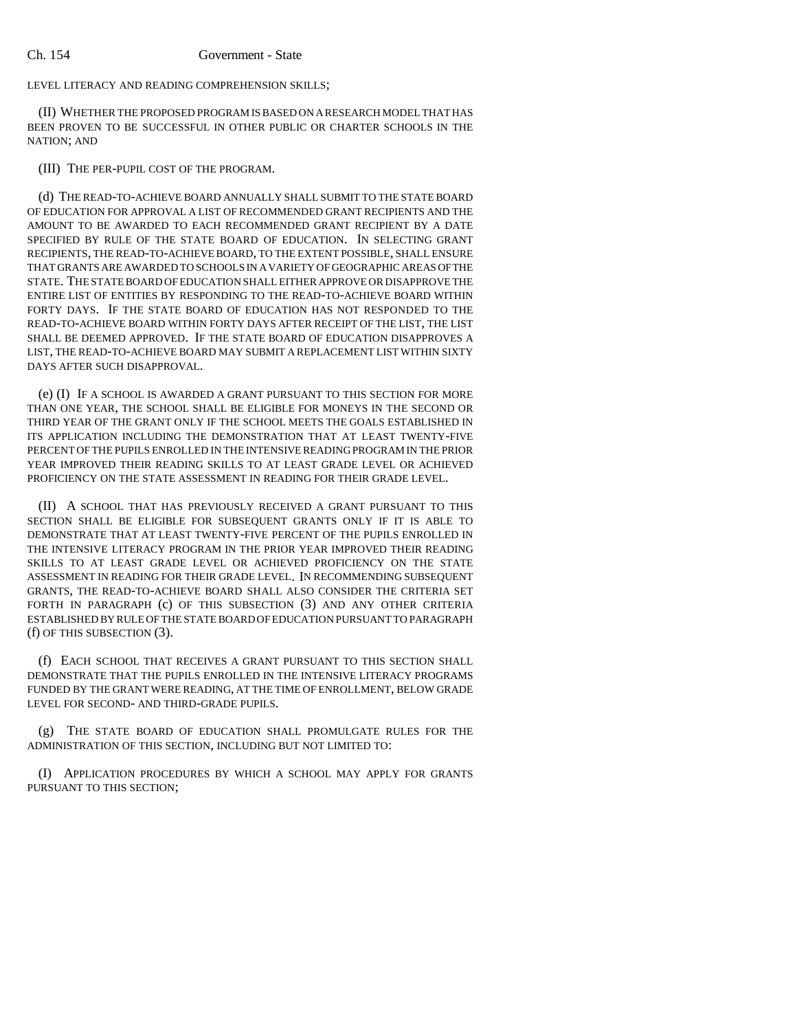LEVEL LITERACY AND READING COMPREHENSION SKILLS;

(II) WHETHER THE PROPOSED PROGRAM IS BASED ON A RESEARCH MODEL THAT HAS BEEN PROVEN TO BE SUCCESSFUL IN OTHER PUBLIC OR CHARTER SCHOOLS IN THE NATION; AND

(III) THE PER-PUPIL COST OF THE PROGRAM.

(d) THE READ-TO-ACHIEVE BOARD ANNUALLY SHALL SUBMIT TO THE STATE BOARD OF EDUCATION FOR APPROVAL A LIST OF RECOMMENDED GRANT RECIPIENTS AND THE AMOUNT TO BE AWARDED TO EACH RECOMMENDED GRANT RECIPIENT BY A DATE SPECIFIED BY RULE OF THE STATE BOARD OF EDUCATION. IN SELECTING GRANT RECIPIENTS, THE READ-TO-ACHIEVE BOARD, TO THE EXTENT POSSIBLE, SHALL ENSURE THAT GRANTS ARE AWARDED TO SCHOOLS IN A VARIETY OF GEOGRAPHIC AREAS OF THE STATE. THE STATE BOARD OF EDUCATION SHALL EITHER APPROVE OR DISAPPROVE THE ENTIRE LIST OF ENTITIES BY RESPONDING TO THE READ-TO-ACHIEVE BOARD WITHIN FORTY DAYS. IF THE STATE BOARD OF EDUCATION HAS NOT RESPONDED TO THE READ-TO-ACHIEVE BOARD WITHIN FORTY DAYS AFTER RECEIPT OF THE LIST, THE LIST SHALL BE DEEMED APPROVED. IF THE STATE BOARD OF EDUCATION DISAPPROVES A LIST, THE READ-TO-ACHIEVE BOARD MAY SUBMIT A REPLACEMENT LIST WITHIN SIXTY DAYS AFTER SUCH DISAPPROVAL.

(e) (I) IF A SCHOOL IS AWARDED A GRANT PURSUANT TO THIS SECTION FOR MORE THAN ONE YEAR, THE SCHOOL SHALL BE ELIGIBLE FOR MONEYS IN THE SECOND OR THIRD YEAR OF THE GRANT ONLY IF THE SCHOOL MEETS THE GOALS ESTABLISHED IN ITS APPLICATION INCLUDING THE DEMONSTRATION THAT AT LEAST TWENTY-FIVE PERCENT OF THE PUPILS ENROLLED IN THE INTENSIVE READING PROGRAM IN THE PRIOR YEAR IMPROVED THEIR READING SKILLS TO AT LEAST GRADE LEVEL OR ACHIEVED PROFICIENCY ON THE STATE ASSESSMENT IN READING FOR THEIR GRADE LEVEL.

(II) A SCHOOL THAT HAS PREVIOUSLY RECEIVED A GRANT PURSUANT TO THIS SECTION SHALL BE ELIGIBLE FOR SUBSEQUENT GRANTS ONLY IF IT IS ABLE TO DEMONSTRATE THAT AT LEAST TWENTY-FIVE PERCENT OF THE PUPILS ENROLLED IN THE INTENSIVE LITERACY PROGRAM IN THE PRIOR YEAR IMPROVED THEIR READING SKILLS TO AT LEAST GRADE LEVEL OR ACHIEVED PROFICIENCY ON THE STATE ASSESSMENT IN READING FOR THEIR GRADE LEVEL. IN RECOMMENDING SUBSEQUENT GRANTS, THE READ-TO-ACHIEVE BOARD SHALL ALSO CONSIDER THE CRITERIA SET FORTH IN PARAGRAPH (c) OF THIS SUBSECTION (3) AND ANY OTHER CRITERIA ESTABLISHED BY RULE OF THE STATE BOARD OF EDUCATION PURSUANT TO PARAGRAPH (f) OF THIS SUBSECTION (3).

(f) EACH SCHOOL THAT RECEIVES A GRANT PURSUANT TO THIS SECTION SHALL DEMONSTRATE THAT THE PUPILS ENROLLED IN THE INTENSIVE LITERACY PROGRAMS FUNDED BY THE GRANT WERE READING, AT THE TIME OF ENROLLMENT, BELOW GRADE LEVEL FOR SECOND- AND THIRD-GRADE PUPILS.

(g) THE STATE BOARD OF EDUCATION SHALL PROMULGATE RULES FOR THE ADMINISTRATION OF THIS SECTION, INCLUDING BUT NOT LIMITED TO:

(I) APPLICATION PROCEDURES BY WHICH A SCHOOL MAY APPLY FOR GRANTS PURSUANT TO THIS SECTION;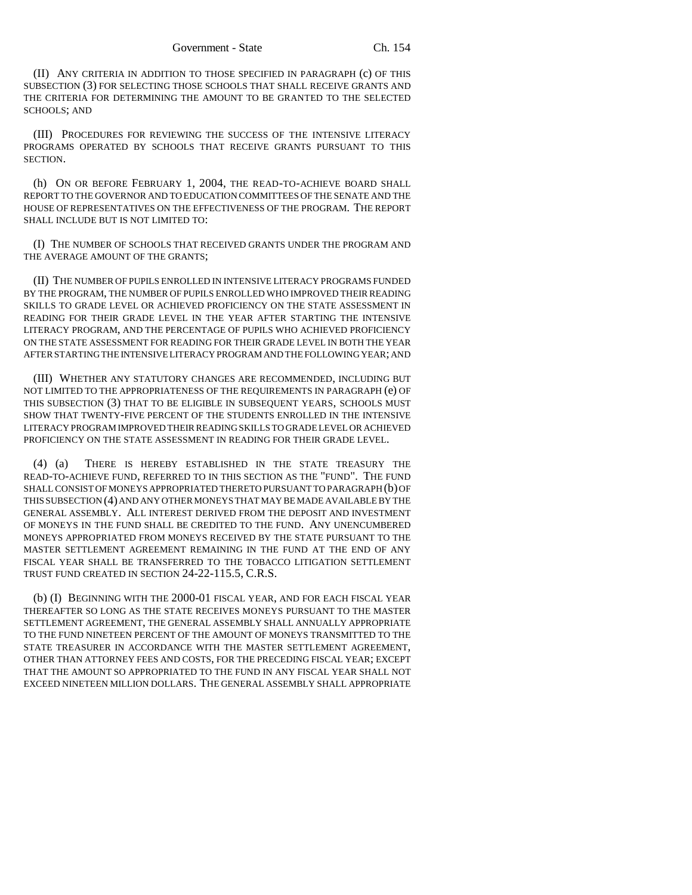(II) ANY CRITERIA IN ADDITION TO THOSE SPECIFIED IN PARAGRAPH (c) OF THIS SUBSECTION (3) FOR SELECTING THOSE SCHOOLS THAT SHALL RECEIVE GRANTS AND THE CRITERIA FOR DETERMINING THE AMOUNT TO BE GRANTED TO THE SELECTED SCHOOLS; AND

(III) PROCEDURES FOR REVIEWING THE SUCCESS OF THE INTENSIVE LITERACY PROGRAMS OPERATED BY SCHOOLS THAT RECEIVE GRANTS PURSUANT TO THIS SECTION.

(h) ON OR BEFORE FEBRUARY 1, 2004, THE READ-TO-ACHIEVE BOARD SHALL REPORT TO THE GOVERNOR AND TO EDUCATION COMMITTEES OF THE SENATE AND THE HOUSE OF REPRESENTATIVES ON THE EFFECTIVENESS OF THE PROGRAM. THE REPORT SHALL INCLUDE BUT IS NOT LIMITED TO:

(I) THE NUMBER OF SCHOOLS THAT RECEIVED GRANTS UNDER THE PROGRAM AND THE AVERAGE AMOUNT OF THE GRANTS;

(II) THE NUMBER OF PUPILS ENROLLED IN INTENSIVE LITERACY PROGRAMS FUNDED BY THE PROGRAM, THE NUMBER OF PUPILS ENROLLED WHO IMPROVED THEIR READING SKILLS TO GRADE LEVEL OR ACHIEVED PROFICIENCY ON THE STATE ASSESSMENT IN READING FOR THEIR GRADE LEVEL IN THE YEAR AFTER STARTING THE INTENSIVE LITERACY PROGRAM, AND THE PERCENTAGE OF PUPILS WHO ACHIEVED PROFICIENCY ON THE STATE ASSESSMENT FOR READING FOR THEIR GRADE LEVEL IN BOTH THE YEAR AFTER STARTING THE INTENSIVE LITERACY PROGRAM AND THE FOLLOWING YEAR; AND

(III) WHETHER ANY STATUTORY CHANGES ARE RECOMMENDED, INCLUDING BUT NOT LIMITED TO THE APPROPRIATENESS OF THE REQUIREMENTS IN PARAGRAPH (e) OF THIS SUBSECTION (3) THAT TO BE ELIGIBLE IN SUBSEQUENT YEARS, SCHOOLS MUST SHOW THAT TWENTY-FIVE PERCENT OF THE STUDENTS ENROLLED IN THE INTENSIVE LITERACY PROGRAM IMPROVED THEIR READING SKILLS TO GRADE LEVEL OR ACHIEVED PROFICIENCY ON THE STATE ASSESSMENT IN READING FOR THEIR GRADE LEVEL.

(4) (a) THERE IS HEREBY ESTABLISHED IN THE STATE TREASURY THE READ-TO-ACHIEVE FUND, REFERRED TO IN THIS SECTION AS THE "FUND". THE FUND SHALL CONSIST OF MONEYS APPROPRIATED THERETO PURSUANT TO PARAGRAPH (b) OF THIS SUBSECTION (4) AND ANY OTHER MONEYS THAT MAY BE MADE AVAILABLE BY THE GENERAL ASSEMBLY. ALL INTEREST DERIVED FROM THE DEPOSIT AND INVESTMENT OF MONEYS IN THE FUND SHALL BE CREDITED TO THE FUND. ANY UNENCUMBERED MONEYS APPROPRIATED FROM MONEYS RECEIVED BY THE STATE PURSUANT TO THE MASTER SETTLEMENT AGREEMENT REMAINING IN THE FUND AT THE END OF ANY FISCAL YEAR SHALL BE TRANSFERRED TO THE TOBACCO LITIGATION SETTLEMENT TRUST FUND CREATED IN SECTION 24-22-115.5, C.R.S.

(b) (I) BEGINNING WITH THE 2000-01 FISCAL YEAR, AND FOR EACH FISCAL YEAR THEREAFTER SO LONG AS THE STATE RECEIVES MONEYS PURSUANT TO THE MASTER SETTLEMENT AGREEMENT, THE GENERAL ASSEMBLY SHALL ANNUALLY APPROPRIATE TO THE FUND NINETEEN PERCENT OF THE AMOUNT OF MONEYS TRANSMITTED TO THE STATE TREASURER IN ACCORDANCE WITH THE MASTER SETTLEMENT AGREEMENT, OTHER THAN ATTORNEY FEES AND COSTS, FOR THE PRECEDING FISCAL YEAR; EXCEPT THAT THE AMOUNT SO APPROPRIATED TO THE FUND IN ANY FISCAL YEAR SHALL NOT EXCEED NINETEEN MILLION DOLLARS. THE GENERAL ASSEMBLY SHALL APPROPRIATE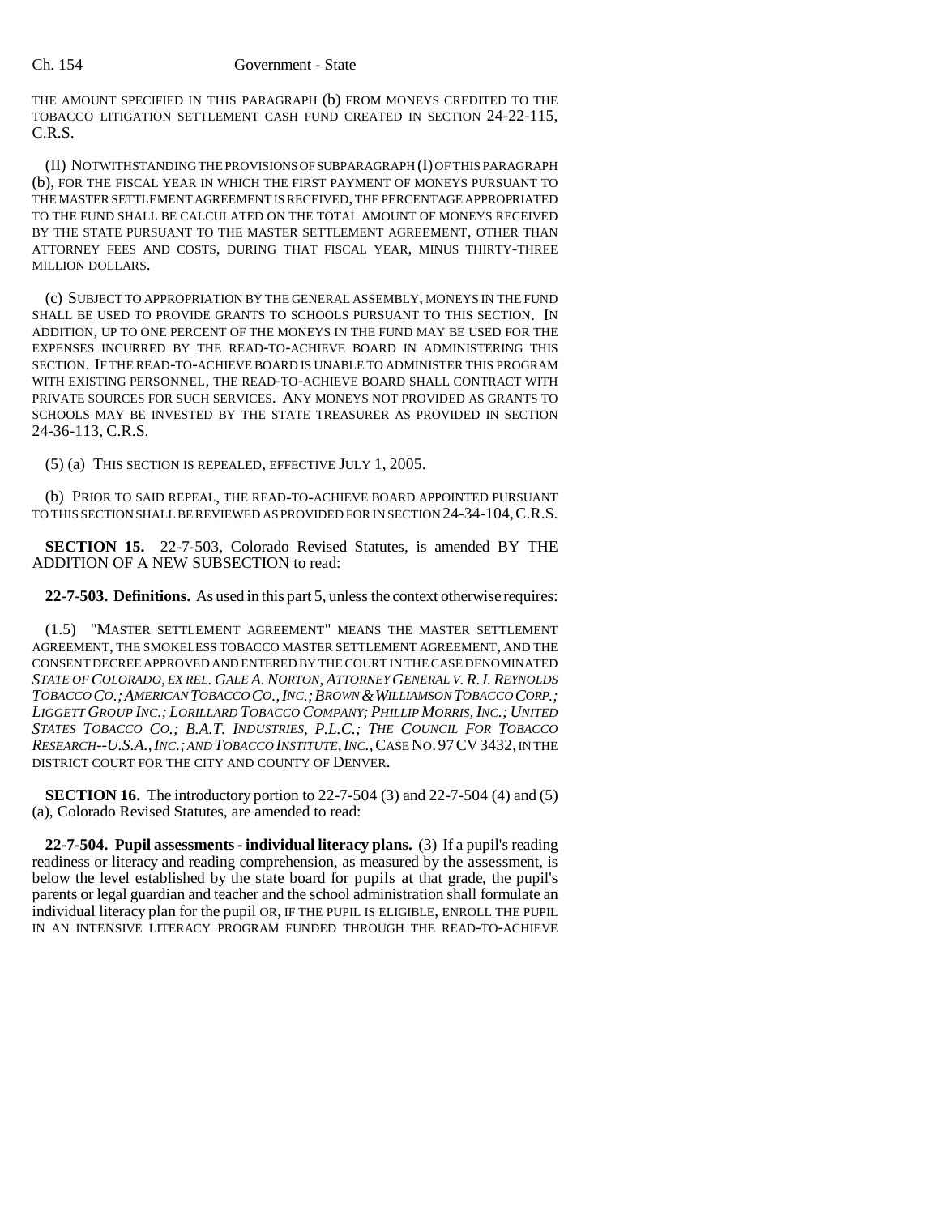THE AMOUNT SPECIFIED IN THIS PARAGRAPH (b) FROM MONEYS CREDITED TO THE TOBACCO LITIGATION SETTLEMENT CASH FUND CREATED IN SECTION 24-22-115, C.R.S.

(II) NOTWITHSTANDING THE PROVISIONS OF SUBPARAGRAPH (I) OF THIS PARAGRAPH (b), FOR THE FISCAL YEAR IN WHICH THE FIRST PAYMENT OF MONEYS PURSUANT TO THE MASTER SETTLEMENT AGREEMENT IS RECEIVED, THE PERCENTAGE APPROPRIATED TO THE FUND SHALL BE CALCULATED ON THE TOTAL AMOUNT OF MONEYS RECEIVED BY THE STATE PURSUANT TO THE MASTER SETTLEMENT AGREEMENT, OTHER THAN ATTORNEY FEES AND COSTS, DURING THAT FISCAL YEAR, MINUS THIRTY-THREE MILLION DOLLARS.

(c) SUBJECT TO APPROPRIATION BY THE GENERAL ASSEMBLY, MONEYS IN THE FUND SHALL BE USED TO PROVIDE GRANTS TO SCHOOLS PURSUANT TO THIS SECTION. IN ADDITION, UP TO ONE PERCENT OF THE MONEYS IN THE FUND MAY BE USED FOR THE EXPENSES INCURRED BY THE READ-TO-ACHIEVE BOARD IN ADMINISTERING THIS SECTION. IF THE READ-TO-ACHIEVE BOARD IS UNABLE TO ADMINISTER THIS PROGRAM WITH EXISTING PERSONNEL, THE READ-TO-ACHIEVE BOARD SHALL CONTRACT WITH PRIVATE SOURCES FOR SUCH SERVICES. ANY MONEYS NOT PROVIDED AS GRANTS TO SCHOOLS MAY BE INVESTED BY THE STATE TREASURER AS PROVIDED IN SECTION 24-36-113, C.R.S.

(5) (a) THIS SECTION IS REPEALED, EFFECTIVE JULY 1, 2005.

(b) PRIOR TO SAID REPEAL, THE READ-TO-ACHIEVE BOARD APPOINTED PURSUANT TO THIS SECTION SHALL BE REVIEWED AS PROVIDED FOR IN SECTION 24-34-104, C.R.S.

**SECTION 15.** 22-7-503, Colorado Revised Statutes, is amended BY THE ADDITION OF A NEW SUBSECTION to read:

**22-7-503. Definitions.** As used in this part 5, unless the context otherwise requires:

(1.5) "MASTER SETTLEMENT AGREEMENT" MEANS THE MASTER SETTLEMENT AGREEMENT, THE SMOKELESS TOBACCO MASTER SETTLEMENT AGREEMENT, AND THE CONSENT DECREE APPROVED AND ENTERED BY THE COURT IN THE CASE DENOMINATED *STATE OF COLORADO, EX REL. GALE A. NORTON, ATTORNEY GENERAL V. R.J. REYNOLDS TOBACCO CO.; AMERICAN TOBACCO CO., INC.; BROWN & WILLIAMSON TOBACCO CORP.; LIGGETT GROUP INC.; LORILLARD TOBACCO COMPANY; PHILLIP MORRIS, INC.; UNITED STATES TOBACCO CO.; B.A.T. INDUSTRIES, P.L.C.; THE COUNCIL FOR TOBACCO RESEARCH--U.S.A., INC.; AND TOBACCO INSTITUTE, INC.*, CASE NO. 97 CV 3432, IN THE DISTRICT COURT FOR THE CITY AND COUNTY OF DENVER.

**SECTION 16.** The introductory portion to 22-7-504 (3) and 22-7-504 (4) and (5) (a), Colorado Revised Statutes, are amended to read:

**22-7-504. Pupil assessments - individual literacy plans.** (3) If a pupil's reading readiness or literacy and reading comprehension, as measured by the assessment, is below the level established by the state board for pupils at that grade, the pupil's parents or legal guardian and teacher and the school administration shall formulate an individual literacy plan for the pupil OR, IF THE PUPIL IS ELIGIBLE, ENROLL THE PUPIL IN AN INTENSIVE LITERACY PROGRAM FUNDED THROUGH THE READ-TO-ACHIEVE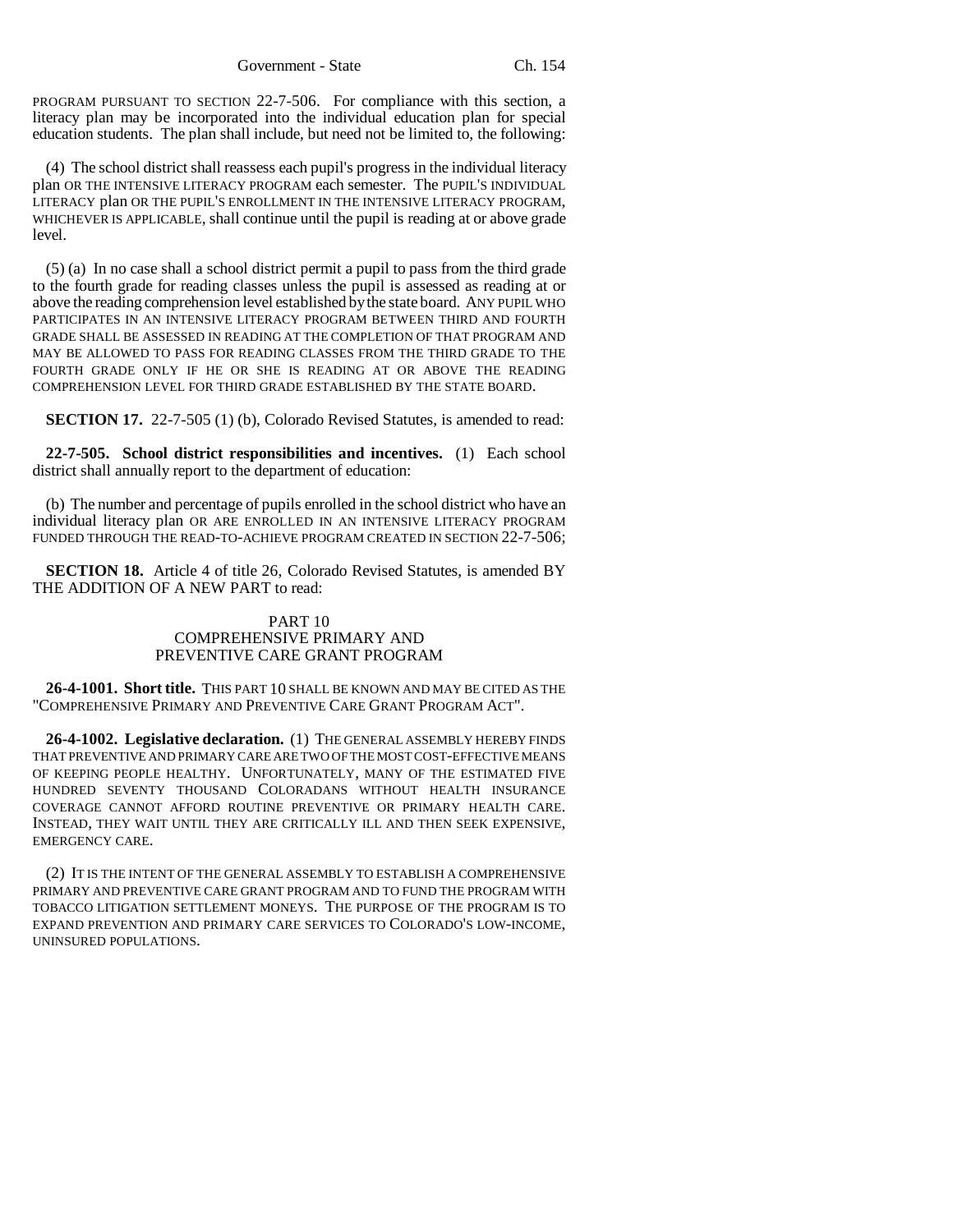PROGRAM PURSUANT TO SECTION 22-7-506. For compliance with this section, a literacy plan may be incorporated into the individual education plan for special education students. The plan shall include, but need not be limited to, the following:

(4) The school district shall reassess each pupil's progress in the individual literacy plan OR THE INTENSIVE LITERACY PROGRAM each semester. The PUPIL'S INDIVIDUAL LITERACY plan OR THE PUPIL'S ENROLLMENT IN THE INTENSIVE LITERACY PROGRAM, WHICHEVER IS APPLICABLE, shall continue until the pupil is reading at or above grade level.

(5) (a) In no case shall a school district permit a pupil to pass from the third grade to the fourth grade for reading classes unless the pupil is assessed as reading at or above the reading comprehension level established by the state board. ANY PUPIL WHO PARTICIPATES IN AN INTENSIVE LITERACY PROGRAM BETWEEN THIRD AND FOURTH GRADE SHALL BE ASSESSED IN READING AT THE COMPLETION OF THAT PROGRAM AND MAY BE ALLOWED TO PASS FOR READING CLASSES FROM THE THIRD GRADE TO THE FOURTH GRADE ONLY IF HE OR SHE IS READING AT OR ABOVE THE READING COMPREHENSION LEVEL FOR THIRD GRADE ESTABLISHED BY THE STATE BOARD.

**SECTION 17.** 22-7-505 (1) (b), Colorado Revised Statutes, is amended to read:

**22-7-505. School district responsibilities and incentives.** (1) Each school district shall annually report to the department of education:

(b) The number and percentage of pupils enrolled in the school district who have an individual literacy plan OR ARE ENROLLED IN AN INTENSIVE LITERACY PROGRAM FUNDED THROUGH THE READ-TO-ACHIEVE PROGRAM CREATED IN SECTION 22-7-506;

**SECTION 18.** Article 4 of title 26, Colorado Revised Statutes, is amended BY THE ADDITION OF A NEW PART to read:

PART 10
COMPREHENSIVE PRIMARY AND
PREVENTIVE CARE GRANT PROGRAM

**26-4-1001. Short title.** THIS PART 10 SHALL BE KNOWN AND MAY BE CITED AS THE "COMPREHENSIVE PRIMARY AND PREVENTIVE CARE GRANT PROGRAM ACT".

**26-4-1002. Legislative declaration.** (1) THE GENERAL ASSEMBLY HEREBY FINDS THAT PREVENTIVE AND PRIMARY CARE ARE TWO OF THE MOST COST-EFFECTIVE MEANS OF KEEPING PEOPLE HEALTHY. UNFORTUNATELY, MANY OF THE ESTIMATED FIVE HUNDRED SEVENTY THOUSAND COLORADANS WITHOUT HEALTH INSURANCE COVERAGE CANNOT AFFORD ROUTINE PREVENTIVE OR PRIMARY HEALTH CARE. INSTEAD, THEY WAIT UNTIL THEY ARE CRITICALLY ILL AND THEN SEEK EXPENSIVE, EMERGENCY CARE.

(2) IT IS THE INTENT OF THE GENERAL ASSEMBLY TO ESTABLISH A COMPREHENSIVE PRIMARY AND PREVENTIVE CARE GRANT PROGRAM AND TO FUND THE PROGRAM WITH TOBACCO LITIGATION SETTLEMENT MONEYS. THE PURPOSE OF THE PROGRAM IS TO EXPAND PREVENTION AND PRIMARY CARE SERVICES TO COLORADO'S LOW-INCOME, UNINSURED POPULATIONS.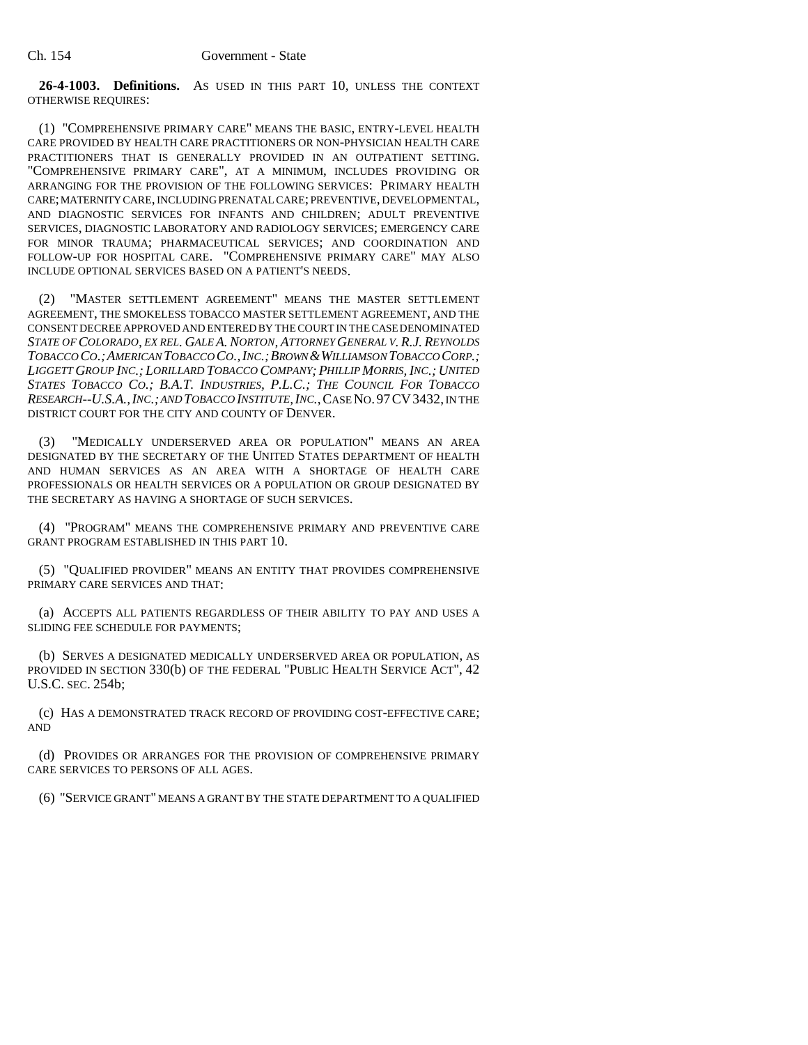**26-4-1003. Definitions.** AS USED IN THIS PART 10, UNLESS THE CONTEXT OTHERWISE REQUIRES:

(1) "COMPREHENSIVE PRIMARY CARE" MEANS THE BASIC, ENTRY-LEVEL HEALTH CARE PROVIDED BY HEALTH CARE PRACTITIONERS OR NON-PHYSICIAN HEALTH CARE PRACTITIONERS THAT IS GENERALLY PROVIDED IN AN OUTPATIENT SETTING. "COMPREHENSIVE PRIMARY CARE", AT A MINIMUM, INCLUDES PROVIDING OR ARRANGING FOR THE PROVISION OF THE FOLLOWING SERVICES: PRIMARY HEALTH CARE; MATERNITY CARE, INCLUDING PRENATAL CARE; PREVENTIVE, DEVELOPMENTAL, AND DIAGNOSTIC SERVICES FOR INFANTS AND CHILDREN; ADULT PREVENTIVE SERVICES, DIAGNOSTIC LABORATORY AND RADIOLOGY SERVICES; EMERGENCY CARE FOR MINOR TRAUMA; PHARMACEUTICAL SERVICES; AND COORDINATION AND FOLLOW-UP FOR HOSPITAL CARE. "COMPREHENSIVE PRIMARY CARE" MAY ALSO INCLUDE OPTIONAL SERVICES BASED ON A PATIENT'S NEEDS.

(2) "MASTER SETTLEMENT AGREEMENT" MEANS THE MASTER SETTLEMENT AGREEMENT, THE SMOKELESS TOBACCO MASTER SETTLEMENT AGREEMENT, AND THE CONSENT DECREE APPROVED AND ENTERED BY THE COURT IN THE CASE DENOMINATED *STATE OF COLORADO, EX REL. GALE A. NORTON, ATTORNEY GENERAL V. R.J. REYNOLDS TOBACCO CO.; AMERICAN TOBACCO CO., INC.; BROWN & WILLIAMSON TOBACCO CORP.; LIGGETT GROUP INC.; LORILLARD TOBACCO COMPANY; PHILLIP MORRIS, INC.; UNITED STATES TOBACCO CO.; B.A.T. INDUSTRIES, P.L.C.; THE COUNCIL FOR TOBACCO RESEARCH--U.S.A., INC.; AND TOBACCO INSTITUTE, INC.*, CASE NO. 97 CV 3432, IN THE DISTRICT COURT FOR THE CITY AND COUNTY OF DENVER.

(3) "MEDICALLY UNDERSERVED AREA OR POPULATION" MEANS AN AREA DESIGNATED BY THE SECRETARY OF THE UNITED STATES DEPARTMENT OF HEALTH AND HUMAN SERVICES AS AN AREA WITH A SHORTAGE OF HEALTH CARE PROFESSIONALS OR HEALTH SERVICES OR A POPULATION OR GROUP DESIGNATED BY THE SECRETARY AS HAVING A SHORTAGE OF SUCH SERVICES.

(4) "PROGRAM" MEANS THE COMPREHENSIVE PRIMARY AND PREVENTIVE CARE GRANT PROGRAM ESTABLISHED IN THIS PART 10.

(5) "QUALIFIED PROVIDER" MEANS AN ENTITY THAT PROVIDES COMPREHENSIVE PRIMARY CARE SERVICES AND THAT:

(a) ACCEPTS ALL PATIENTS REGARDLESS OF THEIR ABILITY TO PAY AND USES A SLIDING FEE SCHEDULE FOR PAYMENTS;

(b) SERVES A DESIGNATED MEDICALLY UNDERSERVED AREA OR POPULATION, AS PROVIDED IN SECTION 330(b) OF THE FEDERAL "PUBLIC HEALTH SERVICE ACT", 42 U.S.C. SEC. 254b;

(c) HAS A DEMONSTRATED TRACK RECORD OF PROVIDING COST-EFFECTIVE CARE; AND

(d) PROVIDES OR ARRANGES FOR THE PROVISION OF COMPREHENSIVE PRIMARY CARE SERVICES TO PERSONS OF ALL AGES.

(6) "SERVICE GRANT" MEANS A GRANT BY THE STATE DEPARTMENT TO A QUALIFIED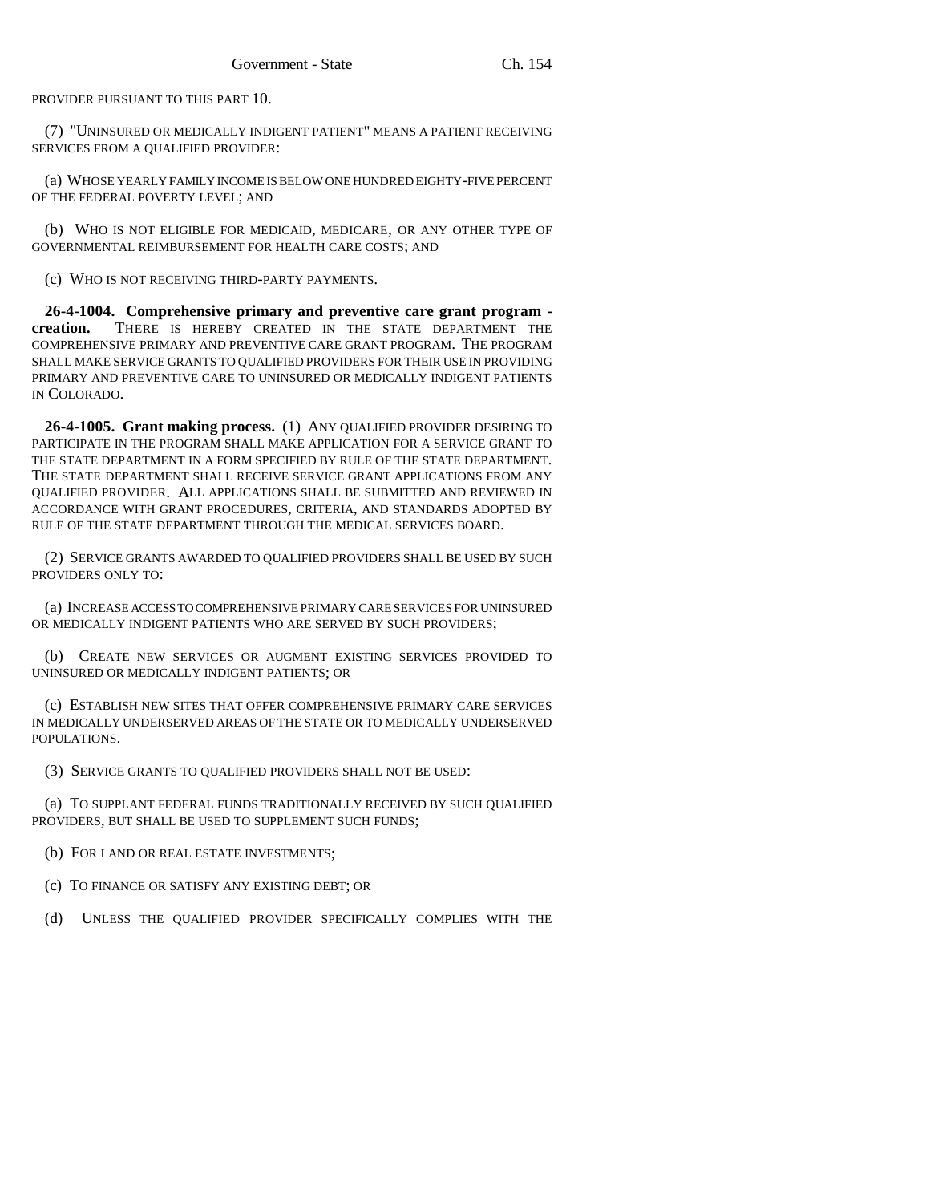PROVIDER PURSUANT TO THIS PART 10.

(7) "UNINSURED OR MEDICALLY INDIGENT PATIENT" MEANS A PATIENT RECEIVING SERVICES FROM A QUALIFIED PROVIDER:

(a) WHOSE YEARLY FAMILY INCOME IS BELOW ONE HUNDRED EIGHTY-FIVE PERCENT OF THE FEDERAL POVERTY LEVEL; AND

(b) WHO IS NOT ELIGIBLE FOR MEDICAID, MEDICARE, OR ANY OTHER TYPE OF GOVERNMENTAL REIMBURSEMENT FOR HEALTH CARE COSTS; AND

(c) WHO IS NOT RECEIVING THIRD-PARTY PAYMENTS.

**26-4-1004. Comprehensive primary and preventive care grant program - creation.** THERE IS HEREBY CREATED IN THE STATE DEPARTMENT THE COMPREHENSIVE PRIMARY AND PREVENTIVE CARE GRANT PROGRAM. THE PROGRAM SHALL MAKE SERVICE GRANTS TO QUALIFIED PROVIDERS FOR THEIR USE IN PROVIDING PRIMARY AND PREVENTIVE CARE TO UNINSURED OR MEDICALLY INDIGENT PATIENTS IN COLORADO.

**26-4-1005. Grant making process.** (1) ANY QUALIFIED PROVIDER DESIRING TO PARTICIPATE IN THE PROGRAM SHALL MAKE APPLICATION FOR A SERVICE GRANT TO THE STATE DEPARTMENT IN A FORM SPECIFIED BY RULE OF THE STATE DEPARTMENT. THE STATE DEPARTMENT SHALL RECEIVE SERVICE GRANT APPLICATIONS FROM ANY QUALIFIED PROVIDER. ALL APPLICATIONS SHALL BE SUBMITTED AND REVIEWED IN ACCORDANCE WITH GRANT PROCEDURES, CRITERIA, AND STANDARDS ADOPTED BY RULE OF THE STATE DEPARTMENT THROUGH THE MEDICAL SERVICES BOARD.

(2) SERVICE GRANTS AWARDED TO QUALIFIED PROVIDERS SHALL BE USED BY SUCH PROVIDERS ONLY TO:

(a) INCREASE ACCESS TO COMPREHENSIVE PRIMARY CARE SERVICES FOR UNINSURED OR MEDICALLY INDIGENT PATIENTS WHO ARE SERVED BY SUCH PROVIDERS;

(b) CREATE NEW SERVICES OR AUGMENT EXISTING SERVICES PROVIDED TO UNINSURED OR MEDICALLY INDIGENT PATIENTS; OR

(c) ESTABLISH NEW SITES THAT OFFER COMPREHENSIVE PRIMARY CARE SERVICES IN MEDICALLY UNDERSERVED AREAS OF THE STATE OR TO MEDICALLY UNDERSERVED POPULATIONS.

(3) SERVICE GRANTS TO QUALIFIED PROVIDERS SHALL NOT BE USED:

(a) TO SUPPLANT FEDERAL FUNDS TRADITIONALLY RECEIVED BY SUCH QUALIFIED PROVIDERS, BUT SHALL BE USED TO SUPPLEMENT SUCH FUNDS;

(b) FOR LAND OR REAL ESTATE INVESTMENTS;

(c) TO FINANCE OR SATISFY ANY EXISTING DEBT; OR

(d) UNLESS THE QUALIFIED PROVIDER SPECIFICALLY COMPLIES WITH THE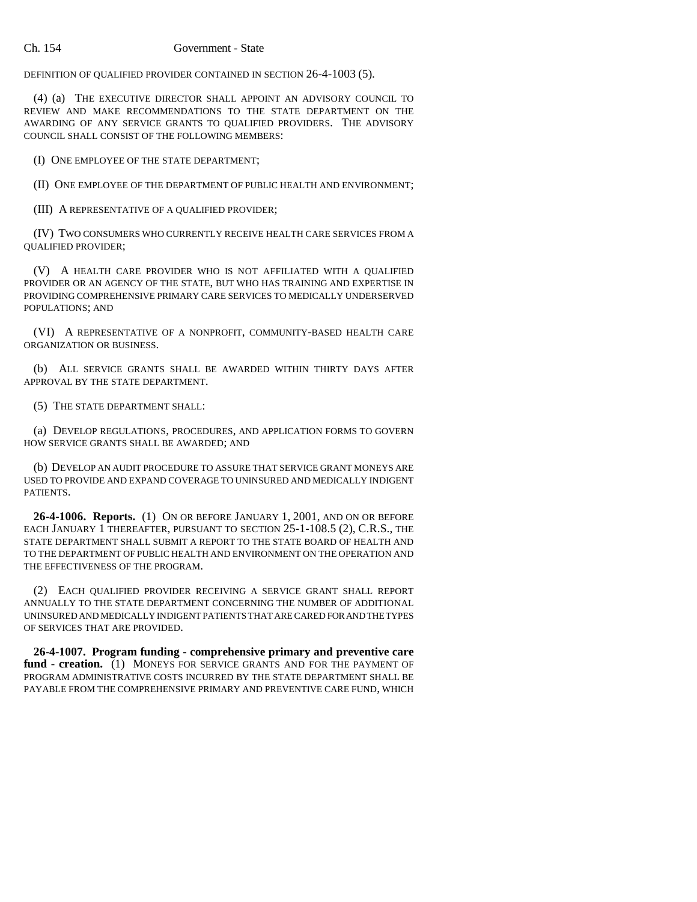DEFINITION OF QUALIFIED PROVIDER CONTAINED IN SECTION 26-4-1003 (5).

(4) (a) THE EXECUTIVE DIRECTOR SHALL APPOINT AN ADVISORY COUNCIL TO REVIEW AND MAKE RECOMMENDATIONS TO THE STATE DEPARTMENT ON THE AWARDING OF ANY SERVICE GRANTS TO QUALIFIED PROVIDERS. THE ADVISORY COUNCIL SHALL CONSIST OF THE FOLLOWING MEMBERS:

(I) ONE EMPLOYEE OF THE STATE DEPARTMENT;

(II) ONE EMPLOYEE OF THE DEPARTMENT OF PUBLIC HEALTH AND ENVIRONMENT;

(III) A REPRESENTATIVE OF A QUALIFIED PROVIDER;

(IV) TWO CONSUMERS WHO CURRENTLY RECEIVE HEALTH CARE SERVICES FROM A QUALIFIED PROVIDER;

(V) A HEALTH CARE PROVIDER WHO IS NOT AFFILIATED WITH A QUALIFIED PROVIDER OR AN AGENCY OF THE STATE, BUT WHO HAS TRAINING AND EXPERTISE IN PROVIDING COMPREHENSIVE PRIMARY CARE SERVICES TO MEDICALLY UNDERSERVED POPULATIONS; AND

(VI) A REPRESENTATIVE OF A NONPROFIT, COMMUNITY-BASED HEALTH CARE ORGANIZATION OR BUSINESS.

(b) ALL SERVICE GRANTS SHALL BE AWARDED WITHIN THIRTY DAYS AFTER APPROVAL BY THE STATE DEPARTMENT.

(5) THE STATE DEPARTMENT SHALL:

(a) DEVELOP REGULATIONS, PROCEDURES, AND APPLICATION FORMS TO GOVERN HOW SERVICE GRANTS SHALL BE AWARDED; AND

(b) DEVELOP AN AUDIT PROCEDURE TO ASSURE THAT SERVICE GRANT MONEYS ARE USED TO PROVIDE AND EXPAND COVERAGE TO UNINSURED AND MEDICALLY INDIGENT PATIENTS.

**26-4-1006. Reports.** (1) ON OR BEFORE JANUARY 1, 2001, AND ON OR BEFORE EACH JANUARY 1 THEREAFTER, PURSUANT TO SECTION 25-1-108.5 (2), C.R.S., THE STATE DEPARTMENT SHALL SUBMIT A REPORT TO THE STATE BOARD OF HEALTH AND TO THE DEPARTMENT OF PUBLIC HEALTH AND ENVIRONMENT ON THE OPERATION AND THE EFFECTIVENESS OF THE PROGRAM.

(2) EACH QUALIFIED PROVIDER RECEIVING A SERVICE GRANT SHALL REPORT ANNUALLY TO THE STATE DEPARTMENT CONCERNING THE NUMBER OF ADDITIONAL UNINSURED AND MEDICALLY INDIGENT PATIENTS THAT ARE CARED FOR AND THE TYPES OF SERVICES THAT ARE PROVIDED.

**26-4-1007. Program funding - comprehensive primary and preventive care fund - creation.** (1) MONEYS FOR SERVICE GRANTS AND FOR THE PAYMENT OF PROGRAM ADMINISTRATIVE COSTS INCURRED BY THE STATE DEPARTMENT SHALL BE PAYABLE FROM THE COMPREHENSIVE PRIMARY AND PREVENTIVE CARE FUND, WHICH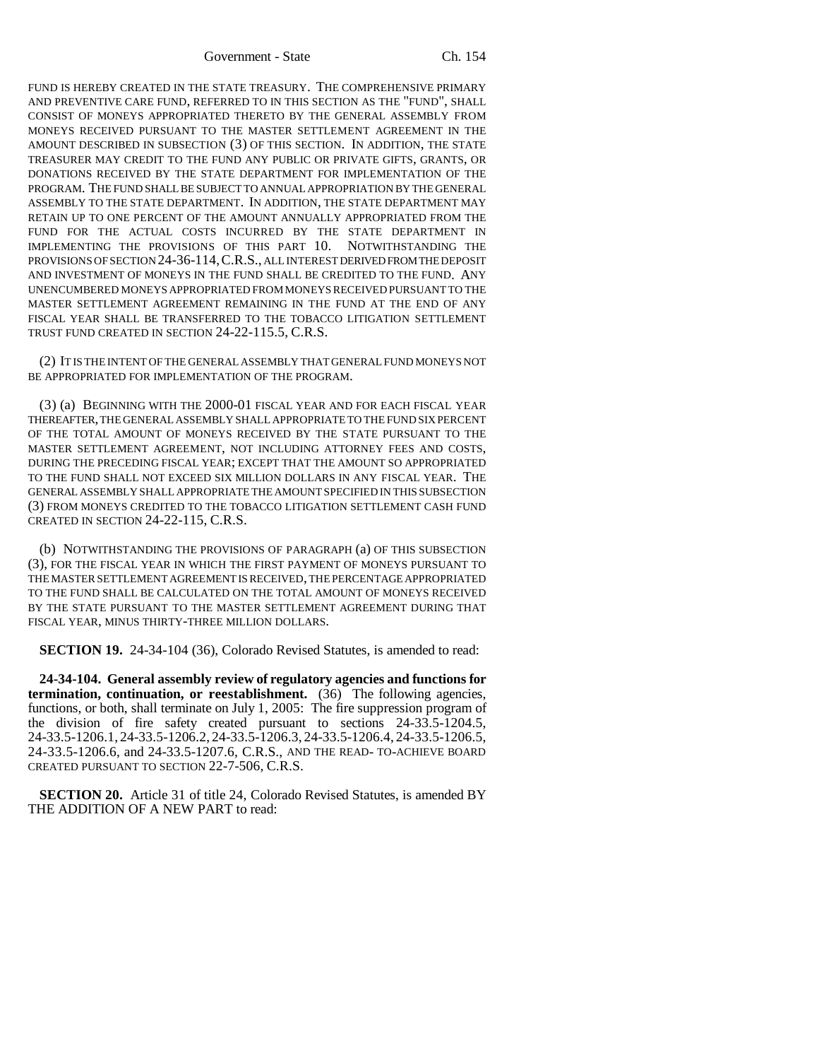FUND IS HEREBY CREATED IN THE STATE TREASURY. THE COMPREHENSIVE PRIMARY AND PREVENTIVE CARE FUND, REFERRED TO IN THIS SECTION AS THE "FUND", SHALL CONSIST OF MONEYS APPROPRIATED THERETO BY THE GENERAL ASSEMBLY FROM MONEYS RECEIVED PURSUANT TO THE MASTER SETTLEMENT AGREEMENT IN THE AMOUNT DESCRIBED IN SUBSECTION (3) OF THIS SECTION. IN ADDITION, THE STATE TREASURER MAY CREDIT TO THE FUND ANY PUBLIC OR PRIVATE GIFTS, GRANTS, OR DONATIONS RECEIVED BY THE STATE DEPARTMENT FOR IMPLEMENTATION OF THE PROGRAM. THE FUND SHALL BE SUBJECT TO ANNUAL APPROPRIATION BY THE GENERAL ASSEMBLY TO THE STATE DEPARTMENT. IN ADDITION, THE STATE DEPARTMENT MAY RETAIN UP TO ONE PERCENT OF THE AMOUNT ANNUALLY APPROPRIATED FROM THE FUND FOR THE ACTUAL COSTS INCURRED BY THE STATE DEPARTMENT IN IMPLEMENTING THE PROVISIONS OF THIS PART 10. NOTWITHSTANDING THE PROVISIONS OF SECTION 24-36-114, C.R.S., ALL INTEREST DERIVED FROM THE DEPOSIT AND INVESTMENT OF MONEYS IN THE FUND SHALL BE CREDITED TO THE FUND. ANY UNENCUMBERED MONEYS APPROPRIATED FROM MONEYS RECEIVED PURSUANT TO THE MASTER SETTLEMENT AGREEMENT REMAINING IN THE FUND AT THE END OF ANY FISCAL YEAR SHALL BE TRANSFERRED TO THE TOBACCO LITIGATION SETTLEMENT TRUST FUND CREATED IN SECTION 24-22-115.5, C.R.S.

(2) IT IS THE INTENT OF THE GENERAL ASSEMBLY THAT GENERAL FUND MONEYS NOT BE APPROPRIATED FOR IMPLEMENTATION OF THE PROGRAM.

(3) (a) BEGINNING WITH THE 2000-01 FISCAL YEAR AND FOR EACH FISCAL YEAR THEREAFTER, THE GENERAL ASSEMBLY SHALL APPROPRIATE TO THE FUND SIX PERCENT OF THE TOTAL AMOUNT OF MONEYS RECEIVED BY THE STATE PURSUANT TO THE MASTER SETTLEMENT AGREEMENT, NOT INCLUDING ATTORNEY FEES AND COSTS, DURING THE PRECEDING FISCAL YEAR; EXCEPT THAT THE AMOUNT SO APPROPRIATED TO THE FUND SHALL NOT EXCEED SIX MILLION DOLLARS IN ANY FISCAL YEAR. THE GENERAL ASSEMBLY SHALL APPROPRIATE THE AMOUNT SPECIFIED IN THIS SUBSECTION (3) FROM MONEYS CREDITED TO THE TOBACCO LITIGATION SETTLEMENT CASH FUND CREATED IN SECTION 24-22-115, C.R.S.

(b) NOTWITHSTANDING THE PROVISIONS OF PARAGRAPH (a) OF THIS SUBSECTION (3), FOR THE FISCAL YEAR IN WHICH THE FIRST PAYMENT OF MONEYS PURSUANT TO THE MASTER SETTLEMENT AGREEMENT IS RECEIVED, THE PERCENTAGE APPROPRIATED TO THE FUND SHALL BE CALCULATED ON THE TOTAL AMOUNT OF MONEYS RECEIVED BY THE STATE PURSUANT TO THE MASTER SETTLEMENT AGREEMENT DURING THAT FISCAL YEAR, MINUS THIRTY-THREE MILLION DOLLARS.

**SECTION 19.** 24-34-104 (36), Colorado Revised Statutes, is amended to read:

**24-34-104. General assembly review of regulatory agencies and functions for termination, continuation, or reestablishment.** (36) The following agencies, functions, or both, shall terminate on July 1, 2005: The fire suppression program of the division of fire safety created pursuant to sections 24-33.5-1204.5, 24-33.5-1206.1, 24-33.5-1206.2, 24-33.5-1206.3, 24-33.5-1206.4, 24-33.5-1206.5, 24-33.5-1206.6, and 24-33.5-1207.6, C.R.S., AND THE READ- TO-ACHIEVE BOARD CREATED PURSUANT TO SECTION 22-7-506, C.R.S.

**SECTION 20.** Article 31 of title 24, Colorado Revised Statutes, is amended BY THE ADDITION OF A NEW PART to read: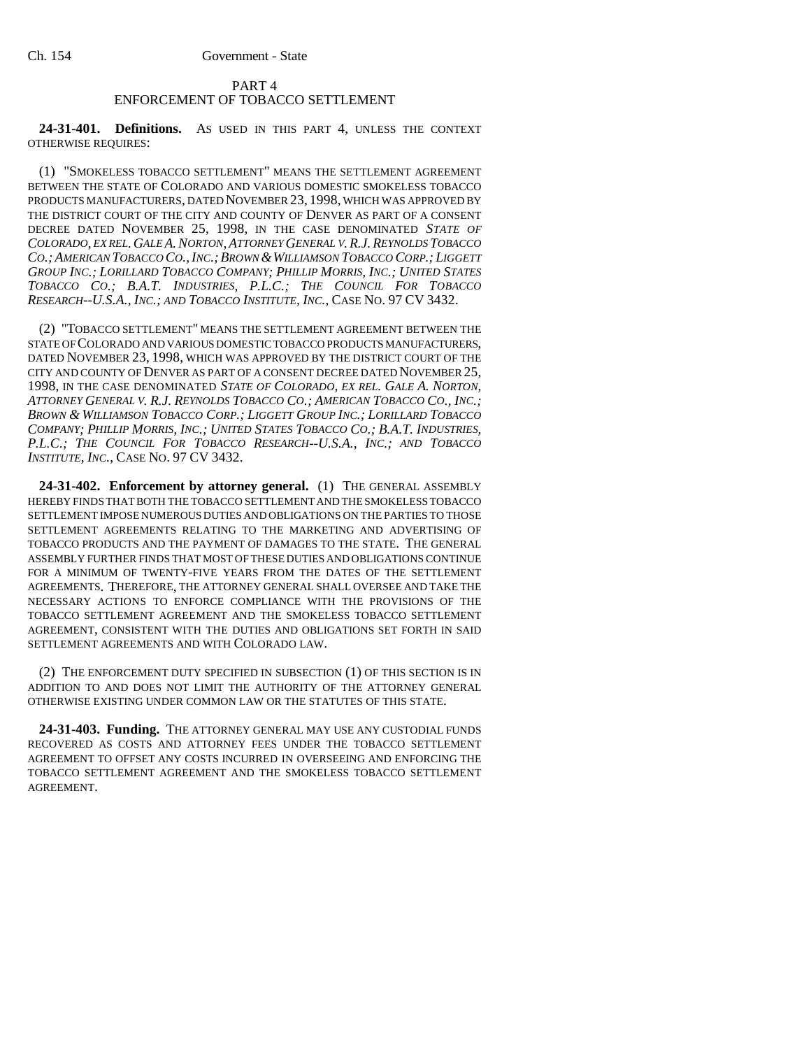PART 4
ENFORCEMENT OF TOBACCO SETTLEMENT

**24-31-401. Definitions.** AS USED IN THIS PART 4, UNLESS THE CONTEXT OTHERWISE REQUIRES:

(1) "SMOKELESS TOBACCO SETTLEMENT" MEANS THE SETTLEMENT AGREEMENT BETWEEN THE STATE OF COLORADO AND VARIOUS DOMESTIC SMOKELESS TOBACCO PRODUCTS MANUFACTURERS, DATED NOVEMBER 23, 1998, WHICH WAS APPROVED BY THE DISTRICT COURT OF THE CITY AND COUNTY OF DENVER AS PART OF A CONSENT DECREE DATED NOVEMBER 25, 1998, IN THE CASE DENOMINATED *STATE OF COLORADO, EX REL. GALE A. NORTON, ATTORNEY GENERAL V. R.J. REYNOLDS TOBACCO CO.; AMERICAN TOBACCO CO., INC.; BROWN & WILLIAMSON TOBACCO CORP.; LIGGETT GROUP INC.; LORILLARD TOBACCO COMPANY; PHILLIP MORRIS, INC.; UNITED STATES TOBACCO CO.; B.A.T. INDUSTRIES, P.L.C.; THE COUNCIL FOR TOBACCO RESEARCH--U.S.A., INC.; AND TOBACCO INSTITUTE, INC.*, CASE NO. 97 CV 3432.

(2) "TOBACCO SETTLEMENT" MEANS THE SETTLEMENT AGREEMENT BETWEEN THE STATE OF COLORADO AND VARIOUS DOMESTIC TOBACCO PRODUCTS MANUFACTURERS, DATED NOVEMBER 23, 1998, WHICH WAS APPROVED BY THE DISTRICT COURT OF THE CITY AND COUNTY OF DENVER AS PART OF A CONSENT DECREE DATED NOVEMBER 25, 1998, IN THE CASE DENOMINATED *STATE OF COLORADO, EX REL. GALE A. NORTON, ATTORNEY GENERAL V. R.J. REYNOLDS TOBACCO CO.; AMERICAN TOBACCO CO., INC.; BROWN & WILLIAMSON TOBACCO CORP.; LIGGETT GROUP INC.; LORILLARD TOBACCO COMPANY; PHILLIP MORRIS, INC.; UNITED STATES TOBACCO CO.; B.A.T. INDUSTRIES, P.L.C.; THE COUNCIL FOR TOBACCO RESEARCH--U.S.A., INC.; AND TOBACCO INSTITUTE, INC.*, CASE NO. 97 CV 3432.

**24-31-402. Enforcement by attorney general.** (1) THE GENERAL ASSEMBLY HEREBY FINDS THAT BOTH THE TOBACCO SETTLEMENT AND THE SMOKELESS TOBACCO SETTLEMENT IMPOSE NUMEROUS DUTIES AND OBLIGATIONS ON THE PARTIES TO THOSE SETTLEMENT AGREEMENTS RELATING TO THE MARKETING AND ADVERTISING OF TOBACCO PRODUCTS AND THE PAYMENT OF DAMAGES TO THE STATE. THE GENERAL ASSEMBLY FURTHER FINDS THAT MOST OF THESE DUTIES AND OBLIGATIONS CONTINUE FOR A MINIMUM OF TWENTY-FIVE YEARS FROM THE DATES OF THE SETTLEMENT AGREEMENTS. THEREFORE, THE ATTORNEY GENERAL SHALL OVERSEE AND TAKE THE NECESSARY ACTIONS TO ENFORCE COMPLIANCE WITH THE PROVISIONS OF THE TOBACCO SETTLEMENT AGREEMENT AND THE SMOKELESS TOBACCO SETTLEMENT AGREEMENT, CONSISTENT WITH THE DUTIES AND OBLIGATIONS SET FORTH IN SAID SETTLEMENT AGREEMENTS AND WITH COLORADO LAW.

(2) THE ENFORCEMENT DUTY SPECIFIED IN SUBSECTION (1) OF THIS SECTION IS IN ADDITION TO AND DOES NOT LIMIT THE AUTHORITY OF THE ATTORNEY GENERAL OTHERWISE EXISTING UNDER COMMON LAW OR THE STATUTES OF THIS STATE.

**24-31-403. Funding.** THE ATTORNEY GENERAL MAY USE ANY CUSTODIAL FUNDS RECOVERED AS COSTS AND ATTORNEY FEES UNDER THE TOBACCO SETTLEMENT AGREEMENT TO OFFSET ANY COSTS INCURRED IN OVERSEEING AND ENFORCING THE TOBACCO SETTLEMENT AGREEMENT AND THE SMOKELESS TOBACCO SETTLEMENT AGREEMENT.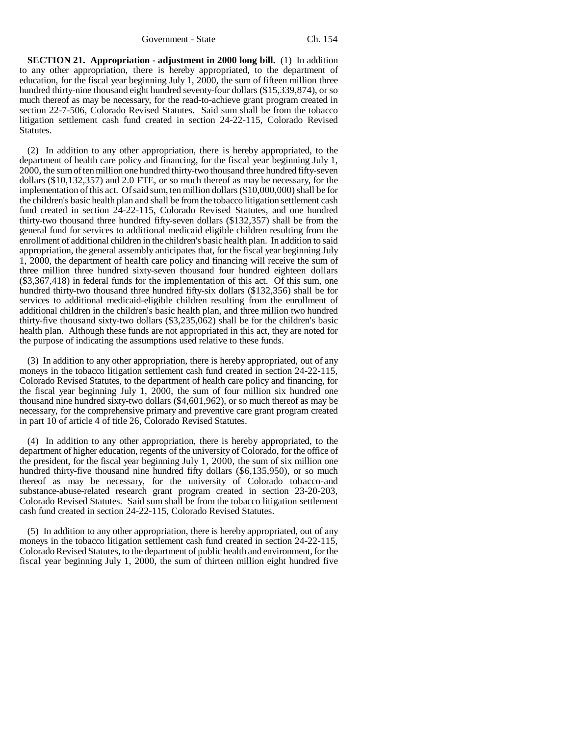**SECTION 21. Appropriation - adjustment in 2000 long bill.** (1) In addition to any other appropriation, there is hereby appropriated, to the department of education, for the fiscal year beginning July 1, 2000, the sum of fifteen million three hundred thirty-nine thousand eight hundred seventy-four dollars ($15,339,874), or so much thereof as may be necessary, for the read-to-achieve grant program created in section 22-7-506, Colorado Revised Statutes. Said sum shall be from the tobacco litigation settlement cash fund created in section 24-22-115, Colorado Revised Statutes.

(2) In addition to any other appropriation, there is hereby appropriated, to the department of health care policy and financing, for the fiscal year beginning July 1, 2000, the sum of ten million one hundred thirty-two thousand three hundred fifty-seven dollars ($10,132,357) and 2.0 FTE, or so much thereof as may be necessary, for the implementation of this act. Of said sum, ten million dollars ($10,000,000) shall be for the children's basic health plan and shall be from the tobacco litigation settlement cash fund created in section 24-22-115, Colorado Revised Statutes, and one hundred thirty-two thousand three hundred fifty-seven dollars ($132,357) shall be from the general fund for services to additional medicaid eligible children resulting from the enrollment of additional children in the children's basic health plan. In addition to said appropriation, the general assembly anticipates that, for the fiscal year beginning July 1, 2000, the department of health care policy and financing will receive the sum of three million three hundred sixty-seven thousand four hundred eighteen dollars ($3,367,418) in federal funds for the implementation of this act. Of this sum, one hundred thirty-two thousand three hundred fifty-six dollars ($132,356) shall be for services to additional medicaid-eligible children resulting from the enrollment of additional children in the children's basic health plan, and three million two hundred thirty-five thousand sixty-two dollars ($3,235,062) shall be for the children's basic health plan. Although these funds are not appropriated in this act, they are noted for the purpose of indicating the assumptions used relative to these funds.

(3) In addition to any other appropriation, there is hereby appropriated, out of any moneys in the tobacco litigation settlement cash fund created in section 24-22-115, Colorado Revised Statutes, to the department of health care policy and financing, for the fiscal year beginning July 1, 2000, the sum of four million six hundred one thousand nine hundred sixty-two dollars ($4,601,962), or so much thereof as may be necessary, for the comprehensive primary and preventive care grant program created in part 10 of article 4 of title 26, Colorado Revised Statutes.

(4) In addition to any other appropriation, there is hereby appropriated, to the department of higher education, regents of the university of Colorado, for the office of the president, for the fiscal year beginning July 1, 2000, the sum of six million one hundred thirty-five thousand nine hundred fifty dollars ($6,135,950), or so much thereof as may be necessary, for the university of Colorado tobacco-and substance-abuse-related research grant program created in section 23-20-203, Colorado Revised Statutes. Said sum shall be from the tobacco litigation settlement cash fund created in section 24-22-115, Colorado Revised Statutes.

(5) In addition to any other appropriation, there is hereby appropriated, out of any moneys in the tobacco litigation settlement cash fund created in section 24-22-115, Colorado Revised Statutes, to the department of public health and environment, for the fiscal year beginning July 1, 2000, the sum of thirteen million eight hundred five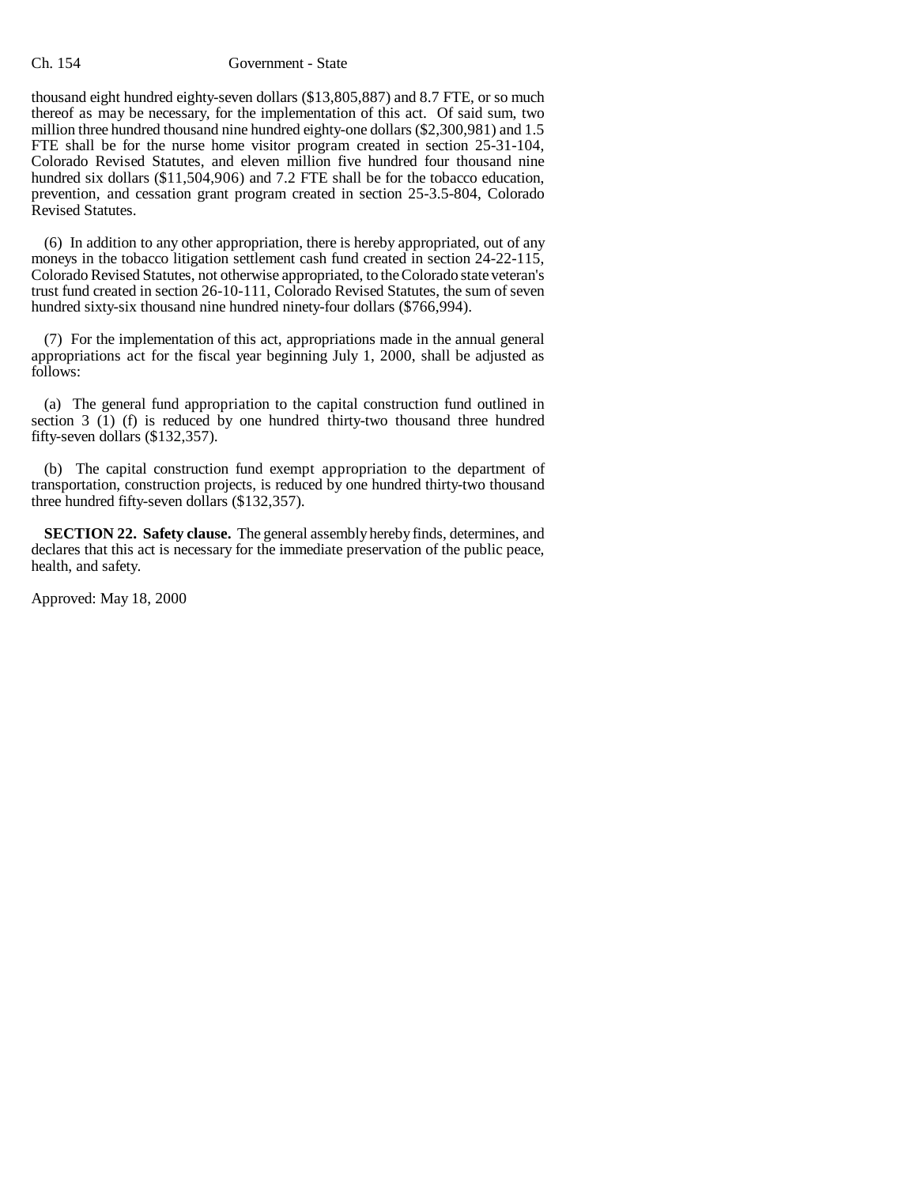thousand eight hundred eighty-seven dollars ($13,805,887) and 8.7 FTE, or so much thereof as may be necessary, for the implementation of this act. Of said sum, two million three hundred thousand nine hundred eighty-one dollars ($2,300,981) and 1.5 FTE shall be for the nurse home visitor program created in section 25-31-104, Colorado Revised Statutes, and eleven million five hundred four thousand nine hundred six dollars ($11,504,906) and 7.2 FTE shall be for the tobacco education, prevention, and cessation grant program created in section 25-3.5-804, Colorado Revised Statutes.

(6) In addition to any other appropriation, there is hereby appropriated, out of any moneys in the tobacco litigation settlement cash fund created in section 24-22-115, Colorado Revised Statutes, not otherwise appropriated, to the Colorado state veteran's trust fund created in section 26-10-111, Colorado Revised Statutes, the sum of seven hundred sixty-six thousand nine hundred ninety-four dollars ($766,994).

(7) For the implementation of this act, appropriations made in the annual general appropriations act for the fiscal year beginning July 1, 2000, shall be adjusted as follows:

(a) The general fund appropriation to the capital construction fund outlined in section 3 (1) (f) is reduced by one hundred thirty-two thousand three hundred fifty-seven dollars ($132,357).

(b) The capital construction fund exempt appropriation to the department of transportation, construction projects, is reduced by one hundred thirty-two thousand three hundred fifty-seven dollars ($132,357).

**SECTION 22. Safety clause.** The general assembly hereby finds, determines, and declares that this act is necessary for the immediate preservation of the public peace, health, and safety.

Approved: May 18, 2000